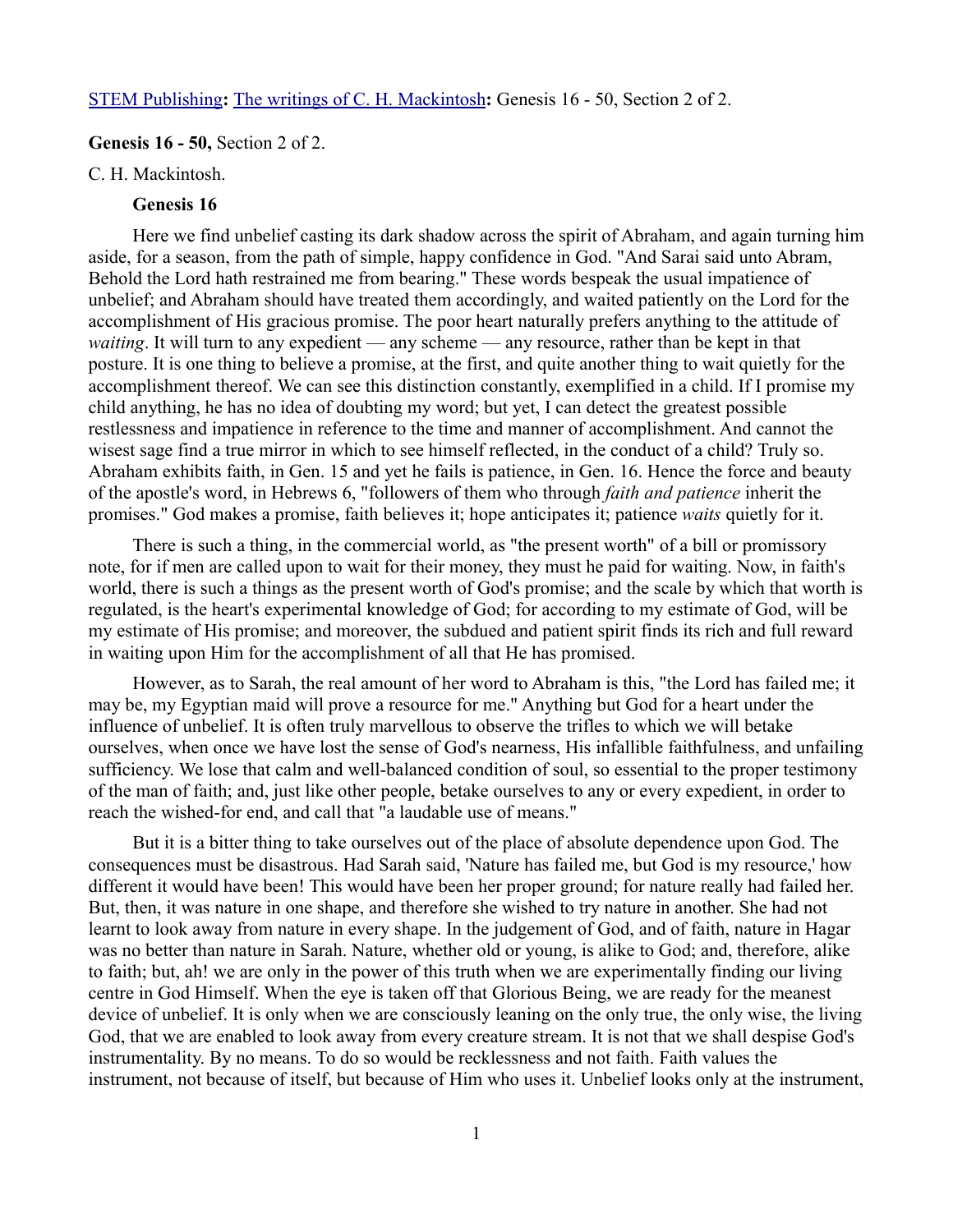[STEM Publishing](#): [The writings of C. H. Mackintosh](#): Genesis 16 - 50, Section 2 of 2.

**Genesis 16 - 50,** Section 2 of 2.

C. H. Mackintosh.

### Genesis 16

Here we find unbelief casting its dark shadow across the spirit of Abraham, and again turning him aside, for a season, from the path of simple, happy confidence in God. "And Sarai said unto Abram, Behold the Lord hath restrained me from bearing." These words bespeak the usual impatience of unbelief; and Abraham should have treated them accordingly, and waited patiently on the Lord for the accomplishment of His gracious promise. The poor heart naturally prefers anything to the attitude of *waiting*. It will turn to any expedient — any scheme — any resource, rather than be kept in that posture. It is one thing to believe a promise, at the first, and quite another thing to wait quietly for the accomplishment thereof. We can see this distinction constantly, exemplified in a child. If I promise my child anything, he has no idea of doubting my word; but yet, I can detect the greatest possible restlessness and impatience in reference to the time and manner of accomplishment. And cannot the wisest sage find a true mirror in which to see himself reflected, in the conduct of a child? Truly so. Abraham exhibits faith, in Gen. 15 and yet he fails is patience, in Gen. 16. Hence the force and beauty of the apostle's word, in Hebrews 6, "followers of them who through *faith and patience* inherit the promises." God makes a promise, faith believes it; hope anticipates it; patience *waits* quietly for it.

There is such a thing, in the commercial world, as "the present worth" of a bill or promissory note, for if men are called upon to wait for their money, they must he paid for waiting. Now, in faith's world, there is such a things as the present worth of God's promise; and the scale by which that worth is regulated, is the heart's experimental knowledge of God; for according to my estimate of God, will be my estimate of His promise; and moreover, the subdued and patient spirit finds its rich and full reward in waiting upon Him for the accomplishment of all that He has promised.

However, as to Sarah, the real amount of her word to Abraham is this, "the Lord has failed me; it may be, my Egyptian maid will prove a resource for me." Anything but God for a heart under the influence of unbelief. It is often truly marvellous to observe the trifles to which we will betake ourselves, when once we have lost the sense of God's nearness, His infallible faithfulness, and unfailing sufficiency. We lose that calm and well-balanced condition of soul, so essential to the proper testimony of the man of faith; and, just like other people, betake ourselves to any or every expedient, in order to reach the wished-for end, and call that "a laudable use of means."

But it is a bitter thing to take ourselves out of the place of absolute dependence upon God. The consequences must be disastrous. Had Sarah said, 'Nature has failed me, but God is my resource,' how different it would have been! This would have been her proper ground; for nature really had failed her. But, then, it was nature in one shape, and therefore she wished to try nature in another. She had not learnt to look away from nature in every shape. In the judgement of God, and of faith, nature in Hagar was no better than nature in Sarah. Nature, whether old or young, is alike to God; and, therefore, alike to faith; but, ah! we are only in the power of this truth when we are experimentally finding our living centre in God Himself. When the eye is taken off that Glorious Being, we are ready for the meanest device of unbelief. It is only when we are consciously leaning on the only true, the only wise, the living God, that we are enabled to look away from every creature stream. It is not that we shall despise God's instrumentality. By no means. To do so would be recklessness and not faith. Faith values the instrument, not because of itself, but because of Him who uses it. Unbelief looks only at the instrument,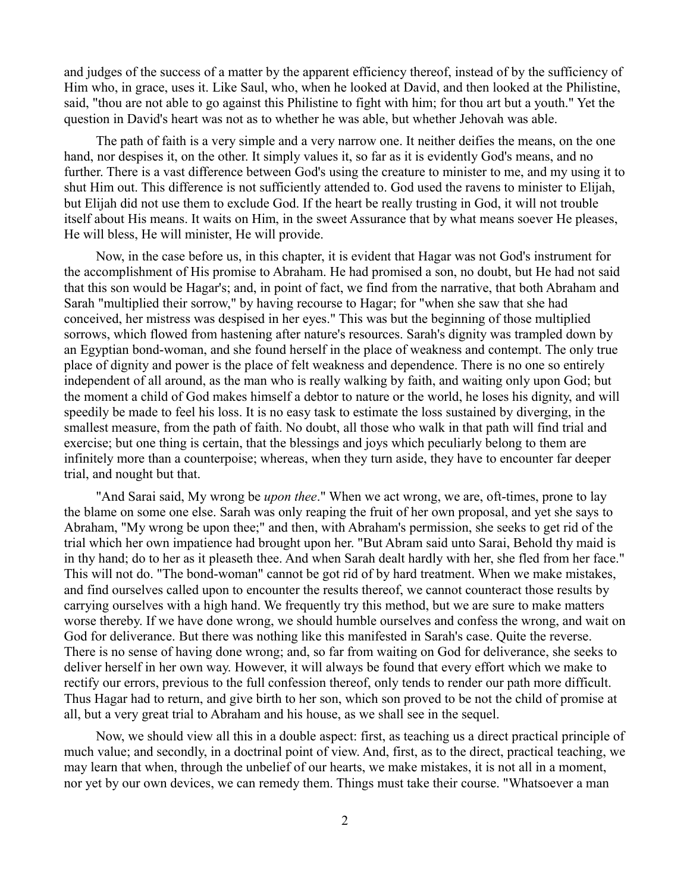and judges of the success of a matter by the apparent efficiency thereof, instead of by the sufficiency of Him who, in grace, uses it. Like Saul, who, when he looked at David, and then looked at the Philistine, said, "thou are not able to go against this Philistine to fight with him; for thou art but a youth." Yet the question in David's heart was not as to whether he was able, but whether Jehovah was able.

The path of faith is a very simple and a very narrow one. It neither deifies the means, on the one hand, nor despises it, on the other. It simply values it, so far as it is evidently God's means, and no further. There is a vast difference between God's using the creature to minister to me, and my using it to shut Him out. This difference is not sufficiently attended to. God used the ravens to minister to Elijah, but Elijah did not use them to exclude God. If the heart be really trusting in God, it will not trouble itself about His means. It waits on Him, in the sweet Assurance that by what means soever He pleases, He will bless, He will minister, He will provide.

Now, in the case before us, in this chapter, it is evident that Hagar was not God's instrument for the accomplishment of His promise to Abraham. He had promised a son, no doubt, but He had not said that this son would be Hagar's; and, in point of fact, we find from the narrative, that both Abraham and Sarah "multiplied their sorrow," by having recourse to Hagar; for "when she saw that she had conceived, her mistress was despised in her eyes." This was but the beginning of those multiplied sorrows, which flowed from hastening after nature's resources. Sarah's dignity was trampled down by an Egyptian bond-woman, and she found herself in the place of weakness and contempt. The only true place of dignity and power is the place of felt weakness and dependence. There is no one so entirely independent of all around, as the man who is really walking by faith, and waiting only upon God; but the moment a child of God makes himself a debtor to nature or the world, he loses his dignity, and will speedily be made to feel his loss. It is no easy task to estimate the loss sustained by diverging, in the smallest measure, from the path of faith. No doubt, all those who walk in that path will find trial and exercise; but one thing is certain, that the blessings and joys which peculiarly belong to them are infinitely more than a counterpoise; whereas, when they turn aside, they have to encounter far deeper trial, and nought but that.

"And Sarai said, My wrong be *upon thee*." When we act wrong, we are, oft-times, prone to lay the blame on some one else. Sarah was only reaping the fruit of her own proposal, and yet she says to Abraham, "My wrong be upon thee;" and then, with Abraham's permission, she seeks to get rid of the trial which her own impatience had brought upon her. "But Abram said unto Sarai, Behold thy maid is in thy hand; do to her as it pleaseth thee. And when Sarah dealt hardly with her, she fled from her face." This will not do. "The bond-woman" cannot be got rid of by hard treatment. When we make mistakes, and find ourselves called upon to encounter the results thereof, we cannot counteract those results by carrying ourselves with a high hand. We frequently try this method, but we are sure to make matters worse thereby. If we have done wrong, we should humble ourselves and confess the wrong, and wait on God for deliverance. But there was nothing like this manifested in Sarah's case. Quite the reverse. There is no sense of having done wrong; and, so far from waiting on God for deliverance, she seeks to deliver herself in her own way. However, it will always be found that every effort which we make to rectify our errors, previous to the full confession thereof, only tends to render our path more difficult. Thus Hagar had to return, and give birth to her son, which son proved to be not the child of promise at all, but a very great trial to Abraham and his house, as we shall see in the sequel.

Now, we should view all this in a double aspect: first, as teaching us a direct practical principle of much value; and secondly, in a doctrinal point of view. And, first, as to the direct, practical teaching, we may learn that when, through the unbelief of our hearts, we make mistakes, it is not all in a moment, nor yet by our own devices, we can remedy them. Things must take their course. "Whatsoever a man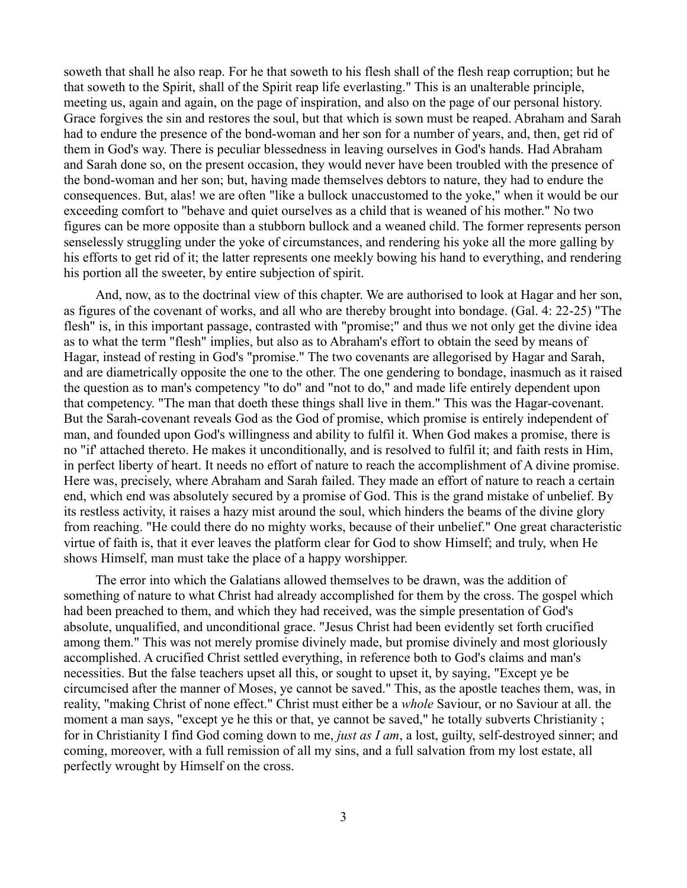soweth that shall he also reap. For he that soweth to his flesh shall of the flesh reap corruption; but he that soweth to the Spirit, shall of the Spirit reap life everlasting." This is an unalterable principle, meeting us, again and again, on the page of inspiration, and also on the page of our personal history. Grace forgives the sin and restores the soul, but that which is sown must be reaped. Abraham and Sarah had to endure the presence of the bond-woman and her son for a number of years, and, then, get rid of them in God's way. There is peculiar blessedness in leaving ourselves in God's hands. Had Abraham and Sarah done so, on the present occasion, they would never have been troubled with the presence of the bond-woman and her son; but, having made themselves debtors to nature, they had to endure the consequences. But, alas! we are often "like a bullock unaccustomed to the yoke," when it would be our exceeding comfort to "behave and quiet ourselves as a child that is weaned of his mother." No two figures can be more opposite than a stubborn bullock and a weaned child. The former represents person senselessly struggling under the yoke of circumstances, and rendering his yoke all the more galling by his efforts to get rid of it; the latter represents one meekly bowing his hand to everything, and rendering his portion all the sweeter, by entire subjection of spirit.

And, now, as to the doctrinal view of this chapter. We are authorised to look at Hagar and her son, as figures of the covenant of works, and all who are thereby brought into bondage. (Gal. 4: 22-25) "The flesh" is, in this important passage, contrasted with "promise;" and thus we not only get the divine idea as to what the term "flesh" implies, but also as to Abraham's effort to obtain the seed by means of Hagar, instead of resting in God's "promise." The two covenants are allegorised by Hagar and Sarah, and are diametrically opposite the one to the other. The one gendering to bondage, inasmuch as it raised the question as to man's competency "to do" and "not to do," and made life entirely dependent upon that competency. "The man that doeth these things shall live in them." This was the Hagar-covenant. But the Sarah-covenant reveals God as the God of promise, which promise is entirely independent of man, and founded upon God's willingness and ability to fulfil it. When God makes a promise, there is no "if' attached thereto. He makes it unconditionally, and is resolved to fulfil it; and faith rests in Him, in perfect liberty of heart. It needs no effort of nature to reach the accomplishment of A divine promise. Here was, precisely, where Abraham and Sarah failed. They made an effort of nature to reach a certain end, which end was absolutely secured by a promise of God. This is the grand mistake of unbelief. By its restless activity, it raises a hazy mist around the soul, which hinders the beams of the divine glory from reaching. "He could there do no mighty works, because of their unbelief." One great characteristic virtue of faith is, that it ever leaves the platform clear for God to show Himself; and truly, when He shows Himself, man must take the place of a happy worshipper.

The error into which the Galatians allowed themselves to be drawn, was the addition of something of nature to what Christ had already accomplished for them by the cross. The gospel which had been preached to them, and which they had received, was the simple presentation of God's absolute, unqualified, and unconditional grace. "Jesus Christ had been evidently set forth crucified among them." This was not merely promise divinely made, but promise divinely and most gloriously accomplished. A crucified Christ settled everything, in reference both to God's claims and man's necessities. But the false teachers upset all this, or sought to upset it, by saying, "Except ye be circumcised after the manner of Moses, ye cannot be saved." This, as the apostle teaches them, was, in reality, "making Christ of none effect." Christ must either be a *whole* Saviour, or no Saviour at all. the moment a man says, "except ye he this or that, ye cannot be saved," he totally subverts Christianity ; for in Christianity I find God coming down to me, *just as I am*, a lost, guilty, self-destroyed sinner; and coming, moreover, with a full remission of all my sins, and a full salvation from my lost estate, all perfectly wrought by Himself on the cross.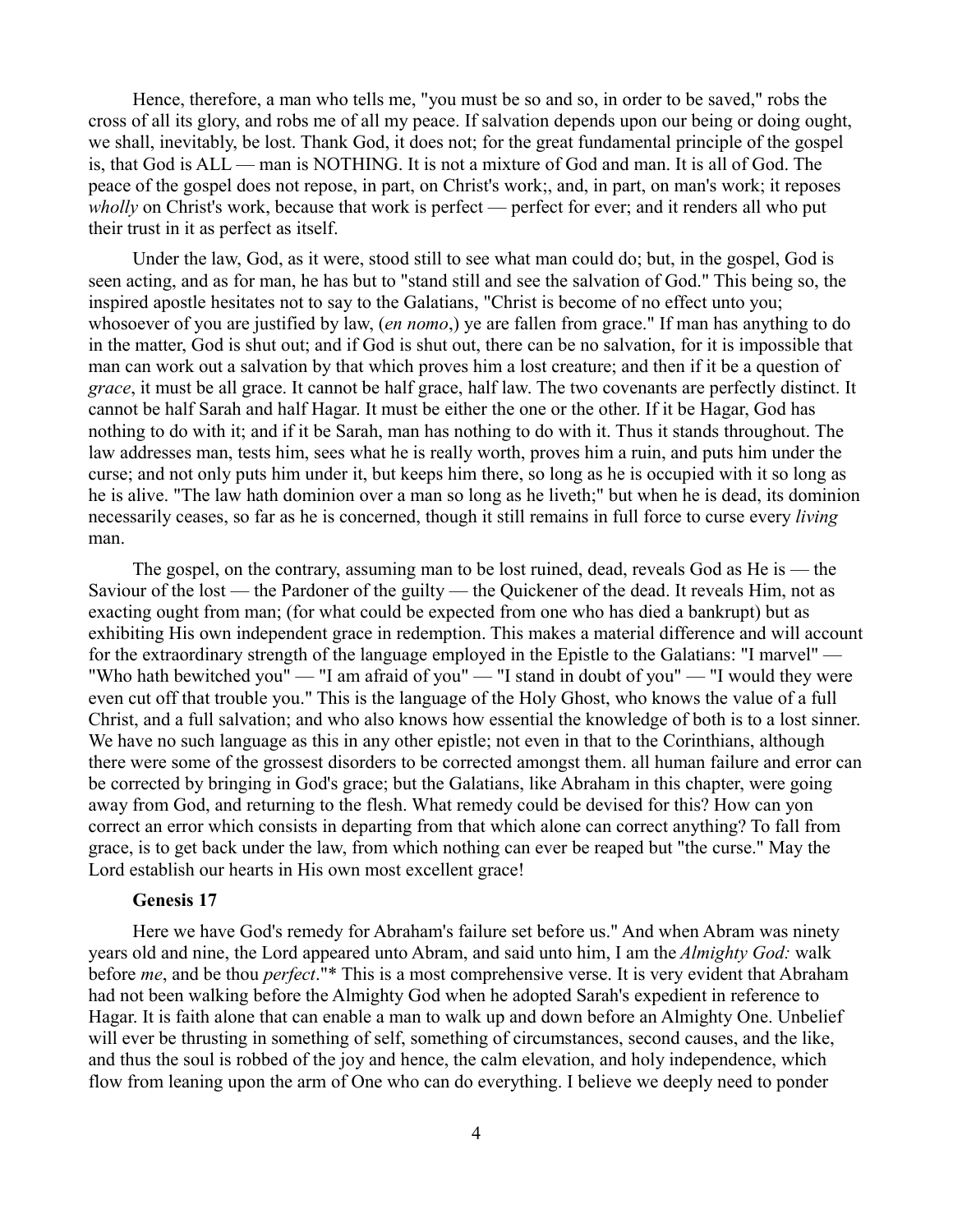Hence, therefore, a man who tells me, "you must be so and so, in order to be saved," robs the cross of all its glory, and robs me of all my peace. If salvation depends upon our being or doing ought, we shall, inevitably, be lost. Thank God, it does not; for the great fundamental principle of the gospel is, that God is ALL — man is NOTHING. It is not a mixture of God and man. It is all of God. The peace of the gospel does not repose, in part, on Christ's work;, and, in part, on man's work; it reposes *wholly* on Christ's work, because that work is perfect — perfect for ever; and it renders all who put their trust in it as perfect as itself.

Under the law, God, as it were, stood still to see what man could do; but, in the gospel, God is seen acting, and as for man, he has but to "stand still and see the salvation of God." This being so, the inspired apostle hesitates not to say to the Galatians, "Christ is become of no effect unto you; whosoever of you are justified by law, (*en nomo*,) ye are fallen from grace." If man has anything to do in the matter, God is shut out; and if God is shut out, there can be no salvation, for it is impossible that man can work out a salvation by that which proves him a lost creature; and then if it be a question of *grace*, it must be all grace. It cannot be half grace, half law. The two covenants are perfectly distinct. It cannot be half Sarah and half Hagar. It must be either the one or the other. If it be Hagar, God has nothing to do with it; and if it be Sarah, man has nothing to do with it. Thus it stands throughout. The law addresses man, tests him, sees what he is really worth, proves him a ruin, and puts him under the curse; and not only puts him under it, but keeps him there, so long as he is occupied with it so long as he is alive. "The law hath dominion over a man so long as he liveth;" but when he is dead, its dominion necessarily ceases, so far as he is concerned, though it still remains in full force to curse every *living* man.

The gospel, on the contrary, assuming man to be lost ruined, dead, reveals God as He is — the Saviour of the lost — the Pardoner of the guilty — the Quickener of the dead. It reveals Him, not as exacting ought from man; (for what could be expected from one who has died a bankrupt) but as exhibiting His own independent grace in redemption. This makes a material difference and will account for the extraordinary strength of the language employed in the Epistle to the Galatians: "I marvel" — "Who hath bewitched you" — "I am afraid of you" — "I stand in doubt of you" — "I would they were even cut off that trouble you." This is the language of the Holy Ghost, who knows the value of a full Christ, and a full salvation; and who also knows how essential the knowledge of both is to a lost sinner. We have no such language as this in any other epistle; not even in that to the Corinthians, although there were some of the grossest disorders to be corrected amongst them. all human failure and error can be corrected by bringing in God's grace; but the Galatians, like Abraham in this chapter, were going away from God, and returning to the flesh. What remedy could be devised for this? How can yon correct an error which consists in departing from that which alone can correct anything? To fall from grace, is to get back under the law, from which nothing can ever be reaped but "the curse." May the Lord establish our hearts in His own most excellent grace!

**Genesis 17**

Here we have God's remedy for Abraham's failure set before us." And when Abram was ninety years old and nine, the Lord appeared unto Abram, and said unto him, I am the *Almighty God:* walk before *me*, and be thou *perfect*."* This is a most comprehensive verse. It is very evident that Abraham had not been walking before the Almighty God when he adopted Sarah's expedient in reference to Hagar. It is faith alone that can enable a man to walk up and down before an Almighty One. Unbelief will ever be thrusting in something of self, something of circumstances, second causes, and the like, and thus the soul is robbed of the joy and hence, the calm elevation, and holy independence, which flow from leaning upon the arm of One who can do everything. I believe we deeply need to ponder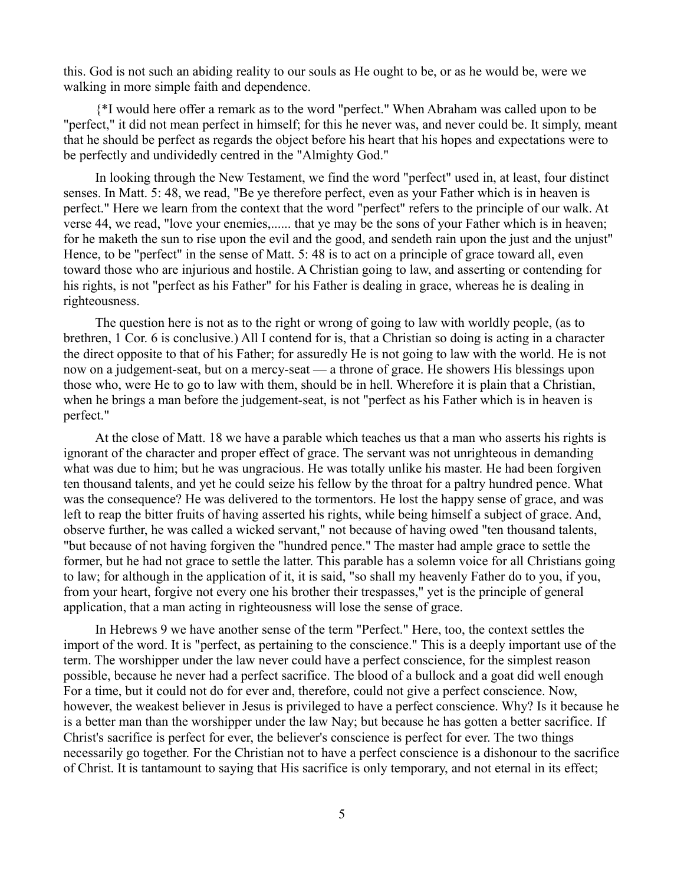this. God is not such an abiding reality to our souls as He ought to be, or as he would be, were we walking in more simple faith and dependence.

{*I would here offer a remark as to the word "perfect." When Abraham was called upon to be "perfect," it did not mean perfect in himself; for this he never was, and never could be. It simply, meant that he should be perfect as regards the object before his heart that his hopes and expectations were to be perfectly and undividedly centred in the "Almighty God."

In looking through the New Testament, we find the word "perfect" used in, at least, four distinct senses. In Matt. 5: 48, we read, "Be ye therefore perfect, even as your Father which is in heaven is perfect." Here we learn from the context that the word "perfect" refers to the principle of our walk. At verse 44, we read, "love your enemies,...... that ye may be the sons of your Father which is in heaven; for he maketh the sun to rise upon the evil and the good, and sendeth rain upon the just and the unjust" Hence, to be "perfect" in the sense of Matt. 5: 48 is to act on a principle of grace toward all, even toward those who are injurious and hostile. A Christian going to law, and asserting or contending for his rights, is not "perfect as his Father" for his Father is dealing in grace, whereas he is dealing in righteousness.

The question here is not as to the right or wrong of going to law with worldly people, (as to brethren, 1 Cor. 6 is conclusive.) All I contend for is, that a Christian so doing is acting in a character the direct opposite to that of his Father; for assuredly He is not going to law with the world. He is not now on a judgement-seat, but on a mercy-seat — a throne of grace. He showers His blessings upon those who, were He to go to law with them, should be in hell. Wherefore it is plain that a Christian, when he brings a man before the judgement-seat, is not "perfect as his Father which is in heaven is perfect."

At the close of Matt. 18 we have a parable which teaches us that a man who asserts his rights is ignorant of the character and proper effect of grace. The servant was not unrighteous in demanding what was due to him; but he was ungracious. He was totally unlike his master. He had been forgiven ten thousand talents, and yet he could seize his fellow by the throat for a paltry hundred pence. What was the consequence? He was delivered to the tormentors. He lost the happy sense of grace, and was left to reap the bitter fruits of having asserted his rights, while being himself a subject of grace. And, observe further, he was called a wicked servant," not because of having owed "ten thousand talents, "but because of not having forgiven the "hundred pence." The master had ample grace to settle the former, but he had not grace to settle the latter. This parable has a solemn voice for all Christians going to law; for although in the application of it, it is said, "so shall my heavenly Father do to you, if you, from your heart, forgive not every one his brother their trespasses," yet is the principle of general application, that a man acting in righteousness will lose the sense of grace.

In Hebrews 9 we have another sense of the term "Perfect." Here, too, the context settles the import of the word. It is "perfect, as pertaining to the conscience." This is a deeply important use of the term. The worshipper under the law never could have a perfect conscience, for the simplest reason possible, because he never had a perfect sacrifice. The blood of a bullock and a goat did well enough For a time, but it could not do for ever and, therefore, could not give a perfect conscience. Now, however, the weakest believer in Jesus is privileged to have a perfect conscience. Why? Is it because he is a better man than the worshipper under the law Nay; but because he has gotten a better sacrifice. If Christ's sacrifice is perfect for ever, the believer's conscience is perfect for ever. The two things necessarily go together. For the Christian not to have a perfect conscience is a dishonour to the sacrifice of Christ. It is tantamount to saying that His sacrifice is only temporary, and not eternal in its effect;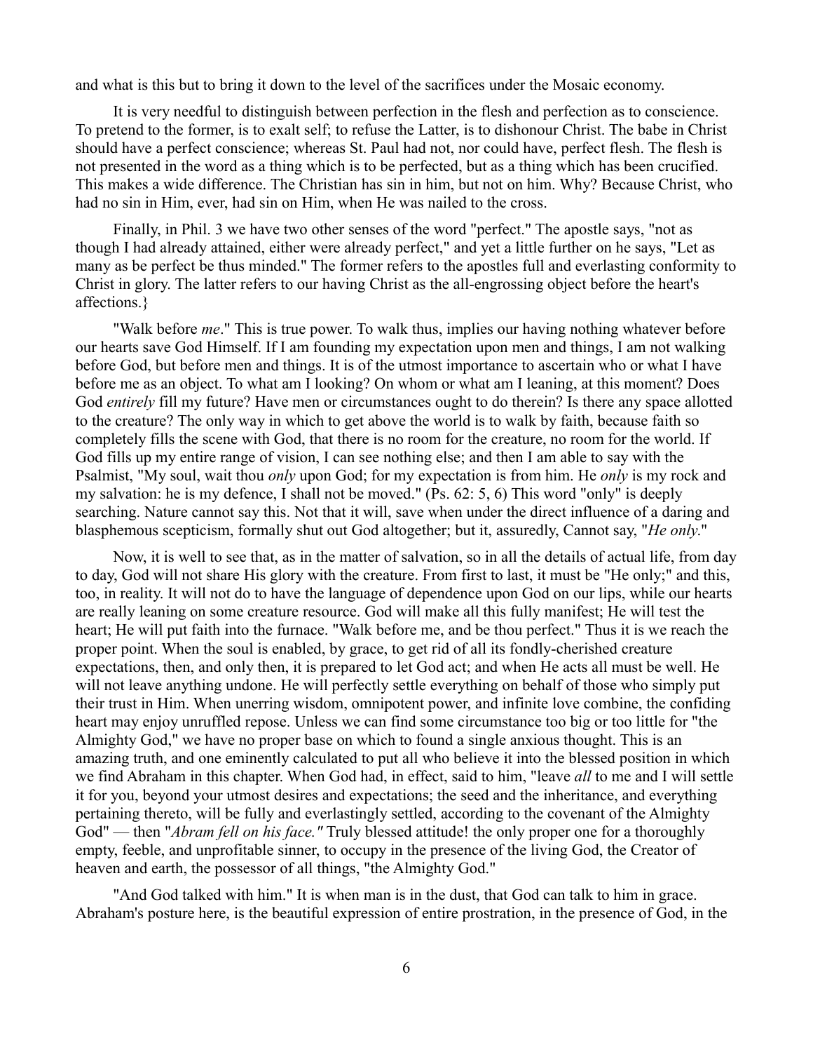and what is this but to bring it down to the level of the sacrifices under the Mosaic economy.

It is very needful to distinguish between perfection in the flesh and perfection as to conscience. To pretend to the former, is to exalt self; to refuse the Latter, is to dishonour Christ. The babe in Christ should have a perfect conscience; whereas St. Paul had not, nor could have, perfect flesh. The flesh is not presented in the word as a thing which is to be perfected, but as a thing which has been crucified. This makes a wide difference. The Christian has sin in him, but not on him. Why? Because Christ, who had no sin in Him, ever, had sin on Him, when He was nailed to the cross.

Finally, in Phil. 3 we have two other senses of the word "perfect." The apostle says, "not as though I had already attained, either were already perfect," and yet a little further on he says, "Let as many as be perfect be thus minded." The former refers to the apostles full and everlasting conformity to Christ in glory. The latter refers to our having Christ as the all-engrossing object before the heart's affections.}

"Walk before *me*." This is true power. To walk thus, implies our having nothing whatever before our hearts save God Himself. If I am founding my expectation upon men and things, I am not walking before God, but before men and things. It is of the utmost importance to ascertain who or what I have before me as an object. To what am I looking? On whom or what am I leaning, at this moment? Does God *entirely* fill my future? Have men or circumstances ought to do therein? Is there any space allotted to the creature? The only way in which to get above the world is to walk by faith, because faith so completely fills the scene with God, that there is no room for the creature, no room for the world. If God fills up my entire range of vision, I can see nothing else; and then I am able to say with the Psalmist, "My soul, wait thou *only* upon God; for my expectation is from him. He *only* is my rock and my salvation: he is my defence, I shall not be moved." (Ps. 62: 5, 6) This word "only" is deeply searching. Nature cannot say this. Not that it will, save when under the direct influence of a daring and blasphemous scepticism, formally shut out God altogether; but it, assuredly, Cannot say, "*He only*."

Now, it is well to see that, as in the matter of salvation, so in all the details of actual life, from day to day, God will not share His glory with the creature. From first to last, it must be "He only;" and this, too, in reality. It will not do to have the language of dependence upon God on our lips, while our hearts are really leaning on some creature resource. God will make all this fully manifest; He will test the heart; He will put faith into the furnace. "Walk before me, and be thou perfect." Thus it is we reach the proper point. When the soul is enabled, by grace, to get rid of all its fondly-cherished creature expectations, then, and only then, it is prepared to let God act; and when He acts all must be well. He will not leave anything undone. He will perfectly settle everything on behalf of those who simply put their trust in Him. When unerring wisdom, omnipotent power, and infinite love combine, the confiding heart may enjoy unruffled repose. Unless we can find some circumstance too big or too little for "the Almighty God," we have no proper base on which to found a single anxious thought. This is an amazing truth, and one eminently calculated to put all who believe it into the blessed position in which we find Abraham in this chapter. When God had, in effect, said to him, "leave *all* to me and I will settle it for you, beyond your utmost desires and expectations; the seed and the inheritance, and everything pertaining thereto, will be fully and everlastingly settled, according to the covenant of the Almighty God" — then "*Abram fell on his face."* Truly blessed attitude! the only proper one for a thoroughly empty, feeble, and unprofitable sinner, to occupy in the presence of the living God, the Creator of heaven and earth, the possessor of all things, "the Almighty God."

"And God talked with him." It is when man is in the dust, that God can talk to him in grace. Abraham's posture here, is the beautiful expression of entire prostration, in the presence of God, in the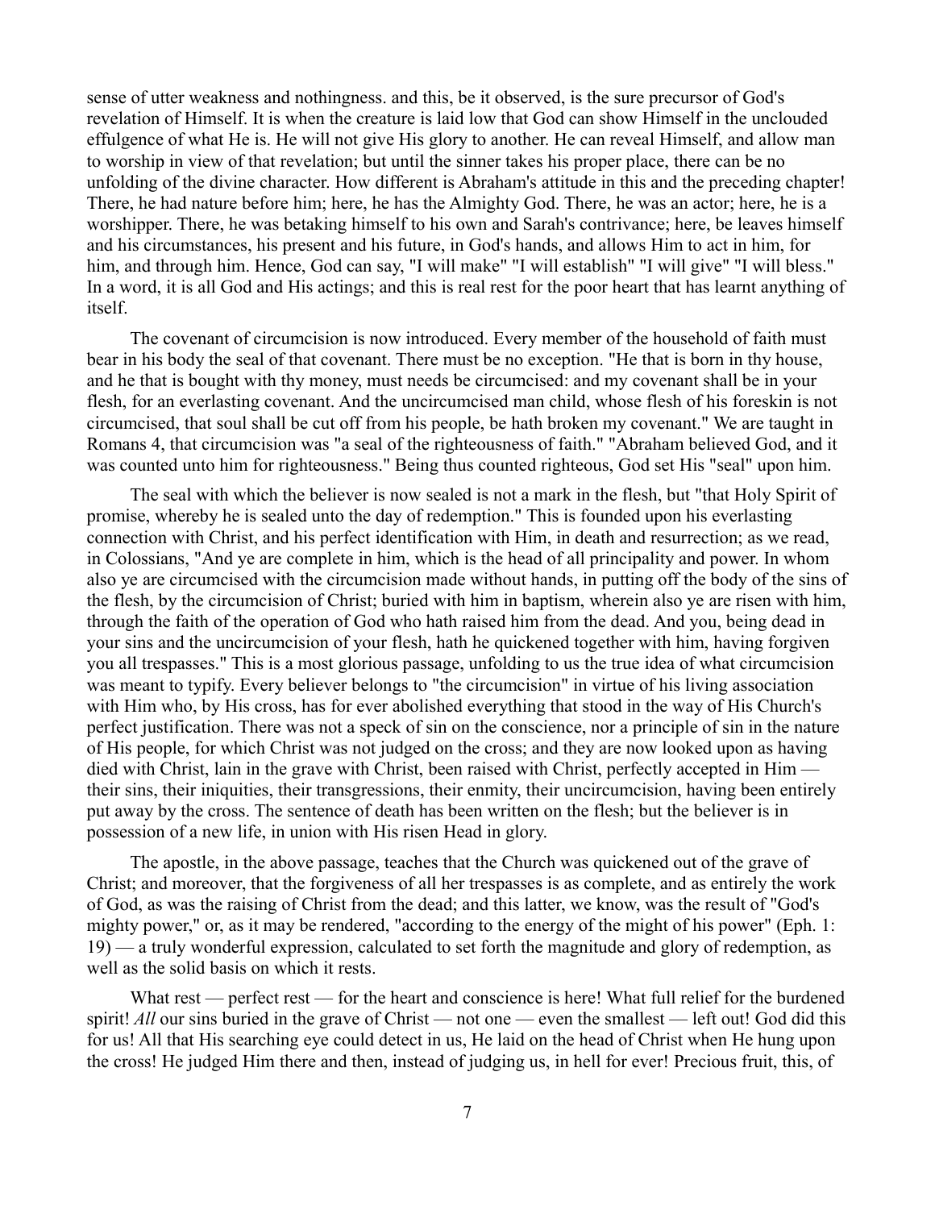sense of utter weakness and nothingness. and this, be it observed, is the sure precursor of God's revelation of Himself. It is when the creature is laid low that God can show Himself in the unclouded effulgence of what He is. He will not give His glory to another. He can reveal Himself, and allow man to worship in view of that revelation; but until the sinner takes his proper place, there can be no unfolding of the divine character. How different is Abraham's attitude in this and the preceding chapter! There, he had nature before him; here, he has the Almighty God. There, he was an actor; here, he is a worshipper. There, he was betaking himself to his own and Sarah's contrivance; here, be leaves himself and his circumstances, his present and his future, in God's hands, and allows Him to act in him, for him, and through him. Hence, God can say, "I will make" "I will establish" "I will give" "I will bless." In a word, it is all God and His actings; and this is real rest for the poor heart that has learnt anything of itself.

The covenant of circumcision is now introduced. Every member of the household of faith must bear in his body the seal of that covenant. There must be no exception. "He that is born in thy house, and he that is bought with thy money, must needs be circumcised: and my covenant shall be in your flesh, for an everlasting covenant. And the uncircumcised man child, whose flesh of his foreskin is not circumcised, that soul shall be cut off from his people, be hath broken my covenant." We are taught in Romans 4, that circumcision was "a seal of the righteousness of faith." "Abraham believed God, and it was counted unto him for righteousness." Being thus counted righteous, God set His "seal" upon him.

The seal with which the believer is now sealed is not a mark in the flesh, but "that Holy Spirit of promise, whereby he is sealed unto the day of redemption." This is founded upon his everlasting connection with Christ, and his perfect identification with Him, in death and resurrection; as we read, in Colossians, "And ye are complete in him, which is the head of all principality and power. In whom also ye are circumcised with the circumcision made without hands, in putting off the body of the sins of the flesh, by the circumcision of Christ; buried with him in baptism, wherein also ye are risen with him, through the faith of the operation of God who hath raised him from the dead. And you, being dead in your sins and the uncircumcision of your flesh, hath he quickened together with him, having forgiven you all trespasses." This is a most glorious passage, unfolding to us the true idea of what circumcision was meant to typify. Every believer belongs to "the circumcision" in virtue of his living association with Him who, by His cross, has for ever abolished everything that stood in the way of His Church's perfect justification. There was not a speck of sin on the conscience, nor a principle of sin in the nature of His people, for which Christ was not judged on the cross; and they are now looked upon as having died with Christ, lain in the grave with Christ, been raised with Christ, perfectly accepted in Him — their sins, their iniquities, their transgressions, their enmity, their uncircumcision, having been entirely put away by the cross. The sentence of death has been written on the flesh; but the believer is in possession of a new life, in union with His risen Head in glory.

The apostle, in the above passage, teaches that the Church was quickened out of the grave of Christ; and moreover, that the forgiveness of all her trespasses is as complete, and as entirely the work of God, as was the raising of Christ from the dead; and this latter, we know, was the result of "God's mighty power," or, as it may be rendered, "according to the energy of the might of his power" (Eph. 1: 19) — a truly wonderful expression, calculated to set forth the magnitude and glory of redemption, as well as the solid basis on which it rests.

What rest — perfect rest — for the heart and conscience is here! What full relief for the burdened spirit! *All* our sins buried in the grave of Christ — not one — even the smallest — left out! God did this for us! All that His searching eye could detect in us, He laid on the head of Christ when He hung upon the cross! He judged Him there and then, instead of judging us, in hell for ever! Precious fruit, this, of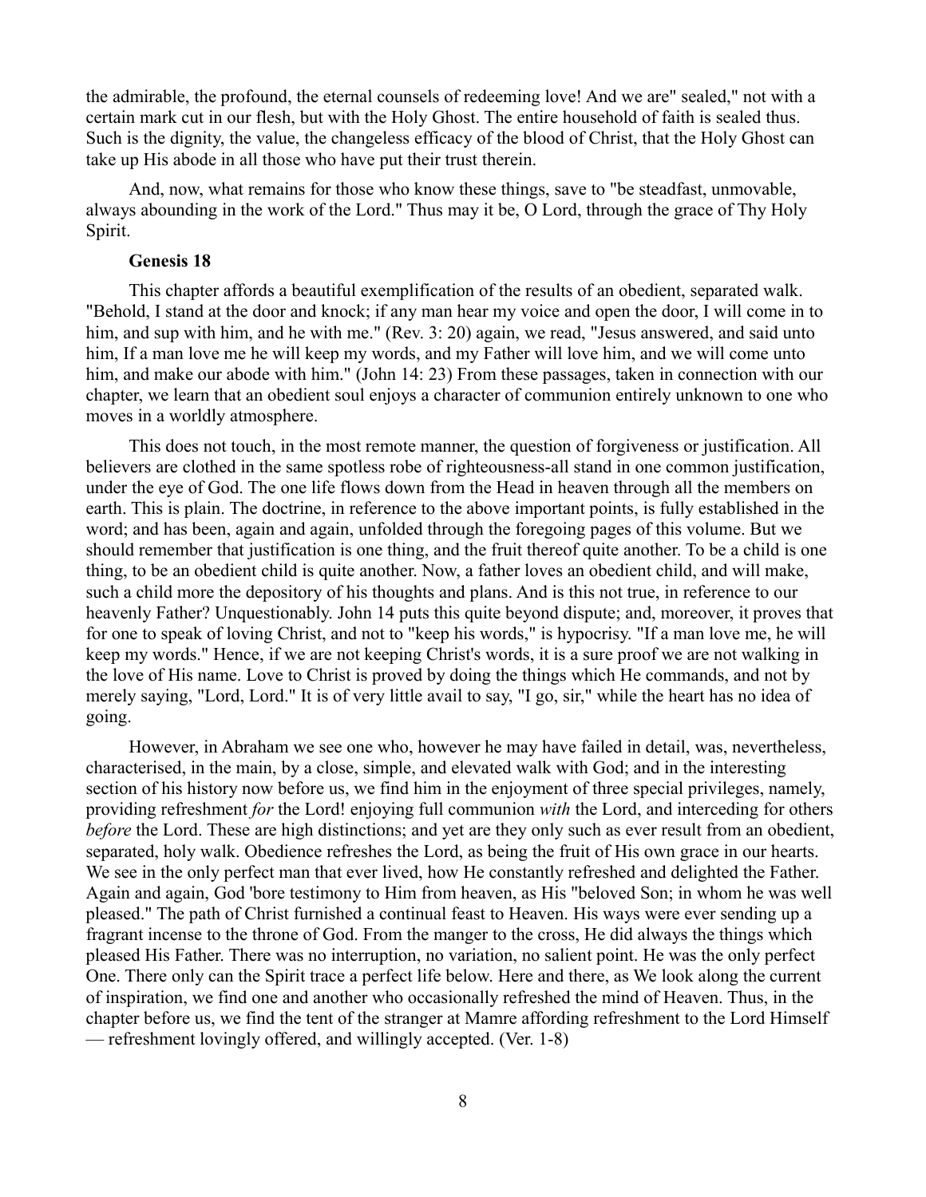the admirable, the profound, the eternal counsels of redeeming love! And we are" sealed," not with a certain mark cut in our flesh, but with the Holy Ghost. The entire household of faith is sealed thus. Such is the dignity, the value, the changeless efficacy of the blood of Christ, that the Holy Ghost can take up His abode in all those who have put their trust therein.

And, now, what remains for those who know these things, save to "be steadfast, unmovable, always abounding in the work of the Lord." Thus may it be, O Lord, through the grace of Thy Holy Spirit.

## Genesis 18

This chapter affords a beautiful exemplification of the results of an obedient, separated walk. "Behold, I stand at the door and knock; if any man hear my voice and open the door, I will come in to him, and sup with him, and he with me." (Rev. 3: 20) again, we read, "Jesus answered, and said unto him, If a man love me he will keep my words, and my Father will love him, and we will come unto him, and make our abode with him." (John 14: 23) From these passages, taken in connection with our chapter, we learn that an obedient soul enjoys a character of communion entirely unknown to one who moves in a worldly atmosphere.

This does not touch, in the most remote manner, the question of forgiveness or justification. All believers are clothed in the same spotless robe of righteousness-all stand in one common justification, under the eye of God. The one life flows down from the Head in heaven through all the members on earth. This is plain. The doctrine, in reference to the above important points, is fully established in the word; and has been, again and again, unfolded through the foregoing pages of this volume. But we should remember that justification is one thing, and the fruit thereof quite another. To be a child is one thing, to be an obedient child is quite another. Now, a father loves an obedient child, and will make, such a child more the depository of his thoughts and plans. And is this not true, in reference to our heavenly Father? Unquestionably. John 14 puts this quite beyond dispute; and, moreover, it proves that for one to speak of loving Christ, and not to "keep his words," is hypocrisy. "If a man love me, he will keep my words." Hence, if we are not keeping Christ's words, it is a sure proof we are not walking in the love of His name. Love to Christ is proved by doing the things which He commands, and not by merely saying, "Lord, Lord." It is of very little avail to say, "I go, sir," while the heart has no idea of going.

However, in Abraham we see one who, however he may have failed in detail, was, nevertheless, characterised, in the main, by a close, simple, and elevated walk with God; and in the interesting section of his history now before us, we find him in the enjoyment of three special privileges, namely, providing refreshment *for* the Lord! enjoying full communion *with* the Lord, and interceding for others *before* the Lord. These are high distinctions; and yet are they only such as ever result from an obedient, separated, holy walk. Obedience refreshes the Lord, as being the fruit of His own grace in our hearts. We see in the only perfect man that ever lived, how He constantly refreshed and delighted the Father. Again and again, God 'bore testimony to Him from heaven, as His "beloved Son; in whom he was well pleased." The path of Christ furnished a continual feast to Heaven. His ways were ever sending up a fragrant incense to the throne of God. From the manger to the cross, He did always the things which pleased His Father. There was no interruption, no variation, no salient point. He was the only perfect One. There only can the Spirit trace a perfect life below. Here and there, as We look along the current of inspiration, we find one and another who occasionally refreshed the mind of Heaven. Thus, in the chapter before us, we find the tent of the stranger at Mamre affording refreshment to the Lord Himself — refreshment lovingly offered, and willingly accepted. (Ver. 1-8)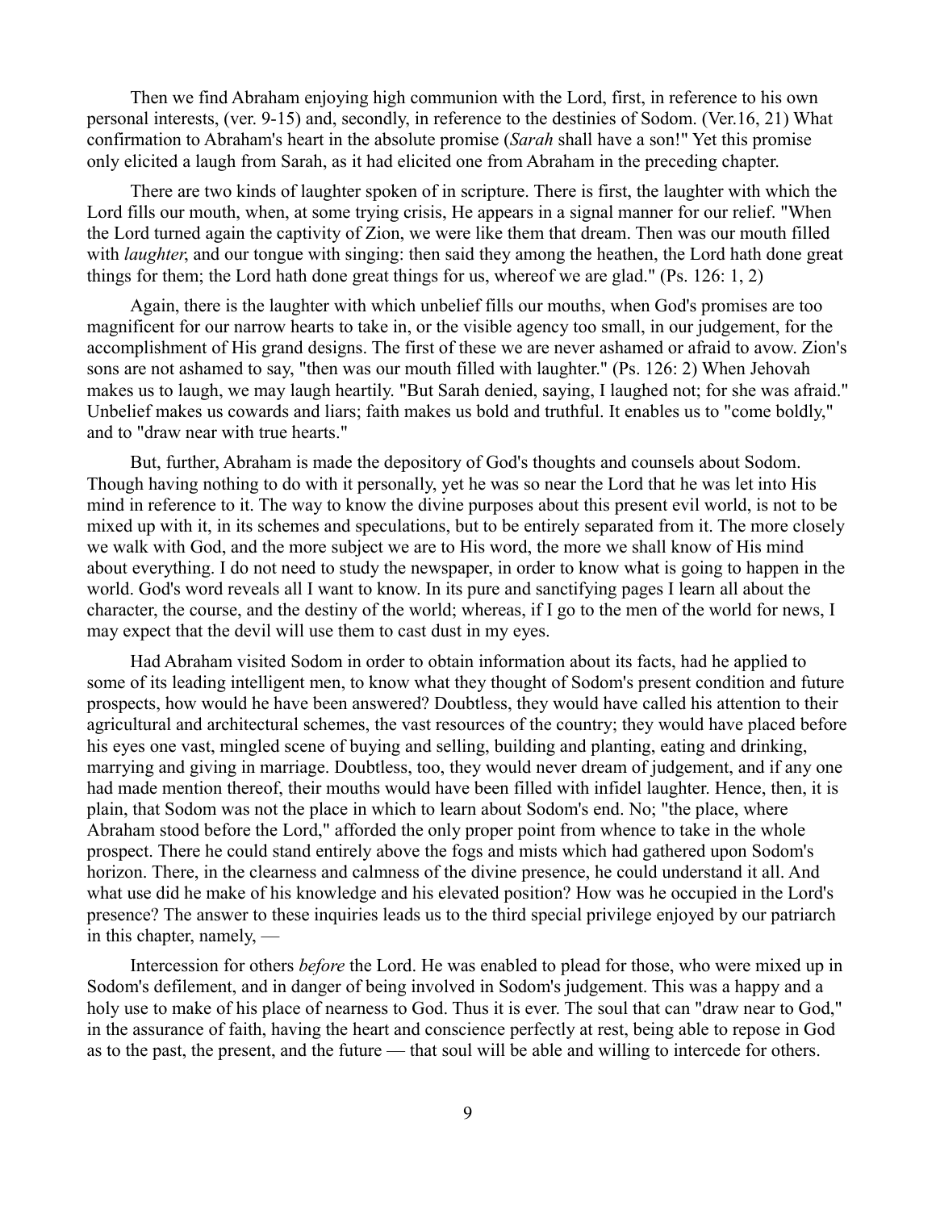Then we find Abraham enjoying high communion with the Lord, first, in reference to his own personal interests, (ver. 9-15) and, secondly, in reference to the destinies of Sodom. (Ver.16, 21) What confirmation to Abraham's heart in the absolute promise (*Sarah* shall have a son!" Yet this promise only elicited a laugh from Sarah, as it had elicited one from Abraham in the preceding chapter.

There are two kinds of laughter spoken of in scripture. There is first, the laughter with which the Lord fills our mouth, when, at some trying crisis, He appears in a signal manner for our relief. "When the Lord turned again the captivity of Zion, we were like them that dream. Then was our mouth filled with *laughter*, and our tongue with singing: then said they among the heathen, the Lord hath done great things for them; the Lord hath done great things for us, whereof we are glad." (Ps. 126: 1, 2)

Again, there is the laughter with which unbelief fills our mouths, when God's promises are too magnificent for our narrow hearts to take in, or the visible agency too small, in our judgement, for the accomplishment of His grand designs. The first of these we are never ashamed or afraid to avow. Zion's sons are not ashamed to say, "then was our mouth filled with laughter." (Ps. 126: 2) When Jehovah makes us to laugh, we may laugh heartily. "But Sarah denied, saying, I laughed not; for she was afraid." Unbelief makes us cowards and liars; faith makes us bold and truthful. It enables us to "come boldly," and to "draw near with true hearts."

But, further, Abraham is made the depository of God's thoughts and counsels about Sodom. Though having nothing to do with it personally, yet he was so near the Lord that he was let into His mind in reference to it. The way to know the divine purposes about this present evil world, is not to be mixed up with it, in its schemes and speculations, but to be entirely separated from it. The more closely we walk with God, and the more subject we are to His word, the more we shall know of His mind about everything. I do not need to study the newspaper, in order to know what is going to happen in the world. God's word reveals all I want to know. In its pure and sanctifying pages I learn all about the character, the course, and the destiny of the world; whereas, if I go to the men of the world for news, I may expect that the devil will use them to cast dust in my eyes.

Had Abraham visited Sodom in order to obtain information about its facts, had he applied to some of its leading intelligent men, to know what they thought of Sodom's present condition and future prospects, how would he have been answered? Doubtless, they would have called his attention to their agricultural and architectural schemes, the vast resources of the country; they would have placed before his eyes one vast, mingled scene of buying and selling, building and planting, eating and drinking, marrying and giving in marriage. Doubtless, too, they would never dream of judgement, and if any one had made mention thereof, their mouths would have been filled with infidel laughter. Hence, then, it is plain, that Sodom was not the place in which to learn about Sodom's end. No; "the place, where Abraham stood before the Lord," afforded the only proper point from whence to take in the whole prospect. There he could stand entirely above the fogs and mists which had gathered upon Sodom's horizon. There, in the clearness and calmness of the divine presence, he could understand it all. And what use did he make of his knowledge and his elevated position? How was he occupied in the Lord's presence? The answer to these inquiries leads us to the third special privilege enjoyed by our patriarch in this chapter, namely, —

Intercession for others *before* the Lord. He was enabled to plead for those, who were mixed up in Sodom's defilement, and in danger of being involved in Sodom's judgement. This was a happy and a holy use to make of his place of nearness to God. Thus it is ever. The soul that can "draw near to God," in the assurance of faith, having the heart and conscience perfectly at rest, being able to repose in God as to the past, the present, and the future — that soul will be able and willing to intercede for others.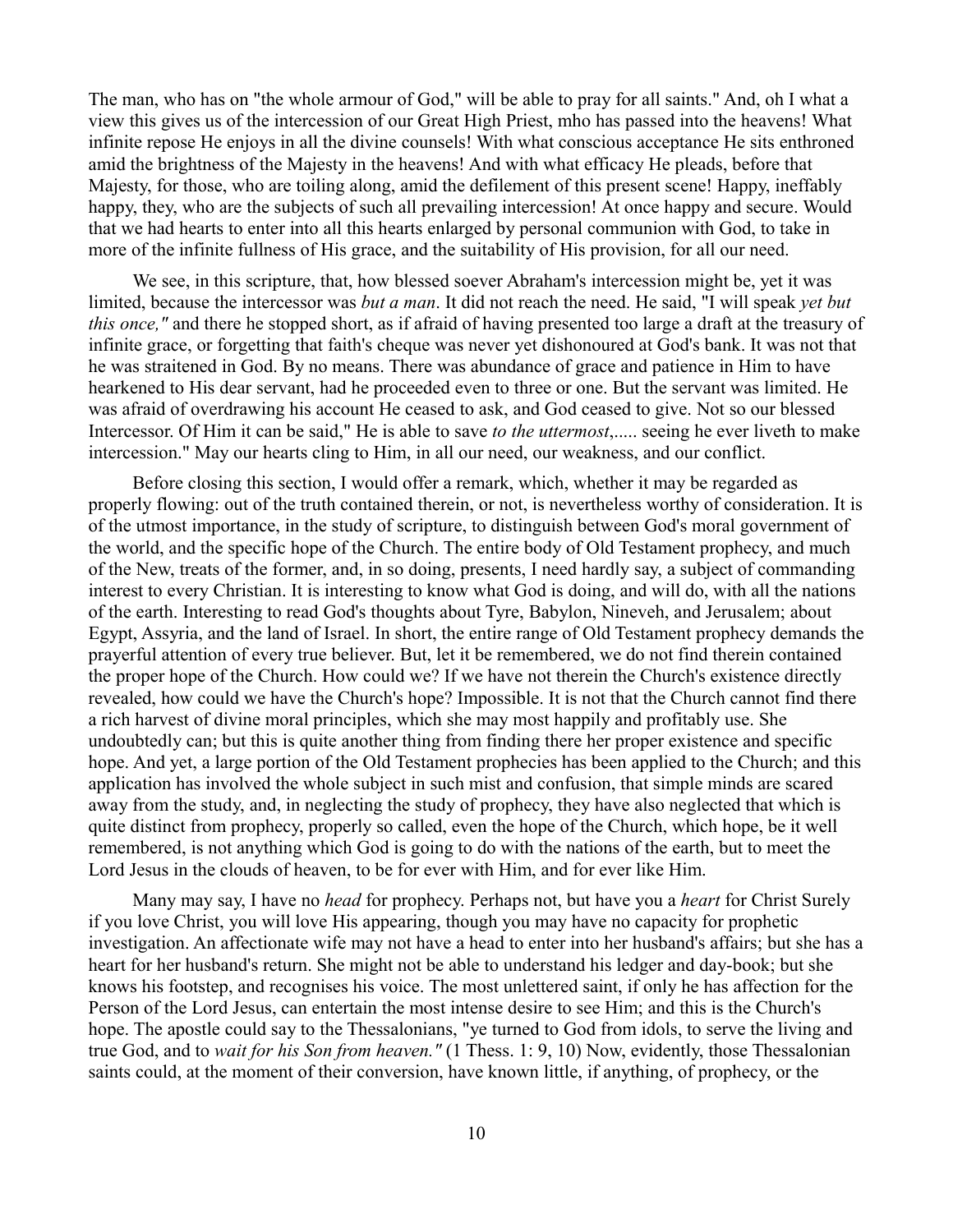The man, who has on "the whole armour of God," will be able to pray for all saints." And, oh I what a view this gives us of the intercession of our Great High Priest, mho has passed into the heavens! What infinite repose He enjoys in all the divine counsels! With what conscious acceptance He sits enthroned amid the brightness of the Majesty in the heavens! And with what efficacy He pleads, before that Majesty, for those, who are toiling along, amid the defilement of this present scene! Happy, ineffably happy, they, who are the subjects of such all prevailing intercession! At once happy and secure. Would that we had hearts to enter into all this hearts enlarged by personal communion with God, to take in more of the infinite fullness of His grace, and the suitability of His provision, for all our need.

We see, in this scripture, that, how blessed soever Abraham's intercession might be, yet it was limited, because the intercessor was *but a man*. It did not reach the need. He said, "I will speak *yet but this once,"* and there he stopped short, as if afraid of having presented too large a draft at the treasury of infinite grace, or forgetting that faith's cheque was never yet dishonoured at God's bank. It was not that he was straitened in God. By no means. There was abundance of grace and patience in Him to have hearkened to His dear servant, had he proceeded even to three or one. But the servant was limited. He was afraid of overdrawing his account He ceased to ask, and God ceased to give. Not so our blessed Intercessor. Of Him it can be said," He is able to save *to the uttermost*,..... seeing he ever liveth to make intercession." May our hearts cling to Him, in all our need, our weakness, and our conflict.

Before closing this section, I would offer a remark, which, whether it may be regarded as properly flowing: out of the truth contained therein, or not, is nevertheless worthy of consideration. It is of the utmost importance, in the study of scripture, to distinguish between God's moral government of the world, and the specific hope of the Church. The entire body of Old Testament prophecy, and much of the New, treats of the former, and, in so doing, presents, I need hardly say, a subject of commanding interest to every Christian. It is interesting to know what God is doing, and will do, with all the nations of the earth. Interesting to read God's thoughts about Tyre, Babylon, Nineveh, and Jerusalem; about Egypt, Assyria, and the land of Israel. In short, the entire range of Old Testament prophecy demands the prayerful attention of every true believer. But, let it be remembered, we do not find therein contained the proper hope of the Church. How could we? If we have not therein the Church's existence directly revealed, how could we have the Church's hope? Impossible. It is not that the Church cannot find there a rich harvest of divine moral principles, which she may most happily and profitably use. She undoubtedly can; but this is quite another thing from finding there her proper existence and specific hope. And yet, a large portion of the Old Testament prophecies has been applied to the Church; and this application has involved the whole subject in such mist and confusion, that simple minds are scared away from the study, and, in neglecting the study of prophecy, they have also neglected that which is quite distinct from prophecy, properly so called, even the hope of the Church, which hope, be it well remembered, is not anything which God is going to do with the nations of the earth, but to meet the Lord Jesus in the clouds of heaven, to be for ever with Him, and for ever like Him.

Many may say, I have no *head* for prophecy. Perhaps not, but have you a *heart* for Christ Surely if you love Christ, you will love His appearing, though you may have no capacity for prophetic investigation. An affectionate wife may not have a head to enter into her husband's affairs; but she has a heart for her husband's return. She might not be able to understand his ledger and day-book; but she knows his footstep, and recognises his voice. The most unlettered saint, if only he has affection for the Person of the Lord Jesus, can entertain the most intense desire to see Him; and this is the Church's hope. The apostle could say to the Thessalonians, "ye turned to God from idols, to serve the living and true God, and to *wait for his Son from heaven."* (1 Thess. 1: 9, 10) Now, evidently, those Thessalonian saints could, at the moment of their conversion, have known little, if anything, of prophecy, or the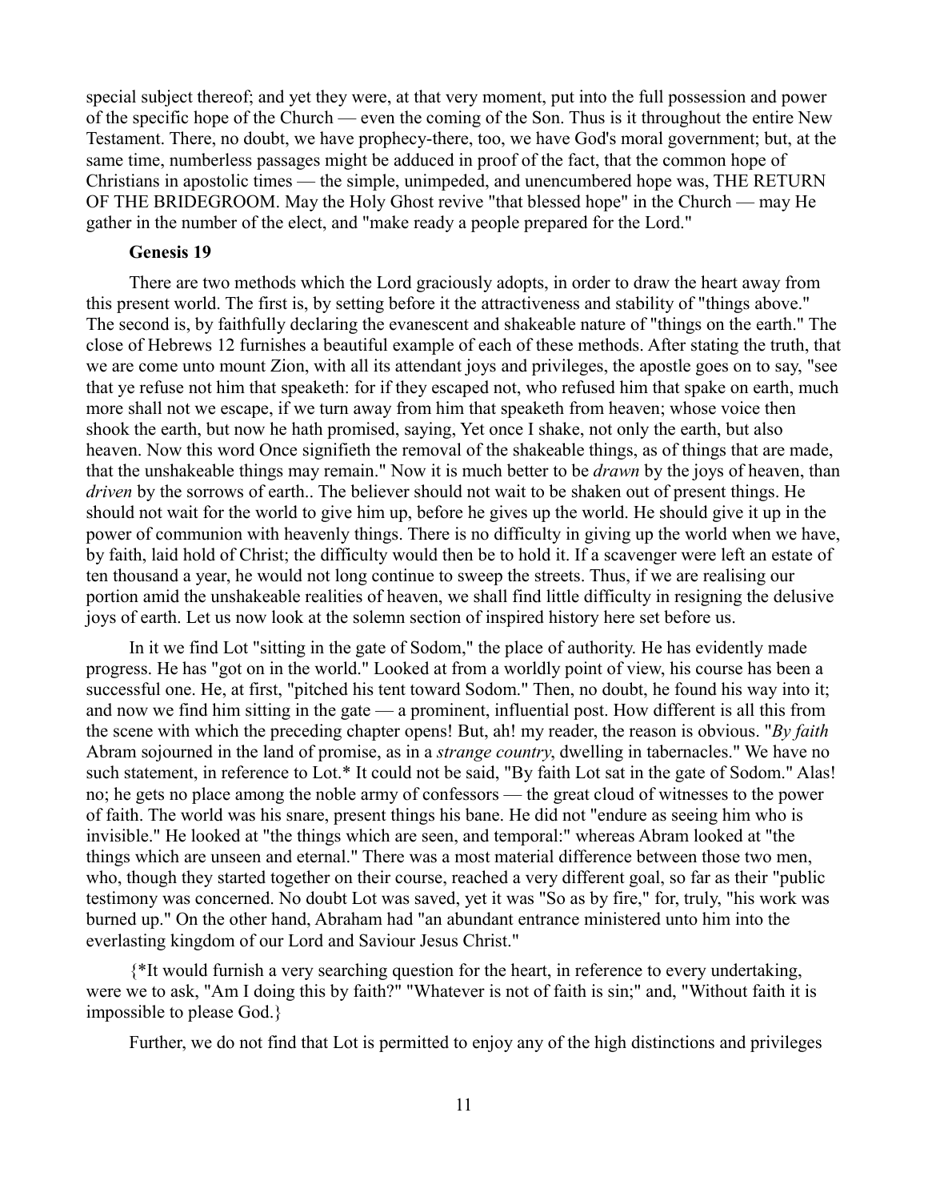special subject thereof; and yet they were, at that very moment, put into the full possession and power of the specific hope of the Church — even the coming of the Son. Thus is it throughout the entire New Testament. There, no doubt, we have prophecy-there, too, we have God's moral government; but, at the same time, numberless passages might be adduced in proof of the fact, that the common hope of Christians in apostolic times — the simple, unimpeded, and unencumbered hope was, THE RETURN OF THE BRIDEGROOM. May the Holy Ghost revive "that blessed hope" in the Church — may He gather in the number of the elect, and "make ready a people prepared for the Lord."

**Genesis 19**

There are two methods which the Lord graciously adopts, in order to draw the heart away from this present world. The first is, by setting before it the attractiveness and stability of "things above." The second is, by faithfully declaring the evanescent and shakeable nature of "things on the earth." The close of Hebrews 12 furnishes a beautiful example of each of these methods. After stating the truth, that we are come unto mount Zion, with all its attendant joys and privileges, the apostle goes on to say, "see that ye refuse not him that speaketh: for if they escaped not, who refused him that spake on earth, much more shall not we escape, if we turn away from him that speaketh from heaven; whose voice then shook the earth, but now he hath promised, saying, Yet once I shake, not only the earth, but also heaven. Now this word Once signifieth the removal of the shakeable things, as of things that are made, that the unshakeable things may remain." Now it is much better to be *drawn* by the joys of heaven, than *driven* by the sorrows of earth.. The believer should not wait to be shaken out of present things. He should not wait for the world to give him up, before he gives up the world. He should give it up in the power of communion with heavenly things. There is no difficulty in giving up the world when we have, by faith, laid hold of Christ; the difficulty would then be to hold it. If a scavenger were left an estate of ten thousand a year, he would not long continue to sweep the streets. Thus, if we are realising our portion amid the unshakeable realities of heaven, we shall find little difficulty in resigning the delusive joys of earth. Let us now look at the solemn section of inspired history here set before us.

In it we find Lot "sitting in the gate of Sodom," the place of authority. He has evidently made progress. He has "got on in the world." Looked at from a worldly point of view, his course has been a successful one. He, at first, "pitched his tent toward Sodom." Then, no doubt, he found his way into it; and now we find him sitting in the gate — a prominent, influential post. How different is all this from the scene with which the preceding chapter opens! But, ah! my reader, the reason is obvious. "*By faith* Abram sojourned in the land of promise, as in a *strange country*, dwelling in tabernacles." We have no such statement, in reference to Lot.* It could not be said, "By faith Lot sat in the gate of Sodom." Alas! no; he gets no place among the noble army of confessors — the great cloud of witnesses to the power of faith. The world was his snare, present things his bane. He did not "endure as seeing him who is invisible." He looked at "the things which are seen, and temporal:" whereas Abram looked at "the things which are unseen and eternal." There was a most material difference between those two men, who, though they started together on their course, reached a very different goal, so far as their "public testimony was concerned. No doubt Lot was saved, yet it was "So as by fire," for, truly, "his work was burned up." On the other hand, Abraham had "an abundant entrance ministered unto him into the everlasting kingdom of our Lord and Saviour Jesus Christ."

{*It would furnish a very searching question for the heart, in reference to every undertaking, were we to ask, "Am I doing this by faith?" "Whatever is not of faith is sin;" and, "Without faith it is impossible to please God.}

Further, we do not find that Lot is permitted to enjoy any of the high distinctions and privileges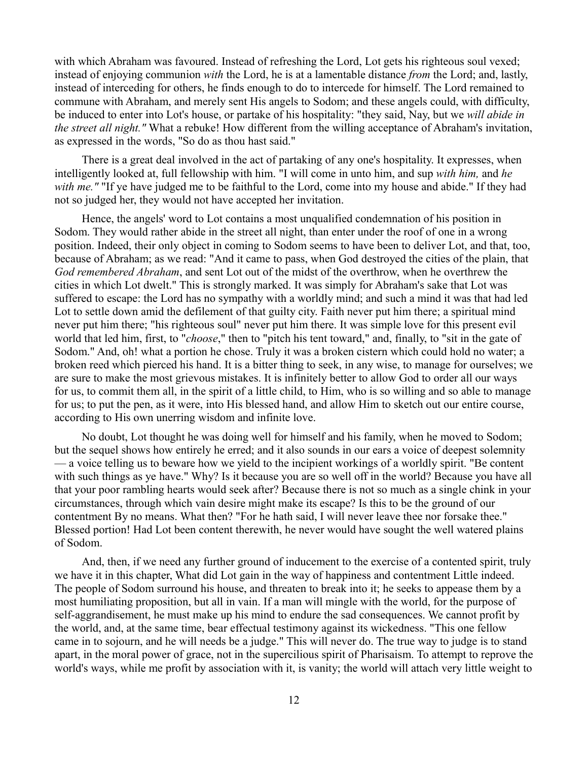with which Abraham was favoured. Instead of refreshing the Lord, Lot gets his righteous soul vexed; instead of enjoying communion *with* the Lord, he is at a lamentable distance *from* the Lord; and, lastly, instead of interceding for others, he finds enough to do to intercede for himself. The Lord remained to commune with Abraham, and merely sent His angels to Sodom; and these angels could, with difficulty, be induced to enter into Lot's house, or partake of his hospitality: "they said, Nay, but we *will abide in the street all night."* What a rebuke! How different from the willing acceptance of Abraham's invitation, as expressed in the words, "So do as thou hast said."

There is a great deal involved in the act of partaking of any one's hospitality. It expresses, when intelligently looked at, full fellowship with him. "I will come in unto him, and sup *with him,* and *he with me."* "If ye have judged me to be faithful to the Lord, come into my house and abide." If they had not so judged her, they would not have accepted her invitation.

Hence, the angels' word to Lot contains a most unqualified condemnation of his position in Sodom. They would rather abide in the street all night, than enter under the roof of one in a wrong position. Indeed, their only object in coming to Sodom seems to have been to deliver Lot, and that, too, because of Abraham; as we read: "And it came to pass, when God destroyed the cities of the plain, that *God remembered Abraham*, and sent Lot out of the midst of the overthrow, when he overthrew the cities in which Lot dwelt." This is strongly marked. It was simply for Abraham's sake that Lot was suffered to escape: the Lord has no sympathy with a worldly mind; and such a mind it was that had led Lot to settle down amid the defilement of that guilty city. Faith never put him there; a spiritual mind never put him there; "his righteous soul" never put him there. It was simple love for this present evil world that led him, first, to "*choose*," then to "pitch his tent toward," and, finally, to "sit in the gate of Sodom." And, oh! what a portion he chose. Truly it was a broken cistern which could hold no water; a broken reed which pierced his hand. It is a bitter thing to seek, in any wise, to manage for ourselves; we are sure to make the most grievous mistakes. It is infinitely better to allow God to order all our ways for us, to commit them all, in the spirit of a little child, to Him, who is so willing and so able to manage for us; to put the pen, as it were, into His blessed hand, and allow Him to sketch out our entire course, according to His own unerring wisdom and infinite love.

No doubt, Lot thought he was doing well for himself and his family, when he moved to Sodom; but the sequel shows how entirely he erred; and it also sounds in our ears a voice of deepest solemnity — a voice telling us to beware how we yield to the incipient workings of a worldly spirit. "Be content with such things as ye have." Why? Is it because you are so well off in the world? Because you have all that your poor rambling hearts would seek after? Because there is not so much as a single chink in your circumstances, through which vain desire might make its escape? Is this to be the ground of our contentment By no means. What then? "For he hath said, I will never leave thee nor forsake thee." Blessed portion! Had Lot been content therewith, he never would have sought the well watered plains of Sodom.

And, then, if we need any further ground of inducement to the exercise of a contented spirit, truly we have it in this chapter, What did Lot gain in the way of happiness and contentment Little indeed. The people of Sodom surround his house, and threaten to break into it; he seeks to appease them by a most humiliating proposition, but all in vain. If a man will mingle with the world, for the purpose of self-aggrandisement, he must make up his mind to endure the sad consequences. We cannot profit by the world, and, at the same time, bear effectual testimony against its wickedness. "This one fellow came in to sojourn, and he will needs be a judge." This will never do. The true way to judge is to stand apart, in the moral power of grace, not in the supercilious spirit of Pharisaism. To attempt to reprove the world's ways, while me profit by association with it, is vanity; the world will attach very little weight to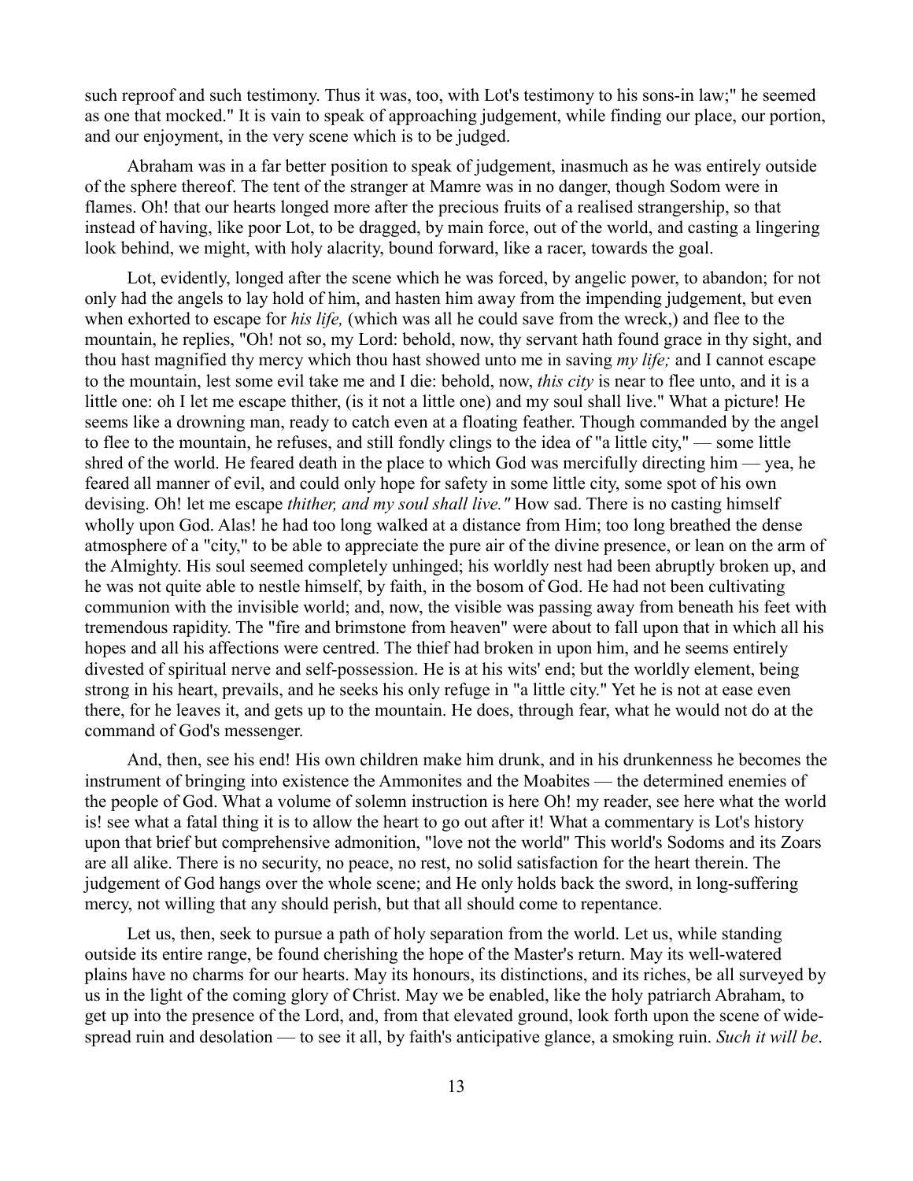such reproof and such testimony. Thus it was, too, with Lot's testimony to his sons-in law;" he seemed as one that mocked." It is vain to speak of approaching judgement, while finding our place, our portion, and our enjoyment, in the very scene which is to be judged.

Abraham was in a far better position to speak of judgement, inasmuch as he was entirely outside of the sphere thereof. The tent of the stranger at Mamre was in no danger, though Sodom were in flames. Oh! that our hearts longed more after the precious fruits of a realised strangership, so that instead of having, like poor Lot, to be dragged, by main force, out of the world, and casting a lingering look behind, we might, with holy alacrity, bound forward, like a racer, towards the goal.

Lot, evidently, longed after the scene which he was forced, by angelic power, to abandon; for not only had the angels to lay hold of him, and hasten him away from the impending judgement, but even when exhorted to escape for *his life,* (which was all he could save from the wreck,) and flee to the mountain, he replies, "Oh! not so, my Lord: behold, now, thy servant hath found grace in thy sight, and thou hast magnified thy mercy which thou hast showed unto me in saving *my life;* and I cannot escape to the mountain, lest some evil take me and I die: behold, now, *this city* is near to flee unto, and it is a little one: oh I let me escape thither, (is it not a little one) and my soul shall live." What a picture! He seems like a drowning man, ready to catch even at a floating feather. Though commanded by the angel to flee to the mountain, he refuses, and still fondly clings to the idea of "a little city," — some little shred of the world. He feared death in the place to which God was mercifully directing him — yea, he feared all manner of evil, and could only hope for safety in some little city, some spot of his own devising. Oh! let me escape *thither, and my soul shall live."* How sad. There is no casting himself wholly upon God. Alas! he had too long walked at a distance from Him; too long breathed the dense atmosphere of a "city," to be able to appreciate the pure air of the divine presence, or lean on the arm of the Almighty. His soul seemed completely unhinged; his worldly nest had been abruptly broken up, and he was not quite able to nestle himself, by faith, in the bosom of God. He had not been cultivating communion with the invisible world; and, now, the visible was passing away from beneath his feet with tremendous rapidity. The "fire and brimstone from heaven" were about to fall upon that in which all his hopes and all his affections were centred. The thief had broken in upon him, and he seems entirely divested of spiritual nerve and self-possession. He is at his wits' end; but the worldly element, being strong in his heart, prevails, and he seeks his only refuge in "a little city." Yet he is not at ease even there, for he leaves it, and gets up to the mountain. He does, through fear, what he would not do at the command of God's messenger.

And, then, see his end! His own children make him drunk, and in his drunkenness he becomes the instrument of bringing into existence the Ammonites and the Moabites — the determined enemies of the people of God. What a volume of solemn instruction is here Oh! my reader, see here what the world is! see what a fatal thing it is to allow the heart to go out after it! What a commentary is Lot's history upon that brief but comprehensive admonition, "love not the world" This world's Sodoms and its Zoars are all alike. There is no security, no peace, no rest, no solid satisfaction for the heart therein. The judgement of God hangs over the whole scene; and He only holds back the sword, in long-suffering mercy, not willing that any should perish, but that all should come to repentance.

Let us, then, seek to pursue a path of holy separation from the world. Let us, while standing outside its entire range, be found cherishing the hope of the Master's return. May its well-watered plains have no charms for our hearts. May its honours, its distinctions, and its riches, be all surveyed by us in the light of the coming glory of Christ. May we be enabled, like the holy patriarch Abraham, to get up into the presence of the Lord, and, from that elevated ground, look forth upon the scene of wide-spread ruin and desolation — to see it all, by faith's anticipative glance, a smoking ruin. *Such it will be*.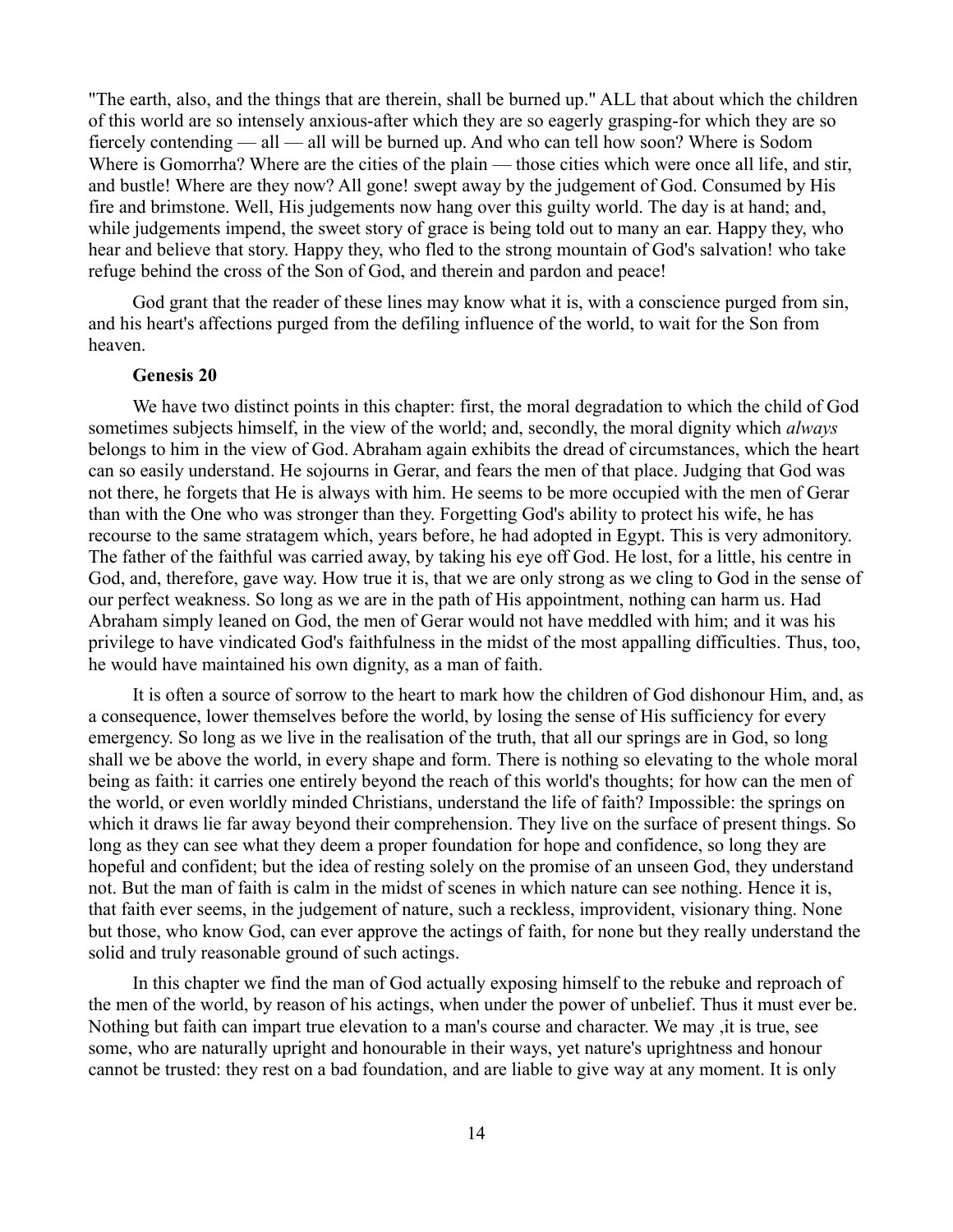"The earth, also, and the things that are therein, shall be burned up." ALL that about which the children of this world are so intensely anxious-after which they are so eagerly grasping-for which they are so fiercely contending — all — all will be burned up. And who can tell how soon? Where is Sodom Where is Gomorrha? Where are the cities of the plain — those cities which were once all life, and stir, and bustle! Where are they now? All gone! swept away by the judgement of God. Consumed by His fire and brimstone. Well, His judgements now hang over this guilty world. The day is at hand; and, while judgements impend, the sweet story of grace is being told out to many an ear. Happy they, who hear and believe that story. Happy they, who fled to the strong mountain of God's salvation! who take refuge behind the cross of the Son of God, and therein and pardon and peace!

God grant that the reader of these lines may know what it is, with a conscience purged from sin, and his heart's affections purged from the defiling influence of the world, to wait for the Son from heaven.

**Genesis 20**

We have two distinct points in this chapter: first, the moral degradation to which the child of God sometimes subjects himself, in the view of the world; and, secondly, the moral dignity which *always* belongs to him in the view of God. Abraham again exhibits the dread of circumstances, which the heart can so easily understand. He sojourns in Gerar, and fears the men of that place. Judging that God was not there, he forgets that He is always with him. He seems to be more occupied with the men of Gerar than with the One who was stronger than they. Forgetting God's ability to protect his wife, he has recourse to the same stratagem which, years before, he had adopted in Egypt. This is very admonitory. The father of the faithful was carried away, by taking his eye off God. He lost, for a little, his centre in God, and, therefore, gave way. How true it is, that we are only strong as we cling to God in the sense of our perfect weakness. So long as we are in the path of His appointment, nothing can harm us. Had Abraham simply leaned on God, the men of Gerar would not have meddled with him; and it was his privilege to have vindicated God's faithfulness in the midst of the most appalling difficulties. Thus, too, he would have maintained his own dignity, as a man of faith.

It is often a source of sorrow to the heart to mark how the children of God dishonour Him, and, as a consequence, lower themselves before the world, by losing the sense of His sufficiency for every emergency. So long as we live in the realisation of the truth, that all our springs are in God, so long shall we be above the world, in every shape and form. There is nothing so elevating to the whole moral being as faith: it carries one entirely beyond the reach of this world's thoughts; for how can the men of the world, or even worldly minded Christians, understand the life of faith? Impossible: the springs on which it draws lie far away beyond their comprehension. They live on the surface of present things. So long as they can see what they deem a proper foundation for hope and confidence, so long they are hopeful and confident; but the idea of resting solely on the promise of an unseen God, they understand not. But the man of faith is calm in the midst of scenes in which nature can see nothing. Hence it is, that faith ever seems, in the judgement of nature, such a reckless, improvident, visionary thing. None but those, who know God, can ever approve the actings of faith, for none but they really understand the solid and truly reasonable ground of such actings.

In this chapter we find the man of God actually exposing himself to the rebuke and reproach of the men of the world, by reason of his actings, when under the power of unbelief. Thus it must ever be. Nothing but faith can impart true elevation to a man's course and character. We may ,it is true, see some, who are naturally upright and honourable in their ways, yet nature's uprightness and honour cannot be trusted: they rest on a bad foundation, and are liable to give way at any moment. It is only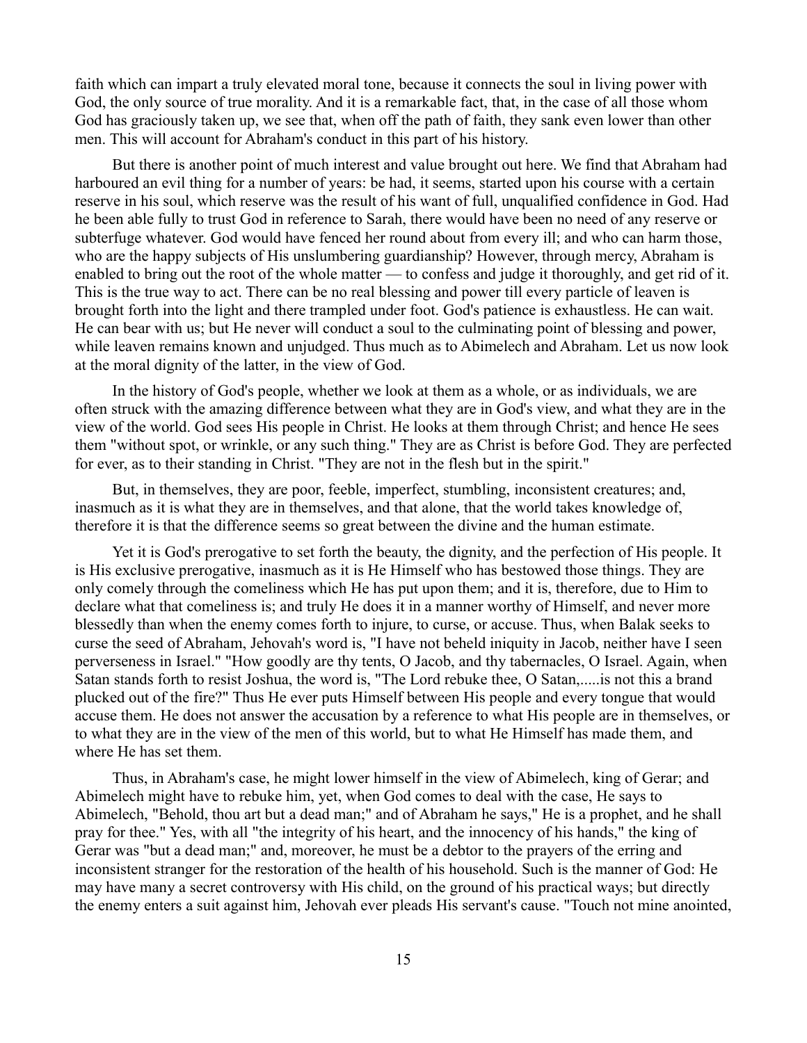faith which can impart a truly elevated moral tone, because it connects the soul in living power with God, the only source of true morality. And it is a remarkable fact, that, in the case of all those whom God has graciously taken up, we see that, when off the path of faith, they sank even lower than other men. This will account for Abraham's conduct in this part of his history.

But there is another point of much interest and value brought out here. We find that Abraham had harboured an evil thing for a number of years: be had, it seems, started upon his course with a certain reserve in his soul, which reserve was the result of his want of full, unqualified confidence in God. Had he been able fully to trust God in reference to Sarah, there would have been no need of any reserve or subterfuge whatever. God would have fenced her round about from every ill; and who can harm those, who are the happy subjects of His unslumbering guardianship? However, through mercy, Abraham is enabled to bring out the root of the whole matter — to confess and judge it thoroughly, and get rid of it. This is the true way to act. There can be no real blessing and power till every particle of leaven is brought forth into the light and there trampled under foot. God's patience is exhaustless. He can wait. He can bear with us; but He never will conduct a soul to the culminating point of blessing and power, while leaven remains known and unjudged. Thus much as to Abimelech and Abraham. Let us now look at the moral dignity of the latter, in the view of God.

In the history of God's people, whether we look at them as a whole, or as individuals, we are often struck with the amazing difference between what they are in God's view, and what they are in the view of the world. God sees His people in Christ. He looks at them through Christ; and hence He sees them "without spot, or wrinkle, or any such thing." They are as Christ is before God. They are perfected for ever, as to their standing in Christ. "They are not in the flesh but in the spirit."

But, in themselves, they are poor, feeble, imperfect, stumbling, inconsistent creatures; and, inasmuch as it is what they are in themselves, and that alone, that the world takes knowledge of, therefore it is that the difference seems so great between the divine and the human estimate.

Yet it is God's prerogative to set forth the beauty, the dignity, and the perfection of His people. It is His exclusive prerogative, inasmuch as it is He Himself who has bestowed those things. They are only comely through the comeliness which He has put upon them; and it is, therefore, due to Him to declare what that comeliness is; and truly He does it in a manner worthy of Himself, and never more blessedly than when the enemy comes forth to injure, to curse, or accuse. Thus, when Balak seeks to curse the seed of Abraham, Jehovah's word is, "I have not beheld iniquity in Jacob, neither have I seen perverseness in Israel." "How goodly are thy tents, O Jacob, and thy tabernacles, O Israel. Again, when Satan stands forth to resist Joshua, the word is, "The Lord rebuke thee, O Satan,.....is not this a brand plucked out of the fire?" Thus He ever puts Himself between His people and every tongue that would accuse them. He does not answer the accusation by a reference to what His people are in themselves, or to what they are in the view of the men of this world, but to what He Himself has made them, and where He has set them.

Thus, in Abraham's case, he might lower himself in the view of Abimelech, king of Gerar; and Abimelech might have to rebuke him, yet, when God comes to deal with the case, He says to Abimelech, "Behold, thou art but a dead man;" and of Abraham he says," He is a prophet, and he shall pray for thee." Yes, with all "the integrity of his heart, and the innocency of his hands," the king of Gerar was "but a dead man;" and, moreover, he must be a debtor to the prayers of the erring and inconsistent stranger for the restoration of the health of his household. Such is the manner of God: He may have many a secret controversy with His child, on the ground of his practical ways; but directly the enemy enters a suit against him, Jehovah ever pleads His servant's cause. "Touch not mine anointed,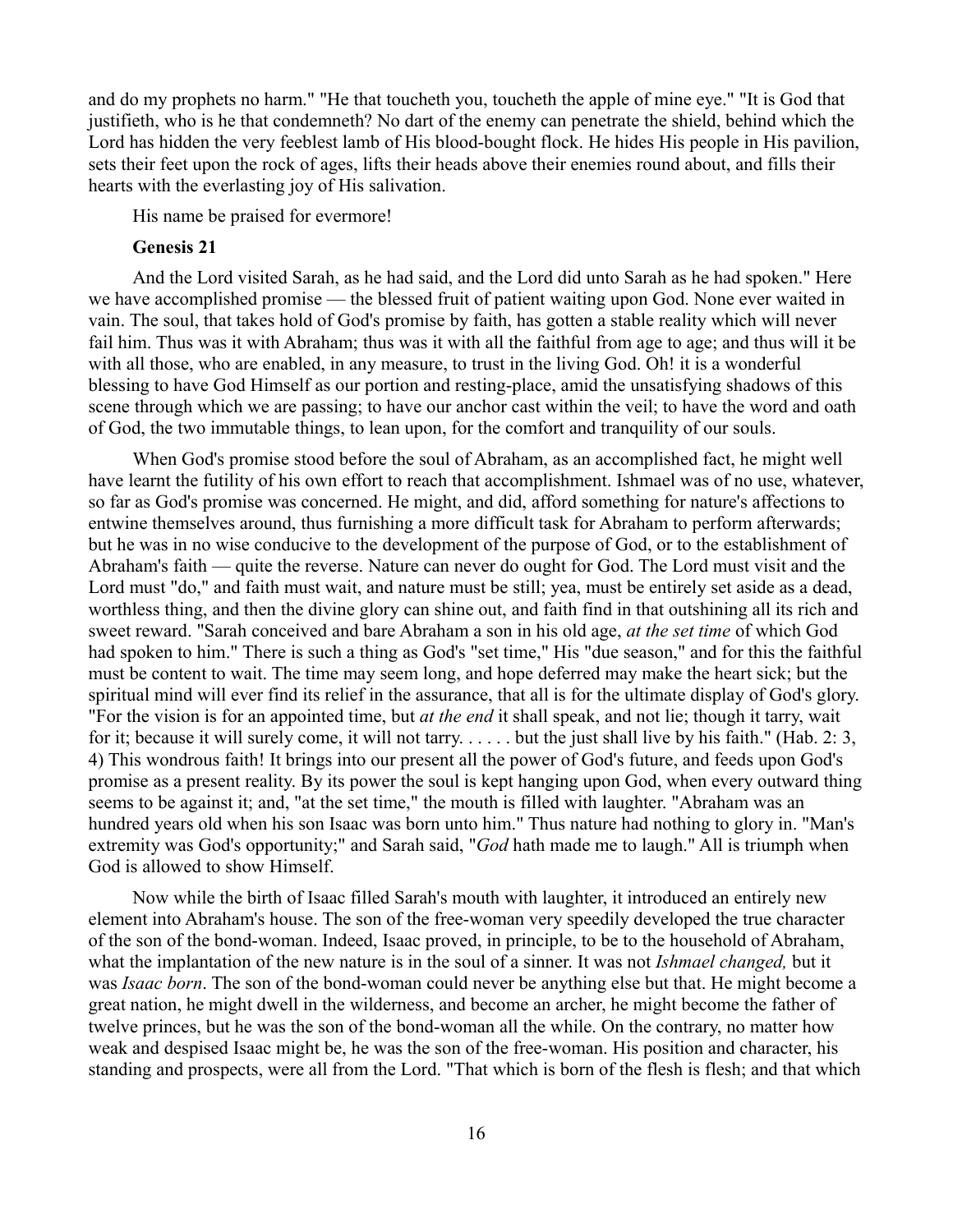and do my prophets no harm." "He that toucheth you, toucheth the apple of mine eye." "It is God that justifieth, who is he that condemneth? No dart of the enemy can penetrate the shield, behind which the Lord has hidden the very feeblest lamb of His blood-bought flock. He hides His people in His pavilion, sets their feet upon the rock of ages, lifts their heads above their enemies round about, and fills their hearts with the everlasting joy of His salvation.

His name be praised for evermore!

**Genesis 21**

And the Lord visited Sarah, as he had said, and the Lord did unto Sarah as he had spoken." Here we have accomplished promise — the blessed fruit of patient waiting upon God. None ever waited in vain. The soul, that takes hold of God's promise by faith, has gotten a stable reality which will never fail him. Thus was it with Abraham; thus was it with all the faithful from age to age; and thus will it be with all those, who are enabled, in any measure, to trust in the living God. Oh! it is a wonderful blessing to have God Himself as our portion and resting-place, amid the unsatisfying shadows of this scene through which we are passing; to have our anchor cast within the veil; to have the word and oath of God, the two immutable things, to lean upon, for the comfort and tranquility of our souls.

When God's promise stood before the soul of Abraham, as an accomplished fact, he might well have learnt the futility of his own effort to reach that accomplishment. Ishmael was of no use, whatever, so far as God's promise was concerned. He might, and did, afford something for nature's affections to entwine themselves around, thus furnishing a more difficult task for Abraham to perform afterwards; but he was in no wise conducive to the development of the purpose of God, or to the establishment of Abraham's faith — quite the reverse. Nature can never do ought for God. The Lord must visit and the Lord must "do," and faith must wait, and nature must be still; yea, must be entirely set aside as a dead, worthless thing, and then the divine glory can shine out, and faith find in that outshining all its rich and sweet reward. "Sarah conceived and bare Abraham a son in his old age, *at the set time* of which God had spoken to him." There is such a thing as God's "set time," His "due season," and for this the faithful must be content to wait. The time may seem long, and hope deferred may make the heart sick; but the spiritual mind will ever find its relief in the assurance, that all is for the ultimate display of God's glory. "For the vision is for an appointed time, but *at the end* it shall speak, and not lie; though it tarry, wait for it; because it will surely come, it will not tarry. . . . . . but the just shall live by his faith." (Hab. 2: 3, 4) This wondrous faith! It brings into our present all the power of God's future, and feeds upon God's promise as a present reality. By its power the soul is kept hanging upon God, when every outward thing seems to be against it; and, "at the set time," the mouth is filled with laughter. "Abraham was an hundred years old when his son Isaac was born unto him." Thus nature had nothing to glory in. "Man's extremity was God's opportunity;" and Sarah said, "*God* hath made me to laugh." All is triumph when God is allowed to show Himself.

Now while the birth of Isaac filled Sarah's mouth with laughter, it introduced an entirely new element into Abraham's house. The son of the free-woman very speedily developed the true character of the son of the bond-woman. Indeed, Isaac proved, in principle, to be to the household of Abraham, what the implantation of the new nature is in the soul of a sinner. It was not *Ishmael changed,* but it was *Isaac born*. The son of the bond-woman could never be anything else but that. He might become a great nation, he might dwell in the wilderness, and become an archer, he might become the father of twelve princes, but he was the son of the bond-woman all the while. On the contrary, no matter how weak and despised Isaac might be, he was the son of the free-woman. His position and character, his standing and prospects, were all from the Lord. "That which is born of the flesh is flesh; and that which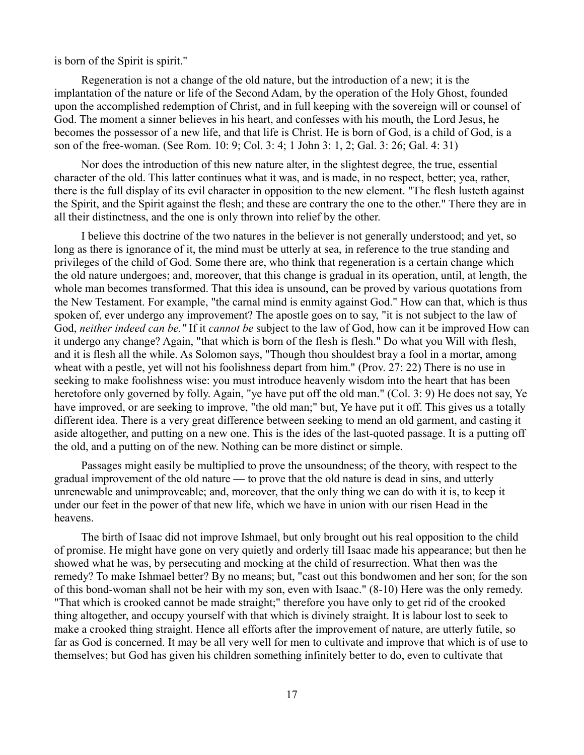is born of the Spirit is spirit."

Regeneration is not a change of the old nature, but the introduction of a new; it is the implantation of the nature or life of the Second Adam, by the operation of the Holy Ghost, founded upon the accomplished redemption of Christ, and in full keeping with the sovereign will or counsel of God. The moment a sinner believes in his heart, and confesses with his mouth, the Lord Jesus, he becomes the possessor of a new life, and that life is Christ. He is born of God, is a child of God, is a son of the free-woman. (See Rom. 10: 9; Col. 3: 4; 1 John 3: 1, 2; Gal. 3: 26; Gal. 4: 31)

Nor does the introduction of this new nature alter, in the slightest degree, the true, essential character of the old. This latter continues what it was, and is made, in no respect, better; yea, rather, there is the full display of its evil character in opposition to the new element. "The flesh lusteth against the Spirit, and the Spirit against the flesh; and these are contrary the one to the other." There they are in all their distinctness, and the one is only thrown into relief by the other.

I believe this doctrine of the two natures in the believer is not generally understood; and yet, so long as there is ignorance of it, the mind must be utterly at sea, in reference to the true standing and privileges of the child of God. Some there are, who think that regeneration is a certain change which the old nature undergoes; and, moreover, that this change is gradual in its operation, until, at length, the whole man becomes transformed. That this idea is unsound, can be proved by various quotations from the New Testament. For example, "the carnal mind is enmity against God." How can that, which is thus spoken of, ever undergo any improvement? The apostle goes on to say, "it is not subject to the law of God, *neither indeed can be."* If it *cannot be* subject to the law of God, how can it be improved How can it undergo any change? Again, "that which is born of the flesh is flesh." Do what you Will with flesh, and it is flesh all the while. As Solomon says, "Though thou shouldest bray a fool in a mortar, among wheat with a pestle, yet will not his foolishness depart from him." (Prov. 27: 22) There is no use in seeking to make foolishness wise: you must introduce heavenly wisdom into the heart that has been heretofore only governed by folly. Again, "ye have put off the old man." (Col. 3: 9) He does not say, Ye have improved, or are seeking to improve, "the old man;" but, Ye have put it off. This gives us a totally different idea. There is a very great difference between seeking to mend an old garment, and casting it aside altogether, and putting on a new one. This is the ides of the last-quoted passage. It is a putting off the old, and a putting on of the new. Nothing can be more distinct or simple.

Passages might easily be multiplied to prove the unsoundness; of the theory, with respect to the gradual improvement of the old nature — to prove that the old nature is dead in sins, and utterly unrenewable and unimproveable; and, moreover, that the only thing we can do with it is, to keep it under our feet in the power of that new life, which we have in union with our risen Head in the heavens.

The birth of Isaac did not improve Ishmael, but only brought out his real opposition to the child of promise. He might have gone on very quietly and orderly till Isaac made his appearance; but then he showed what he was, by persecuting and mocking at the child of resurrection. What then was the remedy? To make Ishmael better? By no means; but, "cast out this bondwomen and her son; for the son of this bond-woman shall not be heir with my son, even with Isaac." (8-10) Here was the only remedy. "That which is crooked cannot be made straight;" therefore you have only to get rid of the crooked thing altogether, and occupy yourself with that which is divinely straight. It is labour lost to seek to make a crooked thing straight. Hence all efforts after the improvement of nature, are utterly futile, so far as God is concerned. It may be all very well for men to cultivate and improve that which is of use to themselves; but God has given his children something infinitely better to do, even to cultivate that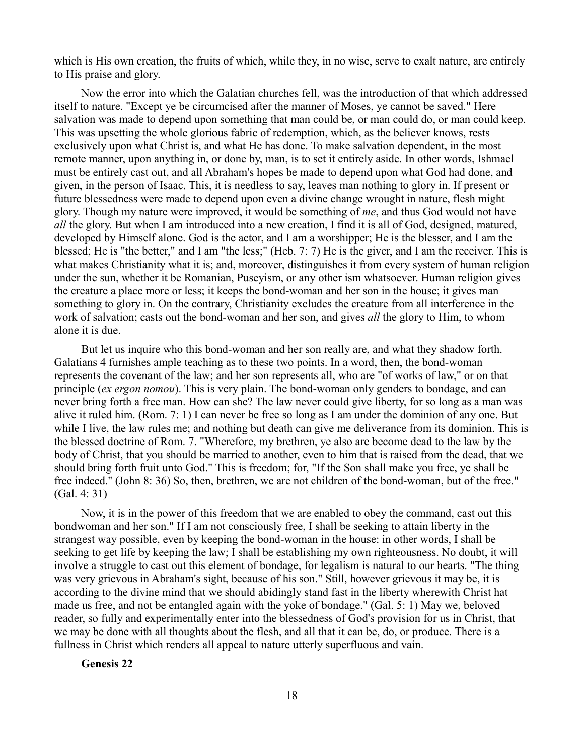which is His own creation, the fruits of which, while they, in no wise, serve to exalt nature, are entirely to His praise and glory.

Now the error into which the Galatian churches fell, was the introduction of that which addressed itself to nature. "Except ye be circumcised after the manner of Moses, ye cannot be saved." Here salvation was made to depend upon something that man could be, or man could do, or man could keep. This was upsetting the whole glorious fabric of redemption, which, as the believer knows, rests exclusively upon what Christ is, and what He has done. To make salvation dependent, in the most remote manner, upon anything in, or done by, man, is to set it entirely aside. In other words, Ishmael must be entirely cast out, and all Abraham's hopes be made to depend upon what God had done, and given, in the person of Isaac. This, it is needless to say, leaves man nothing to glory in. If present or future blessedness were made to depend upon even a divine change wrought in nature, flesh might glory. Though my nature were improved, it would be something of *me*, and thus God would not have *all* the glory. But when I am introduced into a new creation, I find it is all of God, designed, matured, developed by Himself alone. God is the actor, and I am a worshipper; He is the blesser, and I am the blessed; He is "the better," and I am "the less;" (Heb. 7: 7) He is the giver, and I am the receiver. This is what makes Christianity what it is; and, moreover, distinguishes it from every system of human religion under the sun, whether it be Romanian, Puseyism, or any other ism whatsoever. Human religion gives the creature a place more or less; it keeps the bond-woman and her son in the house; it gives man something to glory in. On the contrary, Christianity excludes the creature from all interference in the work of salvation; casts out the bond-woman and her son, and gives *all* the glory to Him, to whom alone it is due.

But let us inquire who this bond-woman and her son really are, and what they shadow forth. Galatians 4 furnishes ample teaching as to these two points. In a word, then, the bond-woman represents the covenant of the law; and her son represents all, who are "of works of law," or on that principle (*ex ergon nomou*). This is very plain. The bond-woman only genders to bondage, and can never bring forth a free man. How can she? The law never could give liberty, for so long as a man was alive it ruled him. (Rom. 7: 1) I can never be free so long as I am under the dominion of any one. But while I live, the law rules me; and nothing but death can give me deliverance from its dominion. This is the blessed doctrine of Rom. 7. "Wherefore, my brethren, ye also are become dead to the law by the body of Christ, that you should be married to another, even to him that is raised from the dead, that we should bring forth fruit unto God." This is freedom; for, "If the Son shall make you free, ye shall be free indeed." (John 8: 36) So, then, brethren, we are not children of the bond-woman, but of the free." (Gal. 4: 31)

Now, it is in the power of this freedom that we are enabled to obey the command, cast out this bondwoman and her son." If I am not consciously free, I shall be seeking to attain liberty in the strangest way possible, even by keeping the bond-woman in the house: in other words, I shall be seeking to get life by keeping the law; I shall be establishing my own righteousness. No doubt, it will involve a struggle to cast out this element of bondage, for legalism is natural to our hearts. "The thing was very grievous in Abraham's sight, because of his son." Still, however grievous it may be, it is according to the divine mind that we should abidingly stand fast in the liberty wherewith Christ hat made us free, and not be entangled again with the yoke of bondage." (Gal. 5: 1) May we, beloved reader, so fully and experimentally enter into the blessedness of God's provision for us in Christ, that we may be done with all thoughts about the flesh, and all that it can be, do, or produce. There is a fullness in Christ which renders all appeal to nature utterly superfluous and vain.

**Genesis 22**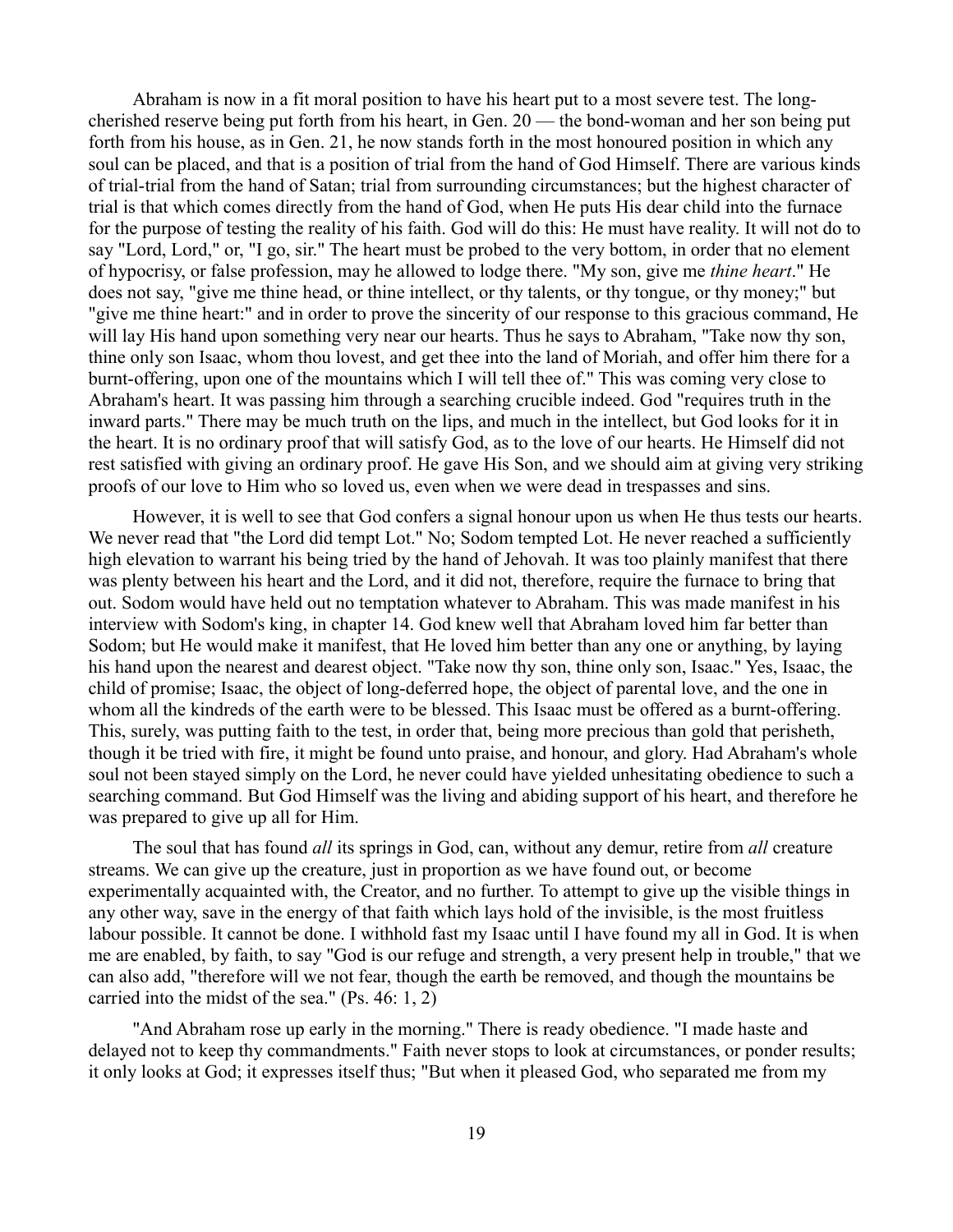Abraham is now in a fit moral position to have his heart put to a most severe test. The long-cherished reserve being put forth from his heart, in Gen. 20 — the bond-woman and her son being put forth from his house, as in Gen. 21, he now stands forth in the most honoured position in which any soul can be placed, and that is a position of trial from the hand of God Himself. There are various kinds of trial-trial from the hand of Satan; trial from surrounding circumstances; but the highest character of trial is that which comes directly from the hand of God, when He puts His dear child into the furnace for the purpose of testing the reality of his faith. God will do this: He must have reality. It will not do to say "Lord, Lord," or, "I go, sir." The heart must be probed to the very bottom, in order that no element of hypocrisy, or false profession, may he allowed to lodge there. "My son, give me *thine heart*." He does not say, "give me thine head, or thine intellect, or thy talents, or thy tongue, or thy money;" but "give me thine heart:" and in order to prove the sincerity of our response to this gracious command, He will lay His hand upon something very near our hearts. Thus he says to Abraham, "Take now thy son, thine only son Isaac, whom thou lovest, and get thee into the land of Moriah, and offer him there for a burnt-offering, upon one of the mountains which I will tell thee of." This was coming very close to Abraham's heart. It was passing him through a searching crucible indeed. God "requires truth in the inward parts." There may be much truth on the lips, and much in the intellect, but God looks for it in the heart. It is no ordinary proof that will satisfy God, as to the love of our hearts. He Himself did not rest satisfied with giving an ordinary proof. He gave His Son, and we should aim at giving very striking proofs of our love to Him who so loved us, even when we were dead in trespasses and sins.

However, it is well to see that God confers a signal honour upon us when He thus tests our hearts. We never read that "the Lord did tempt Lot." No; Sodom tempted Lot. He never reached a sufficiently high elevation to warrant his being tried by the hand of Jehovah. It was too plainly manifest that there was plenty between his heart and the Lord, and it did not, therefore, require the furnace to bring that out. Sodom would have held out no temptation whatever to Abraham. This was made manifest in his interview with Sodom's king, in chapter 14. God knew well that Abraham loved him far better than Sodom; but He would make it manifest, that He loved him better than any one or anything, by laying his hand upon the nearest and dearest object. "Take now thy son, thine only son, Isaac." Yes, Isaac, the child of promise; Isaac, the object of long-deferred hope, the object of parental love, and the one in whom all the kindreds of the earth were to be blessed. This Isaac must be offered as a burnt-offering. This, surely, was putting faith to the test, in order that, being more precious than gold that perisheth, though it be tried with fire, it might be found unto praise, and honour, and glory. Had Abraham's whole soul not been stayed simply on the Lord, he never could have yielded unhesitating obedience to such a searching command. But God Himself was the living and abiding support of his heart, and therefore he was prepared to give up all for Him.

The soul that has found *all* its springs in God, can, without any demur, retire from *all* creature streams. We can give up the creature, just in proportion as we have found out, or become experimentally acquainted with, the Creator, and no further. To attempt to give up the visible things in any other way, save in the energy of that faith which lays hold of the invisible, is the most fruitless labour possible. It cannot be done. I withhold fast my Isaac until I have found my all in God. It is when me are enabled, by faith, to say "God is our refuge and strength, a very present help in trouble," that we can also add, "therefore will we not fear, though the earth be removed, and though the mountains be carried into the midst of the sea." (Ps. 46: 1, 2)

"And Abraham rose up early in the morning." There is ready obedience. "I made haste and delayed not to keep thy commandments." Faith never stops to look at circumstances, or ponder results; it only looks at God; it expresses itself thus; "But when it pleased God, who separated me from my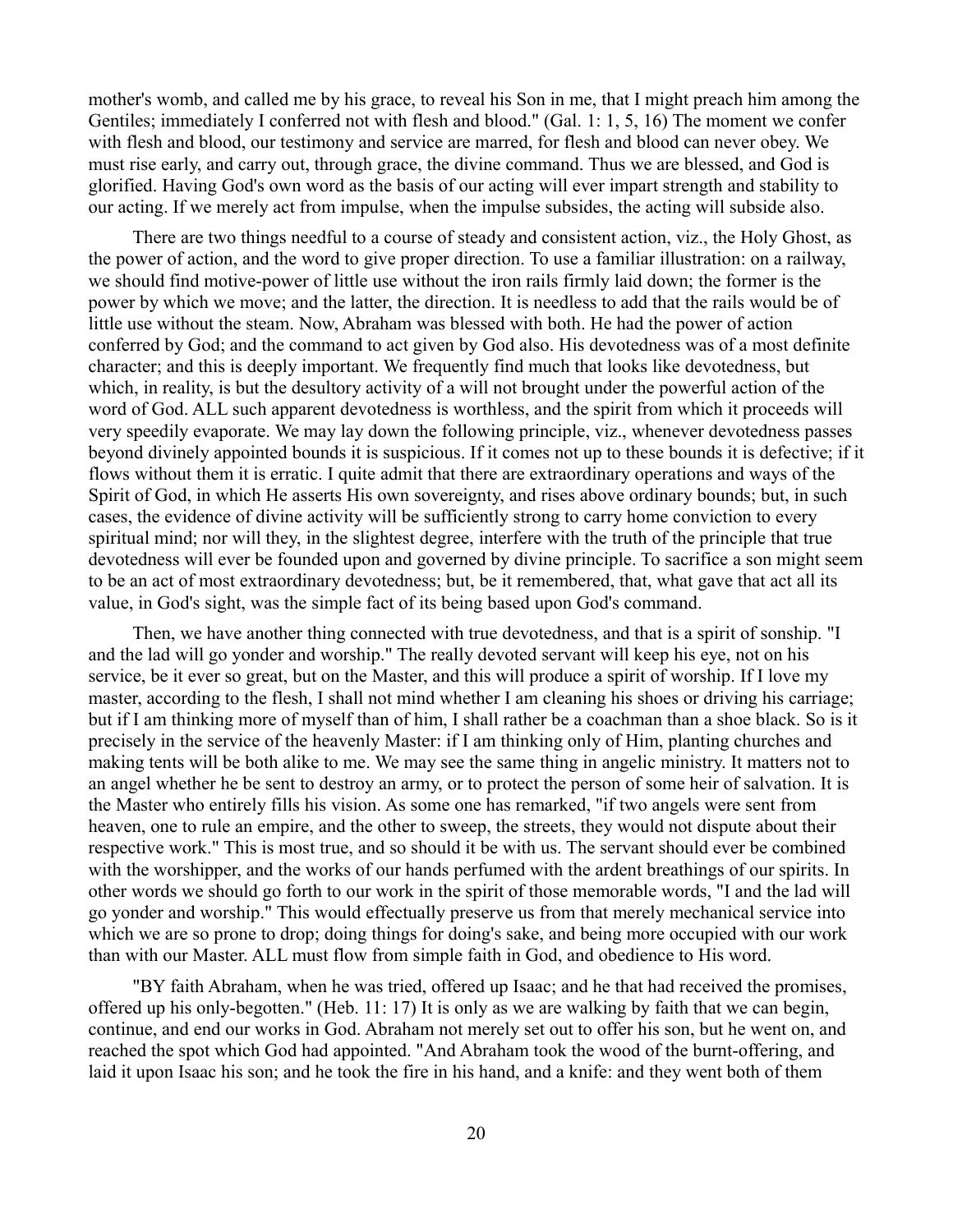mother's womb, and called me by his grace, to reveal his Son in me, that I might preach him among the Gentiles; immediately I conferred not with flesh and blood." (Gal. 1: 1, 5, 16) The moment we confer with flesh and blood, our testimony and service are marred, for flesh and blood can never obey. We must rise early, and carry out, through grace, the divine command. Thus we are blessed, and God is glorified. Having God's own word as the basis of our acting will ever impart strength and stability to our acting. If we merely act from impulse, when the impulse subsides, the acting will subside also.

There are two things needful to a course of steady and consistent action, viz., the Holy Ghost, as the power of action, and the word to give proper direction. To use a familiar illustration: on a railway, we should find motive-power of little use without the iron rails firmly laid down; the former is the power by which we move; and the latter, the direction. It is needless to add that the rails would be of little use without the steam. Now, Abraham was blessed with both. He had the power of action conferred by God; and the command to act given by God also. His devotedness was of a most definite character; and this is deeply important. We frequently find much that looks like devotedness, but which, in reality, is but the desultory activity of a will not brought under the powerful action of the word of God. ALL such apparent devotedness is worthless, and the spirit from which it proceeds will very speedily evaporate. We may lay down the following principle, viz., whenever devotedness passes beyond divinely appointed bounds it is suspicious. If it comes not up to these bounds it is defective; if it flows without them it is erratic. I quite admit that there are extraordinary operations and ways of the Spirit of God, in which He asserts His own sovereignty, and rises above ordinary bounds; but, in such cases, the evidence of divine activity will be sufficiently strong to carry home conviction to every spiritual mind; nor will they, in the slightest degree, interfere with the truth of the principle that true devotedness will ever be founded upon and governed by divine principle. To sacrifice a son might seem to be an act of most extraordinary devotedness; but, be it remembered, that, what gave that act all its value, in God's sight, was the simple fact of its being based upon God's command.

Then, we have another thing connected with true devotedness, and that is a spirit of sonship. "I and the lad will go yonder and worship." The really devoted servant will keep his eye, not on his service, be it ever so great, but on the Master, and this will produce a spirit of worship. If I love my master, according to the flesh, I shall not mind whether I am cleaning his shoes or driving his carriage; but if I am thinking more of myself than of him, I shall rather be a coachman than a shoe black. So is it precisely in the service of the heavenly Master: if I am thinking only of Him, planting churches and making tents will be both alike to me. We may see the same thing in angelic ministry. It matters not to an angel whether he be sent to destroy an army, or to protect the person of some heir of salvation. It is the Master who entirely fills his vision. As some one has remarked, "if two angels were sent from heaven, one to rule an empire, and the other to sweep, the streets, they would not dispute about their respective work." This is most true, and so should it be with us. The servant should ever be combined with the worshipper, and the works of our hands perfumed with the ardent breathings of our spirits. In other words we should go forth to our work in the spirit of those memorable words, "I and the lad will go yonder and worship." This would effectually preserve us from that merely mechanical service into which we are so prone to drop; doing things for doing's sake, and being more occupied with our work than with our Master. ALL must flow from simple faith in God, and obedience to His word.

"BY faith Abraham, when he was tried, offered up Isaac; and he that had received the promises, offered up his only-begotten." (Heb. 11: 17) It is only as we are walking by faith that we can begin, continue, and end our works in God. Abraham not merely set out to offer his son, but he went on, and reached the spot which God had appointed. "And Abraham took the wood of the burnt-offering, and laid it upon Isaac his son; and he took the fire in his hand, and a knife: and they went both of them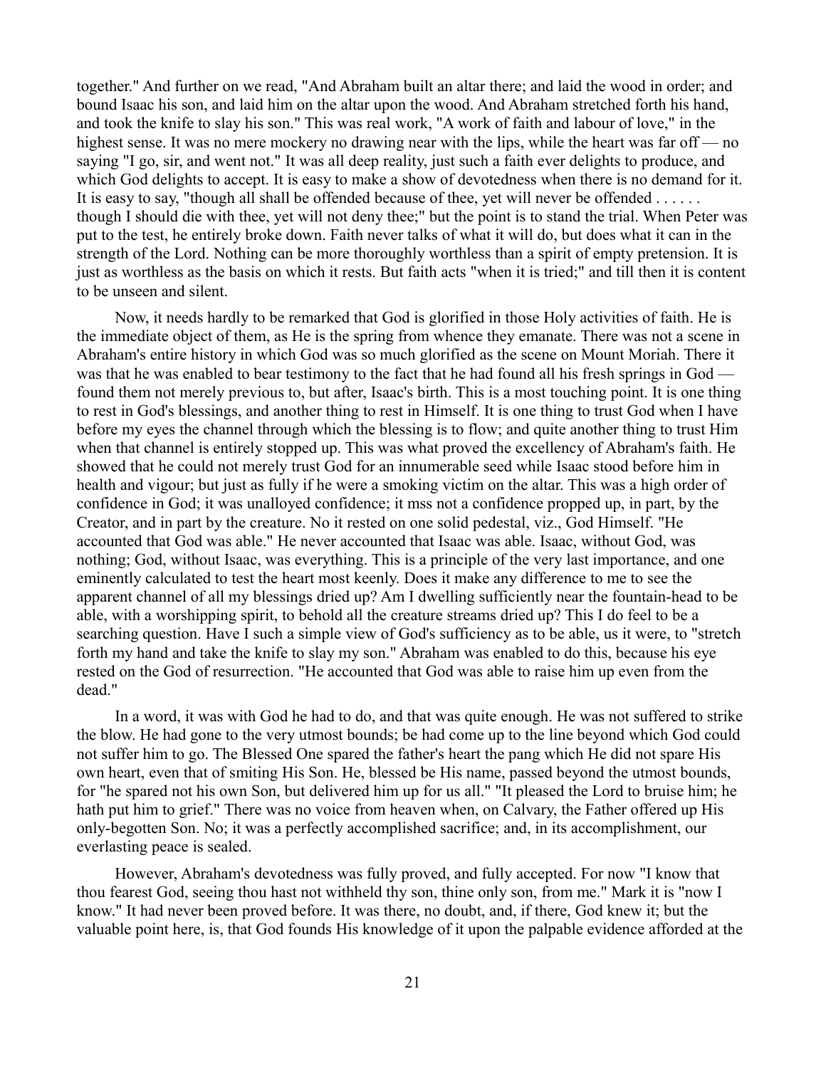together." And further on we read, "And Abraham built an altar there; and laid the wood in order; and bound Isaac his son, and laid him on the altar upon the wood. And Abraham stretched forth his hand, and took the knife to slay his son." This was real work, "A work of faith and labour of love," in the highest sense. It was no mere mockery no drawing near with the lips, while the heart was far off — no saying "I go, sir, and went not." It was all deep reality, just such a faith ever delights to produce, and which God delights to accept. It is easy to make a show of devotedness when there is no demand for it. It is easy to say, "though all shall be offended because of thee, yet will never be offended . . . . . . though I should die with thee, yet will not deny thee;" but the point is to stand the trial. When Peter was put to the test, he entirely broke down. Faith never talks of what it will do, but does what it can in the strength of the Lord. Nothing can be more thoroughly worthless than a spirit of empty pretension. It is just as worthless as the basis on which it rests. But faith acts "when it is tried;" and till then it is content to be unseen and silent.

Now, it needs hardly to be remarked that God is glorified in those Holy activities of faith. He is the immediate object of them, as He is the spring from whence they emanate. There was not a scene in Abraham's entire history in which God was so much glorified as the scene on Mount Moriah. There it was that he was enabled to bear testimony to the fact that he had found all his fresh springs in God — found them not merely previous to, but after, Isaac's birth. This is a most touching point. It is one thing to rest in God's blessings, and another thing to rest in Himself. It is one thing to trust God when I have before my eyes the channel through which the blessing is to flow; and quite another thing to trust Him when that channel is entirely stopped up. This was what proved the excellency of Abraham's faith. He showed that he could not merely trust God for an innumerable seed while Isaac stood before him in health and vigour; but just as fully if he were a smoking victim on the altar. This was a high order of confidence in God; it was unalloyed confidence; it mss not a confidence propped up, in part, by the Creator, and in part by the creature. No it rested on one solid pedestal, viz., God Himself. "He accounted that God was able." He never accounted that Isaac was able. Isaac, without God, was nothing; God, without Isaac, was everything. This is a principle of the very last importance, and one eminently calculated to test the heart most keenly. Does it make any difference to me to see the apparent channel of all my blessings dried up? Am I dwelling sufficiently near the fountain-head to be able, with a worshipping spirit, to behold all the creature streams dried up? This I do feel to be a searching question. Have I such a simple view of God's sufficiency as to be able, us it were, to "stretch forth my hand and take the knife to slay my son." Abraham was enabled to do this, because his eye rested on the God of resurrection. "He accounted that God was able to raise him up even from the dead."

In a word, it was with God he had to do, and that was quite enough. He was not suffered to strike the blow. He had gone to the very utmost bounds; be had come up to the line beyond which God could not suffer him to go. The Blessed One spared the father's heart the pang which He did not spare His own heart, even that of smiting His Son. He, blessed be His name, passed beyond the utmost bounds, for "he spared not his own Son, but delivered him up for us all." "It pleased the Lord to bruise him; he hath put him to grief." There was no voice from heaven when, on Calvary, the Father offered up His only-begotten Son. No; it was a perfectly accomplished sacrifice; and, in its accomplishment, our everlasting peace is sealed.

However, Abraham's devotedness was fully proved, and fully accepted. For now "I know that thou fearest God, seeing thou hast not withheld thy son, thine only son, from me." Mark it is "now I know." It had never been proved before. It was there, no doubt, and, if there, God knew it; but the valuable point here, is, that God founds His knowledge of it upon the palpable evidence afforded at the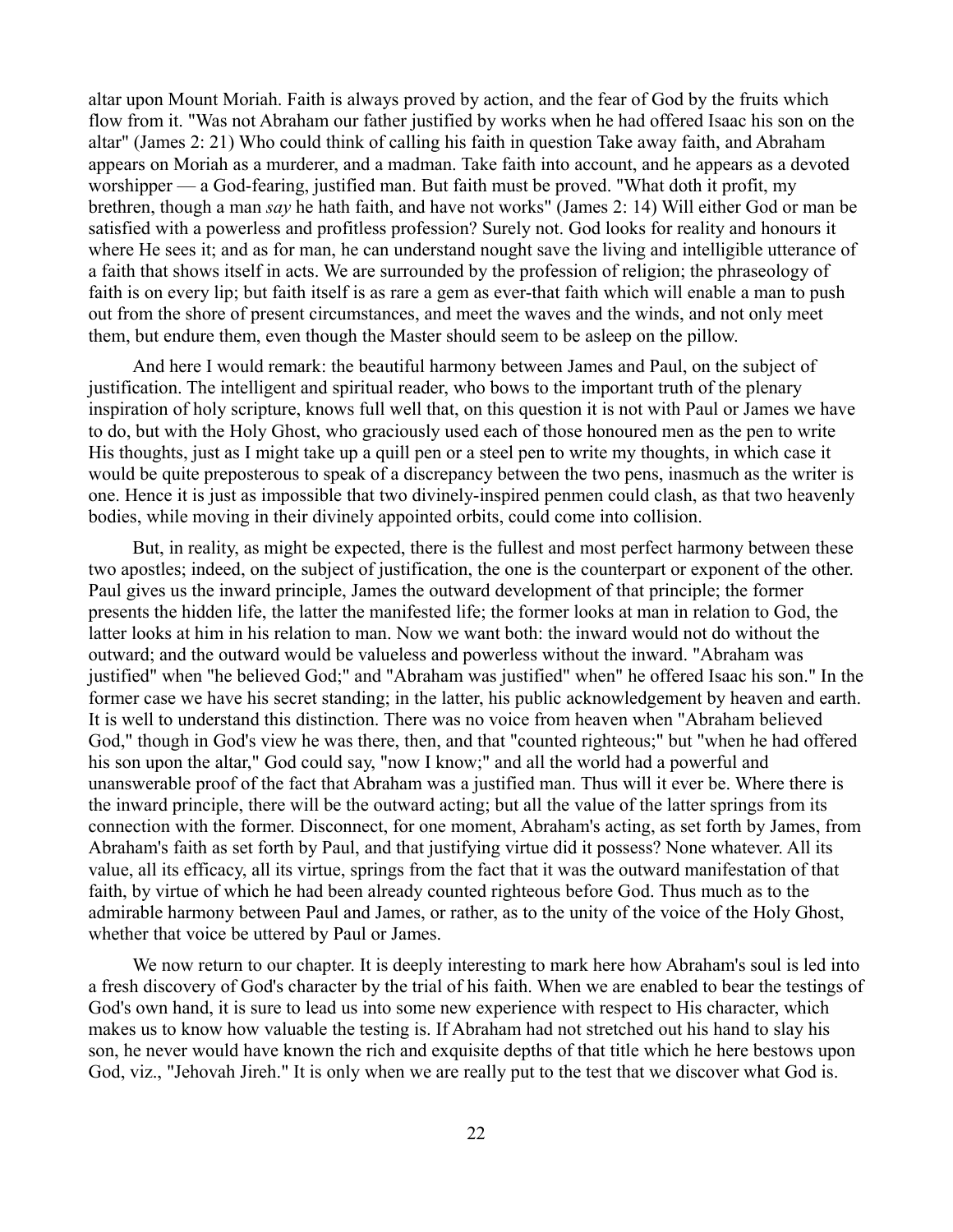altar upon Mount Moriah. Faith is always proved by action, and the fear of God by the fruits which flow from it. "Was not Abraham our father justified by works when he had offered Isaac his son on the altar" (James 2: 21) Who could think of calling his faith in question Take away faith, and Abraham appears on Moriah as a murderer, and a madman. Take faith into account, and he appears as a devoted worshipper — a God-fearing, justified man. But faith must be proved. "What doth it profit, my brethren, though a man *say* he hath faith, and have not works" (James 2: 14) Will either God or man be satisfied with a powerless and profitless profession? Surely not. God looks for reality and honours it where He sees it; and as for man, he can understand nought save the living and intelligible utterance of a faith that shows itself in acts. We are surrounded by the profession of religion; the phraseology of faith is on every lip; but faith itself is as rare a gem as ever-that faith which will enable a man to push out from the shore of present circumstances, and meet the waves and the winds, and not only meet them, but endure them, even though the Master should seem to be asleep on the pillow.

And here I would remark: the beautiful harmony between James and Paul, on the subject of justification. The intelligent and spiritual reader, who bows to the important truth of the plenary inspiration of holy scripture, knows full well that, on this question it is not with Paul or James we have to do, but with the Holy Ghost, who graciously used each of those honoured men as the pen to write His thoughts, just as I might take up a quill pen or a steel pen to write my thoughts, in which case it would be quite preposterous to speak of a discrepancy between the two pens, inasmuch as the writer is one. Hence it is just as impossible that two divinely-inspired penmen could clash, as that two heavenly bodies, while moving in their divinely appointed orbits, could come into collision.

But, in reality, as might be expected, there is the fullest and most perfect harmony between these two apostles; indeed, on the subject of justification, the one is the counterpart or exponent of the other. Paul gives us the inward principle, James the outward development of that principle; the former presents the hidden life, the latter the manifested life; the former looks at man in relation to God, the latter looks at him in his relation to man. Now we want both: the inward would not do without the outward; and the outward would be valueless and powerless without the inward. "Abraham was justified" when "he believed God;" and "Abraham was justified" when" he offered Isaac his son." In the former case we have his secret standing; in the latter, his public acknowledgement by heaven and earth. It is well to understand this distinction. There was no voice from heaven when "Abraham believed God," though in God's view he was there, then, and that "counted righteous;" but "when he had offered his son upon the altar," God could say, "now I know;" and all the world had a powerful and unanswerable proof of the fact that Abraham was a justified man. Thus will it ever be. Where there is the inward principle, there will be the outward acting; but all the value of the latter springs from its connection with the former. Disconnect, for one moment, Abraham's acting, as set forth by James, from Abraham's faith as set forth by Paul, and that justifying virtue did it possess? None whatever. All its value, all its efficacy, all its virtue, springs from the fact that it was the outward manifestation of that faith, by virtue of which he had been already counted righteous before God. Thus much as to the admirable harmony between Paul and James, or rather, as to the unity of the voice of the Holy Ghost, whether that voice be uttered by Paul or James.

We now return to our chapter. It is deeply interesting to mark here how Abraham's soul is led into a fresh discovery of God's character by the trial of his faith. When we are enabled to bear the testings of God's own hand, it is sure to lead us into some new experience with respect to His character, which makes us to know how valuable the testing is. If Abraham had not stretched out his hand to slay his son, he never would have known the rich and exquisite depths of that title which he here bestows upon God, viz., "Jehovah Jireh." It is only when we are really put to the test that we discover what God is.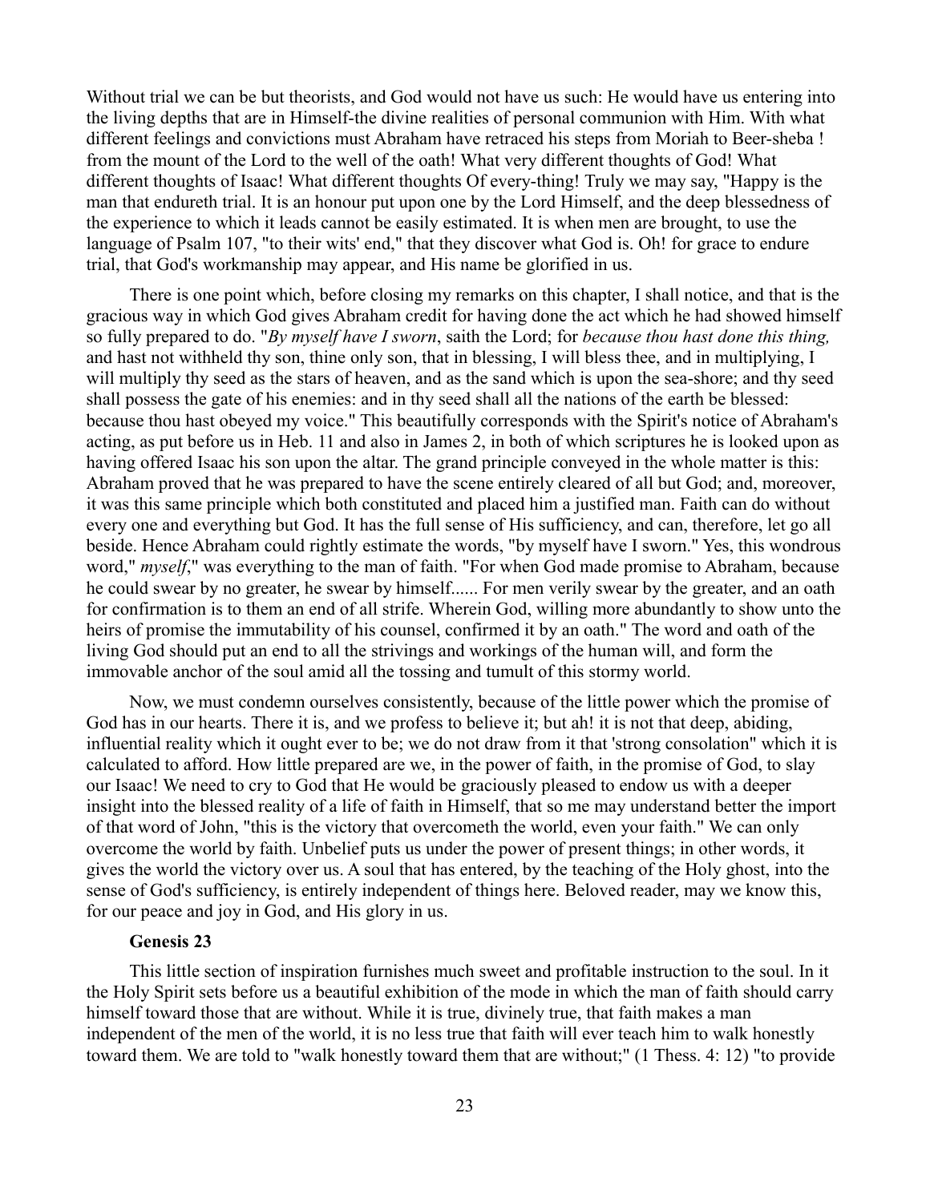Without trial we can be but theorists, and God would not have us such: He would have us entering into the living depths that are in Himself-the divine realities of personal communion with Him. With what different feelings and convictions must Abraham have retraced his steps from Moriah to Beer-sheba ! from the mount of the Lord to the well of the oath! What very different thoughts of God! What different thoughts of Isaac! What different thoughts Of every-thing! Truly we may say, "Happy is the man that endureth trial. It is an honour put upon one by the Lord Himself, and the deep blessedness of the experience to which it leads cannot be easily estimated. It is when men are brought, to use the language of Psalm 107, "to their wits' end," that they discover what God is. Oh! for grace to endure trial, that God's workmanship may appear, and His name be glorified in us.

There is one point which, before closing my remarks on this chapter, I shall notice, and that is the gracious way in which God gives Abraham credit for having done the act which he had showed himself so fully prepared to do. "*By myself have I sworn*, saith the Lord; for *because thou hast done this thing,* and hast not withheld thy son, thine only son, that in blessing, I will bless thee, and in multiplying, I will multiply thy seed as the stars of heaven, and as the sand which is upon the sea-shore; and thy seed shall possess the gate of his enemies: and in thy seed shall all the nations of the earth be blessed: because thou hast obeyed my voice." This beautifully corresponds with the Spirit's notice of Abraham's acting, as put before us in Heb. 11 and also in James 2, in both of which scriptures he is looked upon as having offered Isaac his son upon the altar. The grand principle conveyed in the whole matter is this: Abraham proved that he was prepared to have the scene entirely cleared of all but God; and, moreover, it was this same principle which both constituted and placed him a justified man. Faith can do without every one and everything but God. It has the full sense of His sufficiency, and can, therefore, let go all beside. Hence Abraham could rightly estimate the words, "by myself have I sworn." Yes, this wondrous word," *myself*," was everything to the man of faith. "For when God made promise to Abraham, because he could swear by no greater, he swear by himself...... For men verily swear by the greater, and an oath for confirmation is to them an end of all strife. Wherein God, willing more abundantly to show unto the heirs of promise the immutability of his counsel, confirmed it by an oath." The word and oath of the living God should put an end to all the strivings and workings of the human will, and form the immovable anchor of the soul amid all the tossing and tumult of this stormy world.

Now, we must condemn ourselves consistently, because of the little power which the promise of God has in our hearts. There it is, and we profess to believe it; but ah! it is not that deep, abiding, influential reality which it ought ever to be; we do not draw from it that 'strong consolation" which it is calculated to afford. How little prepared are we, in the power of faith, in the promise of God, to slay our Isaac! We need to cry to God that He would be graciously pleased to endow us with a deeper insight into the blessed reality of a life of faith in Himself, that so me may understand better the import of that word of John, "this is the victory that overcometh the world, even your faith." We can only overcome the world by faith. Unbelief puts us under the power of present things; in other words, it gives the world the victory over us. A soul that has entered, by the teaching of the Holy ghost, into the sense of God's sufficiency, is entirely independent of things here. Beloved reader, may we know this, for our peace and joy in God, and His glory in us.

## Genesis 23

This little section of inspiration furnishes much sweet and profitable instruction to the soul. In it the Holy Spirit sets before us a beautiful exhibition of the mode in which the man of faith should carry himself toward those that are without. While it is true, divinely true, that faith makes a man independent of the men of the world, it is no less true that faith will ever teach him to walk honestly toward them. We are told to "walk honestly toward them that are without;" (1 Thess. 4: 12) "to provide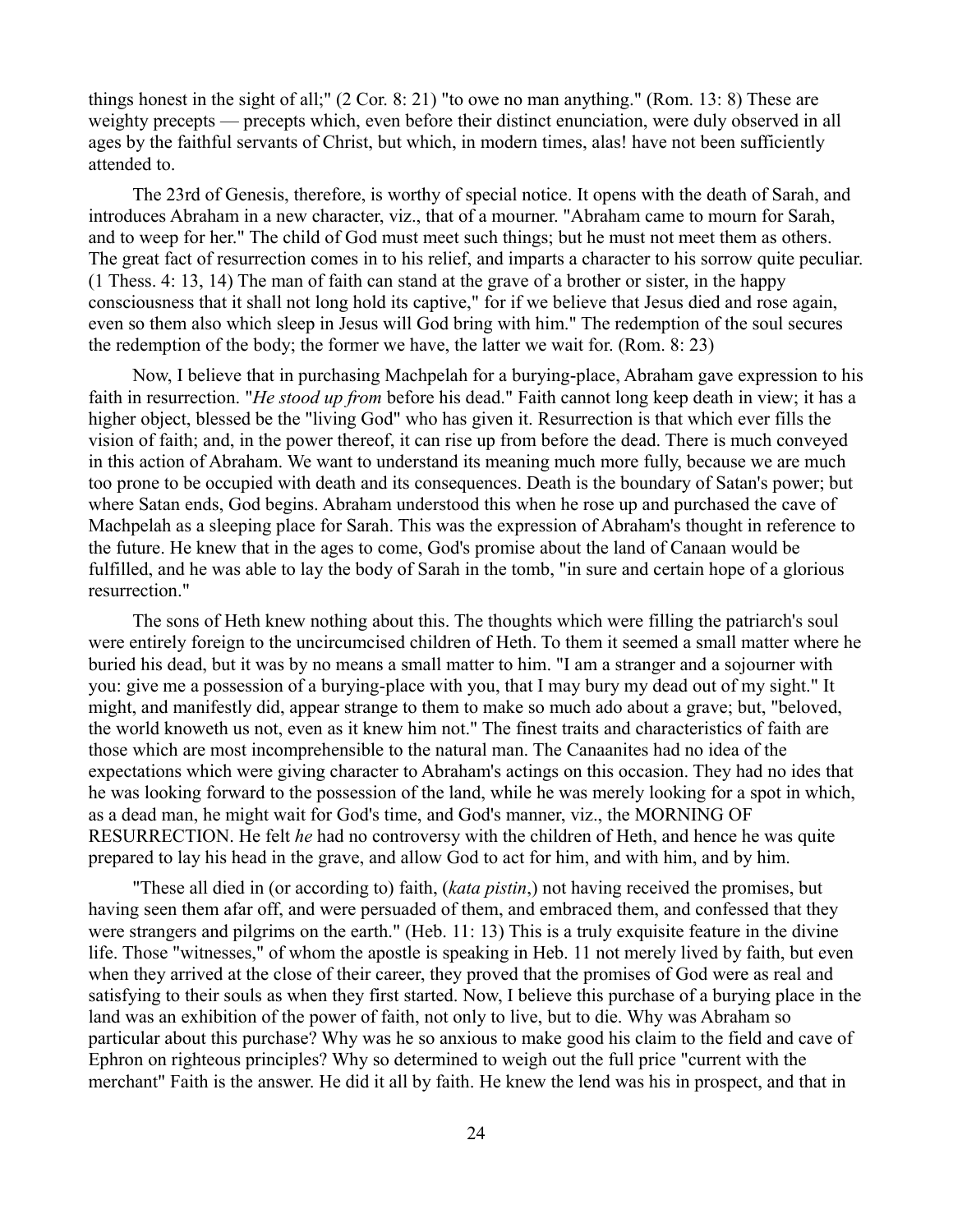things honest in the sight of all;" (2 Cor. 8: 21) "to owe no man anything." (Rom. 13: 8) These are weighty precepts — precepts which, even before their distinct enunciation, were duly observed in all ages by the faithful servants of Christ, but which, in modern times, alas! have not been sufficiently attended to.

The 23rd of Genesis, therefore, is worthy of special notice. It opens with the death of Sarah, and introduces Abraham in a new character, viz., that of a mourner. "Abraham came to mourn for Sarah, and to weep for her." The child of God must meet such things; but he must not meet them as others. The great fact of resurrection comes in to his relief, and imparts a character to his sorrow quite peculiar. (1 Thess. 4: 13, 14) The man of faith can stand at the grave of a brother or sister, in the happy consciousness that it shall not long hold its captive," for if we believe that Jesus died and rose again, even so them also which sleep in Jesus will God bring with him." The redemption of the soul secures the redemption of the body; the former we have, the latter we wait for. (Rom. 8: 23)

Now, I believe that in purchasing Machpelah for a burying-place, Abraham gave expression to his faith in resurrection. "*He stood up from* before his dead." Faith cannot long keep death in view; it has a higher object, blessed be the "living God" who has given it. Resurrection is that which ever fills the vision of faith; and, in the power thereof, it can rise up from before the dead. There is much conveyed in this action of Abraham. We want to understand its meaning much more fully, because we are much too prone to be occupied with death and its consequences. Death is the boundary of Satan's power; but where Satan ends, God begins. Abraham understood this when he rose up and purchased the cave of Machpelah as a sleeping place for Sarah. This was the expression of Abraham's thought in reference to the future. He knew that in the ages to come, God's promise about the land of Canaan would be fulfilled, and he was able to lay the body of Sarah in the tomb, "in sure and certain hope of a glorious resurrection."

The sons of Heth knew nothing about this. The thoughts which were filling the patriarch's soul were entirely foreign to the uncircumcised children of Heth. To them it seemed a small matter where he buried his dead, but it was by no means a small matter to him. "I am a stranger and a sojourner with you: give me a possession of a burying-place with you, that I may bury my dead out of my sight." It might, and manifestly did, appear strange to them to make so much ado about a grave; but, "beloved, the world knoweth us not, even as it knew him not." The finest traits and characteristics of faith are those which are most incomprehensible to the natural man. The Canaanites had no idea of the expectations which were giving character to Abraham's actings on this occasion. They had no ides that he was looking forward to the possession of the land, while he was merely looking for a spot in which, as a dead man, he might wait for God's time, and God's manner, viz., the MORNING OF RESURRECTION. He felt *he* had no controversy with the children of Heth, and hence he was quite prepared to lay his head in the grave, and allow God to act for him, and with him, and by him.

"These all died in (or according to) faith, (*kata pistin*,) not having received the promises, but having seen them afar off, and were persuaded of them, and embraced them, and confessed that they were strangers and pilgrims on the earth." (Heb. 11: 13) This is a truly exquisite feature in the divine life. Those "witnesses," of whom the apostle is speaking in Heb. 11 not merely lived by faith, but even when they arrived at the close of their career, they proved that the promises of God were as real and satisfying to their souls as when they first started. Now, I believe this purchase of a burying place in the land was an exhibition of the power of faith, not only to live, but to die. Why was Abraham so particular about this purchase? Why was he so anxious to make good his claim to the field and cave of Ephron on righteous principles? Why so determined to weigh out the full price "current with the merchant" Faith is the answer. He did it all by faith. He knew the lend was his in prospect, and that in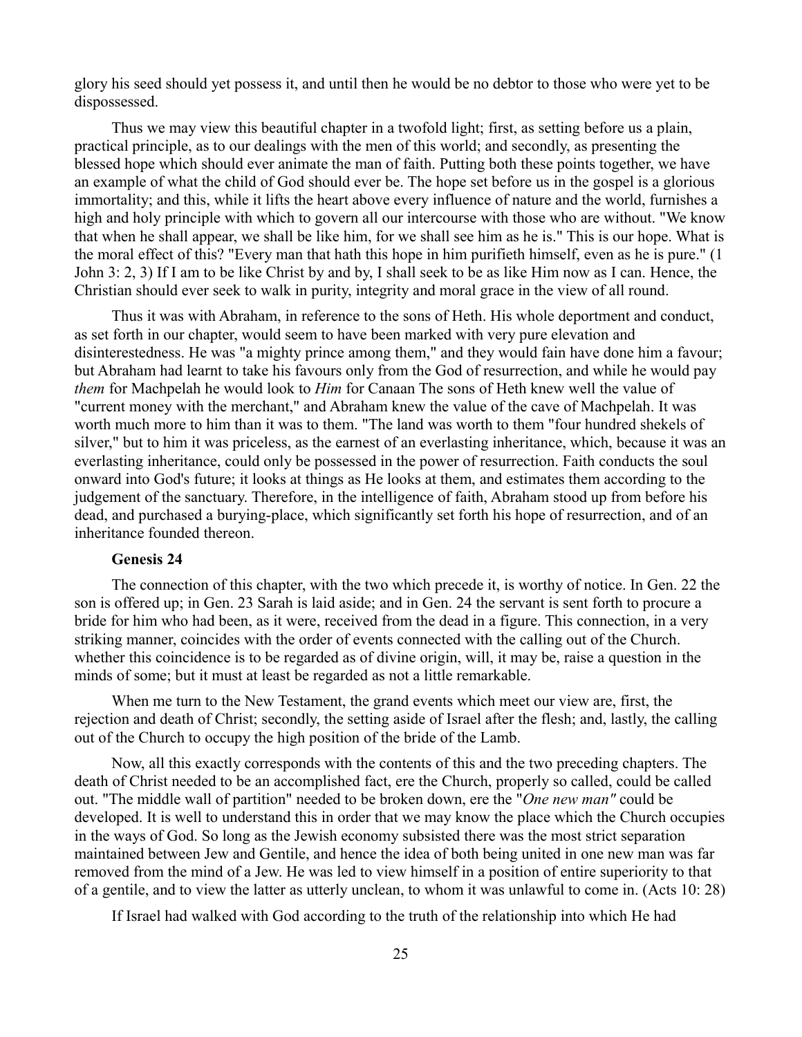glory his seed should yet possess it, and until then he would be no debtor to those who were yet to be dispossessed.

Thus we may view this beautiful chapter in a twofold light; first, as setting before us a plain, practical principle, as to our dealings with the men of this world; and secondly, as presenting the blessed hope which should ever animate the man of faith. Putting both these points together, we have an example of what the child of God should ever be. The hope set before us in the gospel is a glorious immortality; and this, while it lifts the heart above every influence of nature and the world, furnishes a high and holy principle with which to govern all our intercourse with those who are without. "We know that when he shall appear, we shall be like him, for we shall see him as he is." This is our hope. What is the moral effect of this? "Every man that hath this hope in him purifieth himself, even as he is pure." (1 John 3: 2, 3) If I am to be like Christ by and by, I shall seek to be as like Him now as I can. Hence, the Christian should ever seek to walk in purity, integrity and moral grace in the view of all round.

Thus it was with Abraham, in reference to the sons of Heth. His whole deportment and conduct, as set forth in our chapter, would seem to have been marked with very pure elevation and disinterestedness. He was "a mighty prince among them," and they would fain have done him a favour; but Abraham had learnt to take his favours only from the God of resurrection, and while he would pay *them* for Machpelah he would look to *Him* for Canaan The sons of Heth knew well the value of "current money with the merchant," and Abraham knew the value of the cave of Machpelah. It was worth much more to him than it was to them. "The land was worth to them "four hundred shekels of silver," but to him it was priceless, as the earnest of an everlasting inheritance, which, because it was an everlasting inheritance, could only be possessed in the power of resurrection. Faith conducts the soul onward into God's future; it looks at things as He looks at them, and estimates them according to the judgement of the sanctuary. Therefore, in the intelligence of faith, Abraham stood up from before his dead, and purchased a burying-place, which significantly set forth his hope of resurrection, and of an inheritance founded thereon.

### Genesis 24

The connection of this chapter, with the two which precede it, is worthy of notice. In Gen. 22 the son is offered up; in Gen. 23 Sarah is laid aside; and in Gen. 24 the servant is sent forth to procure a bride for him who had been, as it were, received from the dead in a figure. This connection, in a very striking manner, coincides with the order of events connected with the calling out of the Church. whether this coincidence is to be regarded as of divine origin, will, it may be, raise a question in the minds of some; but it must at least be regarded as not a little remarkable.

When me turn to the New Testament, the grand events which meet our view are, first, the rejection and death of Christ; secondly, the setting aside of Israel after the flesh; and, lastly, the calling out of the Church to occupy the high position of the bride of the Lamb.

Now, all this exactly corresponds with the contents of this and the two preceding chapters. The death of Christ needed to be an accomplished fact, ere the Church, properly so called, could be called out. "The middle wall of partition" needed to be broken down, ere the "*One new man"* could be developed. It is well to understand this in order that we may know the place which the Church occupies in the ways of God. So long as the Jewish economy subsisted there was the most strict separation maintained between Jew and Gentile, and hence the idea of both being united in one new man was far removed from the mind of a Jew. He was led to view himself in a position of entire superiority to that of a gentile, and to view the latter as utterly unclean, to whom it was unlawful to come in. (Acts 10: 28)

If Israel had walked with God according to the truth of the relationship into which He had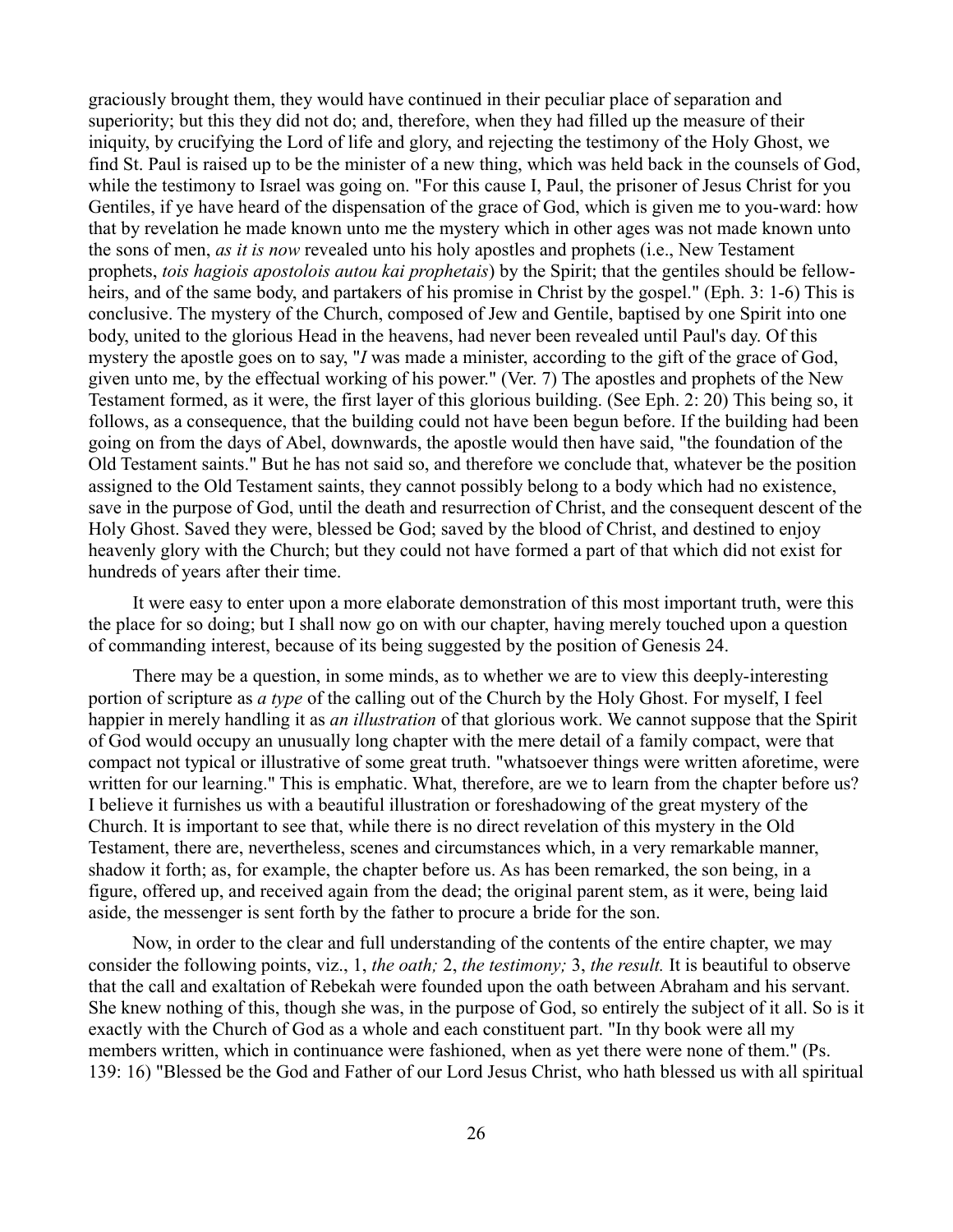graciously brought them, they would have continued in their peculiar place of separation and superiority; but this they did not do; and, therefore, when they had filled up the measure of their iniquity, by crucifying the Lord of life and glory, and rejecting the testimony of the Holy Ghost, we find St. Paul is raised up to be the minister of a new thing, which was held back in the counsels of God, while the testimony to Israel was going on. "For this cause I, Paul, the prisoner of Jesus Christ for you Gentiles, if ye have heard of the dispensation of the grace of God, which is given me to you-ward: how that by revelation he made known unto me the mystery which in other ages was not made known unto the sons of men, *as it is now* revealed unto his holy apostles and prophets (i.e., New Testament prophets, *tois hagiois apostolois autou kai prophetais*) by the Spirit; that the gentiles should be fellow-heirs, and of the same body, and partakers of his promise in Christ by the gospel." (Eph. 3: 1-6) This is conclusive. The mystery of the Church, composed of Jew and Gentile, baptised by one Spirit into one body, united to the glorious Head in the heavens, had never been revealed until Paul's day. Of this mystery the apostle goes on to say, "*I* was made a minister, according to the gift of the grace of God, given unto me, by the effectual working of his power." (Ver. 7) The apostles and prophets of the New Testament formed, as it were, the first layer of this glorious building. (See Eph. 2: 20) This being so, it follows, as a consequence, that the building could not have been begun before. If the building had been going on from the days of Abel, downwards, the apostle would then have said, "the foundation of the Old Testament saints." But he has not said so, and therefore we conclude that, whatever be the position assigned to the Old Testament saints, they cannot possibly belong to a body which had no existence, save in the purpose of God, until the death and resurrection of Christ, and the consequent descent of the Holy Ghost. Saved they were, blessed be God; saved by the blood of Christ, and destined to enjoy heavenly glory with the Church; but they could not have formed a part of that which did not exist for hundreds of years after their time.

It were easy to enter upon a more elaborate demonstration of this most important truth, were this the place for so doing; but I shall now go on with our chapter, having merely touched upon a question of commanding interest, because of its being suggested by the position of Genesis 24.

There may be a question, in some minds, as to whether we are to view this deeply-interesting portion of scripture as *a type* of the calling out of the Church by the Holy Ghost. For myself, I feel happier in merely handling it as *an illustration* of that glorious work. We cannot suppose that the Spirit of God would occupy an unusually long chapter with the mere detail of a family compact, were that compact not typical or illustrative of some great truth. "whatsoever things were written aforetime, were written for our learning." This is emphatic. What, therefore, are we to learn from the chapter before us? I believe it furnishes us with a beautiful illustration or foreshadowing of the great mystery of the Church. It is important to see that, while there is no direct revelation of this mystery in the Old Testament, there are, nevertheless, scenes and circumstances which, in a very remarkable manner, shadow it forth; as, for example, the chapter before us. As has been remarked, the son being, in a figure, offered up, and received again from the dead; the original parent stem, as it were, being laid aside, the messenger is sent forth by the father to procure a bride for the son.

Now, in order to the clear and full understanding of the contents of the entire chapter, we may consider the following points, viz., 1, *the oath;* 2, *the testimony;* 3, *the result.* It is beautiful to observe that the call and exaltation of Rebekah were founded upon the oath between Abraham and his servant. She knew nothing of this, though she was, in the purpose of God, so entirely the subject of it all. So is it exactly with the Church of God as a whole and each constituent part. "In thy book were all my members written, which in continuance were fashioned, when as yet there were none of them." (Ps. 139: 16) "Blessed be the God and Father of our Lord Jesus Christ, who hath blessed us with all spiritual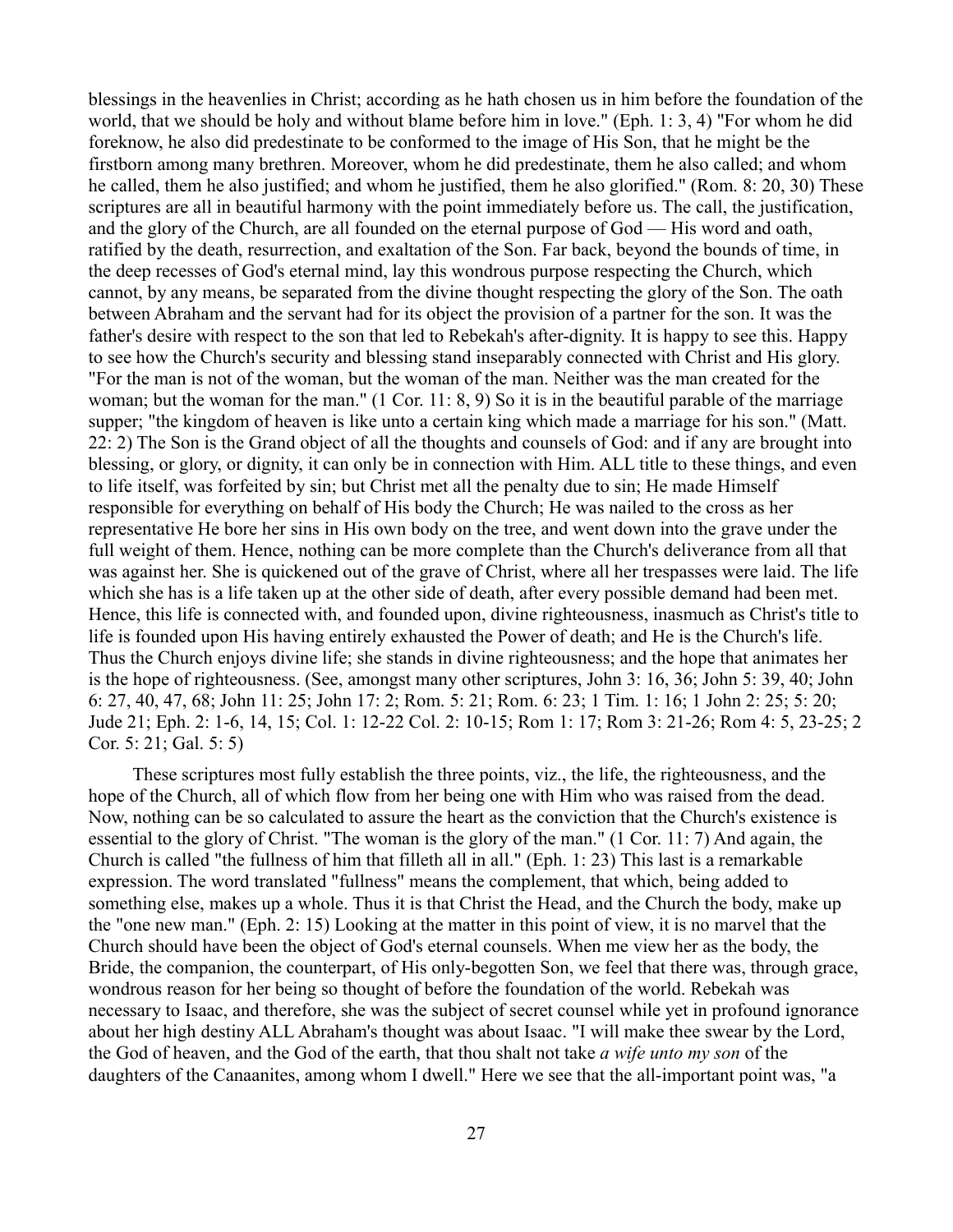blessings in the heavenlies in Christ; according as he hath chosen us in him before the foundation of the world, that we should be holy and without blame before him in love." (Eph. 1: 3, 4) "For whom he did foreknow, he also did predestinate to be conformed to the image of His Son, that he might be the firstborn among many brethren. Moreover, whom he did predestinate, them he also called; and whom he called, them he also justified; and whom he justified, them he also glorified." (Rom. 8: 20, 30) These scriptures are all in beautiful harmony with the point immediately before us. The call, the justification, and the glory of the Church, are all founded on the eternal purpose of God — His word and oath, ratified by the death, resurrection, and exaltation of the Son. Far back, beyond the bounds of time, in the deep recesses of God's eternal mind, lay this wondrous purpose respecting the Church, which cannot, by any means, be separated from the divine thought respecting the glory of the Son. The oath between Abraham and the servant had for its object the provision of a partner for the son. It was the father's desire with respect to the son that led to Rebekah's after-dignity. It is happy to see this. Happy to see how the Church's security and blessing stand inseparably connected with Christ and His glory. "For the man is not of the woman, but the woman of the man. Neither was the man created for the woman; but the woman for the man." (1 Cor. 11: 8, 9) So it is in the beautiful parable of the marriage supper; "the kingdom of heaven is like unto a certain king which made a marriage for his son." (Matt. 22: 2) The Son is the Grand object of all the thoughts and counsels of God: and if any are brought into blessing, or glory, or dignity, it can only be in connection with Him. ALL title to these things, and even to life itself, was forfeited by sin; but Christ met all the penalty due to sin; He made Himself responsible for everything on behalf of His body the Church; He was nailed to the cross as her representative He bore her sins in His own body on the tree, and went down into the grave under the full weight of them. Hence, nothing can be more complete than the Church's deliverance from all that was against her. She is quickened out of the grave of Christ, where all her trespasses were laid. The life which she has is a life taken up at the other side of death, after every possible demand had been met. Hence, this life is connected with, and founded upon, divine righteousness, inasmuch as Christ's title to life is founded upon His having entirely exhausted the Power of death; and He is the Church's life. Thus the Church enjoys divine life; she stands in divine righteousness; and the hope that animates her is the hope of righteousness. (See, amongst many other scriptures, John 3: 16, 36; John 5: 39, 40; John 6: 27, 40, 47, 68; John 11: 25; John 17: 2; Rom. 5: 21; Rom. 6: 23; 1 Tim. 1: 16; 1 John 2: 25; 5: 20; Jude 21; Eph. 2: 1-6, 14, 15; Col. 1: 12-22 Col. 2: 10-15; Rom 1: 17; Rom 3: 21-26; Rom 4: 5, 23-25; 2 Cor. 5: 21; Gal. 5: 5)

These scriptures most fully establish the three points, viz., the life, the righteousness, and the hope of the Church, all of which flow from her being one with Him who was raised from the dead. Now, nothing can be so calculated to assure the heart as the conviction that the Church's existence is essential to the glory of Christ. "The woman is the glory of the man." (1 Cor. 11: 7) And again, the Church is called "the fullness of him that filleth all in all." (Eph. 1: 23) This last is a remarkable expression. The word translated "fullness" means the complement, that which, being added to something else, makes up a whole. Thus it is that Christ the Head, and the Church the body, make up the "one new man." (Eph. 2: 15) Looking at the matter in this point of view, it is no marvel that the Church should have been the object of God's eternal counsels. When me view her as the body, the Bride, the companion, the counterpart, of His only-begotten Son, we feel that there was, through grace, wondrous reason for her being so thought of before the foundation of the world. Rebekah was necessary to Isaac, and therefore, she was the subject of secret counsel while yet in profound ignorance about her high destiny ALL Abraham's thought was about Isaac. "I will make thee swear by the Lord, the God of heaven, and the God of the earth, that thou shalt not take *a wife unto my son* of the daughters of the Canaanites, among whom I dwell." Here we see that the all-important point was, "a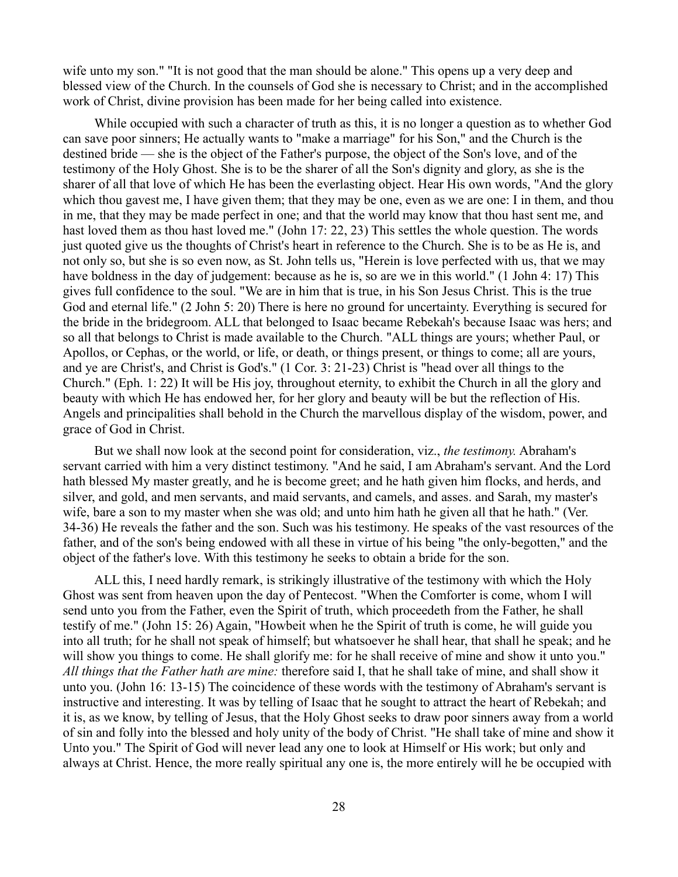wife unto my son." "It is not good that the man should be alone." This opens up a very deep and blessed view of the Church. In the counsels of God she is necessary to Christ; and in the accomplished work of Christ, divine provision has been made for her being called into existence.

While occupied with such a character of truth as this, it is no longer a question as to whether God can save poor sinners; He actually wants to "make a marriage" for his Son," and the Church is the destined bride — she is the object of the Father's purpose, the object of the Son's love, and of the testimony of the Holy Ghost. She is to be the sharer of all the Son's dignity and glory, as she is the sharer of all that love of which He has been the everlasting object. Hear His own words, "And the glory which thou gavest me, I have given them; that they may be one, even as we are one: I in them, and thou in me, that they may be made perfect in one; and that the world may know that thou hast sent me, and hast loved them as thou hast loved me." (John 17: 22, 23) This settles the whole question. The words just quoted give us the thoughts of Christ's heart in reference to the Church. She is to be as He is, and not only so, but she is so even now, as St. John tells us, "Herein is love perfected with us, that we may have boldness in the day of judgement: because as he is, so are we in this world." (1 John 4: 17) This gives full confidence to the soul. "We are in him that is true, in his Son Jesus Christ. This is the true God and eternal life." (2 John 5: 20) There is here no ground for uncertainty. Everything is secured for the bride in the bridegroom. ALL that belonged to Isaac became Rebekah's because Isaac was hers; and so all that belongs to Christ is made available to the Church. "ALL things are yours; whether Paul, or Apollos, or Cephas, or the world, or life, or death, or things present, or things to come; all are yours, and ye are Christ's, and Christ is God's." (1 Cor. 3: 21-23) Christ is "head over all things to the Church." (Eph. 1: 22) It will be His joy, throughout eternity, to exhibit the Church in all the glory and beauty with which He has endowed her, for her glory and beauty will be but the reflection of His. Angels and principalities shall behold in the Church the marvellous display of the wisdom, power, and grace of God in Christ.

But we shall now look at the second point for consideration, viz., *the testimony.* Abraham's servant carried with him a very distinct testimony. "And he said, I am Abraham's servant. And the Lord hath blessed My master greatly, and he is become greet; and he hath given him flocks, and herds, and silver, and gold, and men servants, and maid servants, and camels, and asses. and Sarah, my master's wife, bare a son to my master when she was old; and unto him hath he given all that he hath." (Ver. 34-36) He reveals the father and the son. Such was his testimony. He speaks of the vast resources of the father, and of the son's being endowed with all these in virtue of his being "the only-begotten," and the object of the father's love. With this testimony he seeks to obtain a bride for the son.

ALL this, I need hardly remark, is strikingly illustrative of the testimony with which the Holy Ghost was sent from heaven upon the day of Pentecost. "When the Comforter is come, whom I will send unto you from the Father, even the Spirit of truth, which proceedeth from the Father, he shall testify of me." (John 15: 26) Again, "Howbeit when he the Spirit of truth is come, he will guide you into all truth; for he shall not speak of himself; but whatsoever he shall hear, that shall he speak; and he will show you things to come. He shall glorify me: for he shall receive of mine and show it unto you." *All things that the Father hath are mine:* therefore said I, that he shall take of mine, and shall show it unto you. (John 16: 13-15) The coincidence of these words with the testimony of Abraham's servant is instructive and interesting. It was by telling of Isaac that he sought to attract the heart of Rebekah; and it is, as we know, by telling of Jesus, that the Holy Ghost seeks to draw poor sinners away from a world of sin and folly into the blessed and holy unity of the body of Christ. "He shall take of mine and show it Unto you." The Spirit of God will never lead any one to look at Himself or His work; but only and always at Christ. Hence, the more really spiritual any one is, the more entirely will he be occupied with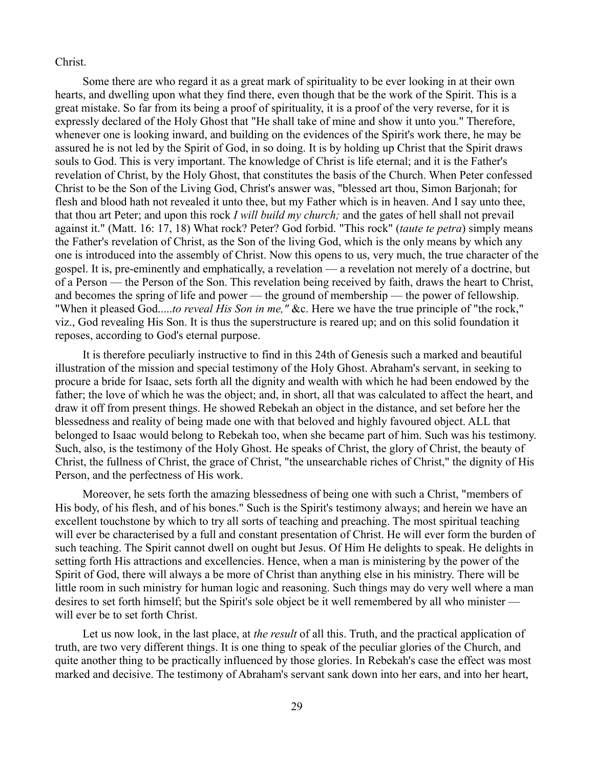Christ.

Some there are who regard it as a great mark of spirituality to be ever looking in at their own hearts, and dwelling upon what they find there, even though that be the work of the Spirit. This is a great mistake. So far from its being a proof of spirituality, it is a proof of the very reverse, for it is expressly declared of the Holy Ghost that "He shall take of mine and show it unto you." Therefore, whenever one is looking inward, and building on the evidences of the Spirit's work there, he may be assured he is not led by the Spirit of God, in so doing. It is by holding up Christ that the Spirit draws souls to God. This is very important. The knowledge of Christ is life eternal; and it is the Father's revelation of Christ, by the Holy Ghost, that constitutes the basis of the Church. When Peter confessed Christ to be the Son of the Living God, Christ's answer was, "blessed art thou, Simon Barjonah; for flesh and blood hath not revealed it unto thee, but my Father which is in heaven. And I say unto thee, that thou art Peter; and upon this rock *I will build my church;* and the gates of hell shall not prevail against it." (Matt. 16: 17, 18) What rock? Peter? God forbid. "This rock" (*taute te petra*) simply means the Father's revelation of Christ, as the Son of the living God, which is the only means by which any one is introduced into the assembly of Christ. Now this opens to us, very much, the true character of the gospel. It is, pre-eminently and emphatically, a revelation — a revelation not merely of a doctrine, but of a Person — the Person of the Son. This revelation being received by faith, draws the heart to Christ, and becomes the spring of life and power — the ground of membership — the power of fellowship. "When it pleased God.....*to reveal His Son in me,"* &c. Here we have the true principle of "the rock," viz., God revealing His Son. It is thus the superstructure is reared up; and on this solid foundation it reposes, according to God's eternal purpose.

It is therefore peculiarly instructive to find in this 24th of Genesis such a marked and beautiful illustration of the mission and special testimony of the Holy Ghost. Abraham's servant, in seeking to procure a bride for Isaac, sets forth all the dignity and wealth with which he had been endowed by the father; the love of which he was the object; and, in short, all that was calculated to affect the heart, and draw it off from present things. He showed Rebekah an object in the distance, and set before her the blessedness and reality of being made one with that beloved and highly favoured object. ALL that belonged to Isaac would belong to Rebekah too, when she became part of him. Such was his testimony. Such, also, is the testimony of the Holy Ghost. He speaks of Christ, the glory of Christ, the beauty of Christ, the fullness of Christ, the grace of Christ, "the unsearchable riches of Christ," the dignity of His Person, and the perfectness of His work.

Moreover, he sets forth the amazing blessedness of being one with such a Christ, "members of His body, of his flesh, and of his bones." Such is the Spirit's testimony always; and herein we have an excellent touchstone by which to try all sorts of teaching and preaching. The most spiritual teaching will ever be characterised by a full and constant presentation of Christ. He will ever form the burden of such teaching. The Spirit cannot dwell on ought but Jesus. Of Him He delights to speak. He delights in setting forth His attractions and excellencies. Hence, when a man is ministering by the power of the Spirit of God, there will always a be more of Christ than anything else in his ministry. There will be little room in such ministry for human logic and reasoning. Such things may do very well where a man desires to set forth himself; but the Spirit's sole object be it well remembered by all who minister — will ever be to set forth Christ.

Let us now look, in the last place, at *the result* of all this. Truth, and the practical application of truth, are two very different things. It is one thing to speak of the peculiar glories of the Church, and quite another thing to be practically influenced by those glories. In Rebekah's case the effect was most marked and decisive. The testimony of Abraham's servant sank down into her ears, and into her heart,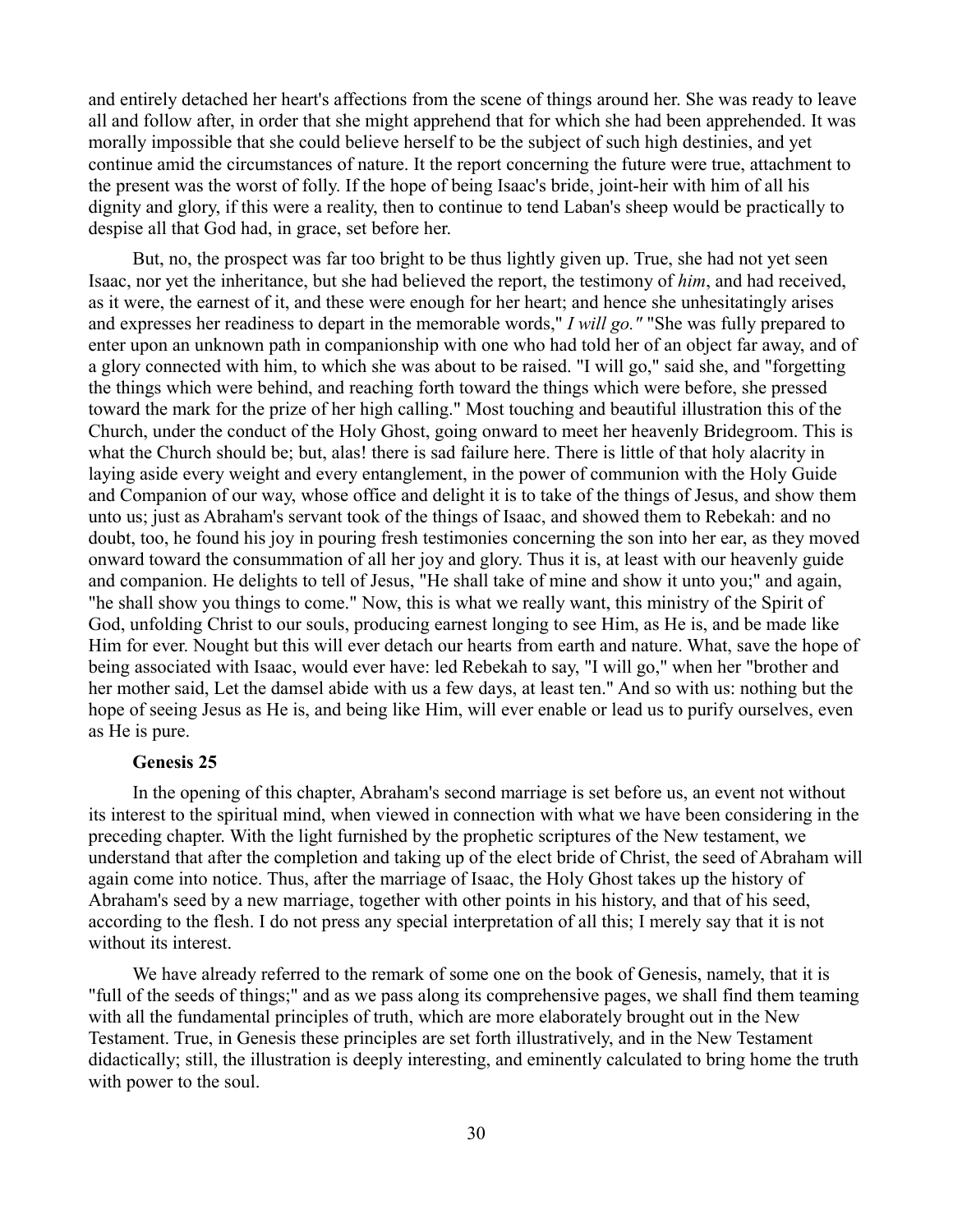and entirely detached her heart's affections from the scene of things around her. She was ready to leave all and follow after, in order that she might apprehend that for which she had been apprehended. It was morally impossible that she could believe herself to be the subject of such high destinies, and yet continue amid the circumstances of nature. It the report concerning the future were true, attachment to the present was the worst of folly. If the hope of being Isaac's bride, joint-heir with him of all his dignity and glory, if this were a reality, then to continue to tend Laban's sheep would be practically to despise all that God had, in grace, set before her.

But, no, the prospect was far too bright to be thus lightly given up. True, she had not yet seen Isaac, nor yet the inheritance, but she had believed the report, the testimony of *him*, and had received, as it were, the earnest of it, and these were enough for her heart; and hence she unhesitatingly arises and expresses her readiness to depart in the memorable words," *I will go."* "She was fully prepared to enter upon an unknown path in companionship with one who had told her of an object far away, and of a glory connected with him, to which she was about to be raised. "I will go," said she, and "forgetting the things which were behind, and reaching forth toward the things which were before, she pressed toward the mark for the prize of her high calling." Most touching and beautiful illustration this of the Church, under the conduct of the Holy Ghost, going onward to meet her heavenly Bridegroom. This is what the Church should be; but, alas! there is sad failure here. There is little of that holy alacrity in laying aside every weight and every entanglement, in the power of communion with the Holy Guide and Companion of our way, whose office and delight it is to take of the things of Jesus, and show them unto us; just as Abraham's servant took of the things of Isaac, and showed them to Rebekah: and no doubt, too, he found his joy in pouring fresh testimonies concerning the son into her ear, as they moved onward toward the consummation of all her joy and glory. Thus it is, at least with our heavenly guide and companion. He delights to tell of Jesus, "He shall take of mine and show it unto you;" and again, "he shall show you things to come." Now, this is what we really want, this ministry of the Spirit of God, unfolding Christ to our souls, producing earnest longing to see Him, as He is, and be made like Him for ever. Nought but this will ever detach our hearts from earth and nature. What, save the hope of being associated with Isaac, would ever have: led Rebekah to say, "I will go," when her "brother and her mother said, Let the damsel abide with us a few days, at least ten." And so with us: nothing but the hope of seeing Jesus as He is, and being like Him, will ever enable or lead us to purify ourselves, even as He is pure.

**Genesis 25**

In the opening of this chapter, Abraham's second marriage is set before us, an event not without its interest to the spiritual mind, when viewed in connection with what we have been considering in the preceding chapter. With the light furnished by the prophetic scriptures of the New testament, we understand that after the completion and taking up of the elect bride of Christ, the seed of Abraham will again come into notice. Thus, after the marriage of Isaac, the Holy Ghost takes up the history of Abraham's seed by a new marriage, together with other points in his history, and that of his seed, according to the flesh. I do not press any special interpretation of all this; I merely say that it is not without its interest.

We have already referred to the remark of some one on the book of Genesis, namely, that it is "full of the seeds of things;" and as we pass along its comprehensive pages, we shall find them teaming with all the fundamental principles of truth, which are more elaborately brought out in the New Testament. True, in Genesis these principles are set forth illustratively, and in the New Testament didactically; still, the illustration is deeply interesting, and eminently calculated to bring home the truth with power to the soul.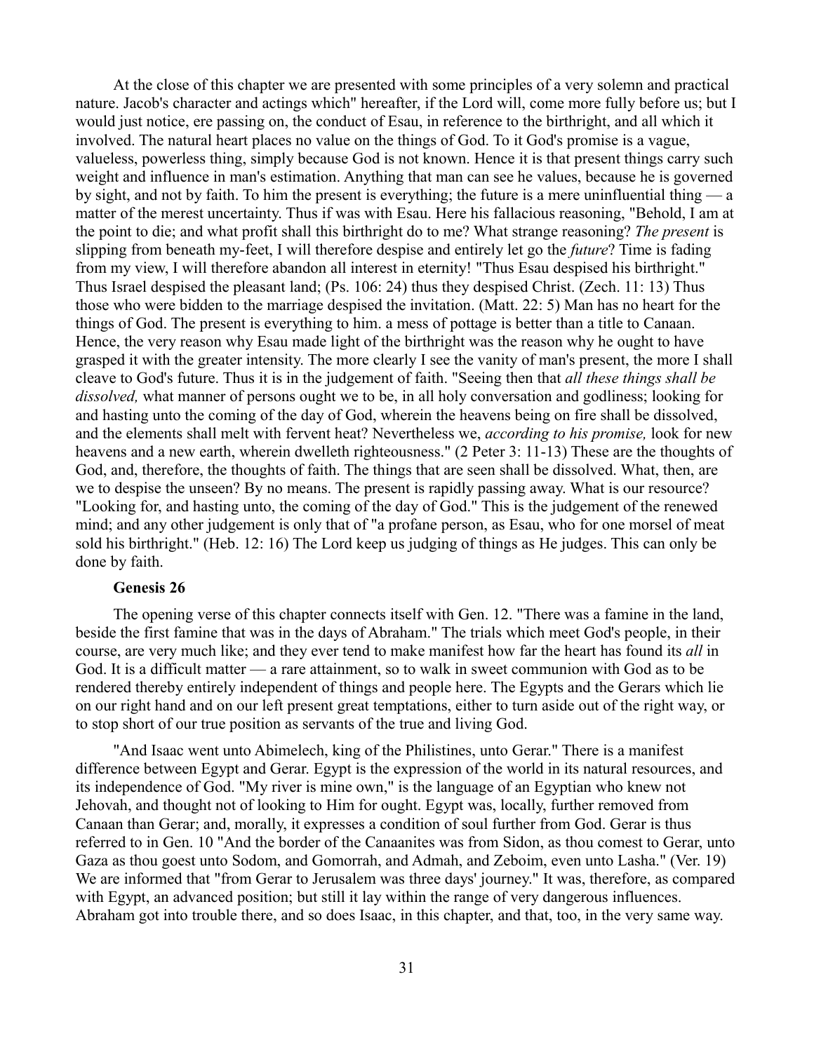At the close of this chapter we are presented with some principles of a very solemn and practical nature. Jacob's character and actings which" hereafter, if the Lord will, come more fully before us; but I would just notice, ere passing on, the conduct of Esau, in reference to the birthright, and all which it involved. The natural heart places no value on the things of God. To it God's promise is a vague, valueless, powerless thing, simply because God is not known. Hence it is that present things carry such weight and influence in man's estimation. Anything that man can see he values, because he is governed by sight, and not by faith. To him the present is everything; the future is a mere uninfluential thing — a matter of the merest uncertainty. Thus if was with Esau. Here his fallacious reasoning, "Behold, I am at the point to die; and what profit shall this birthright do to me? What strange reasoning? *The present* is slipping from beneath my-feet, I will therefore despise and entirely let go the *future*? Time is fading from my view, I will therefore abandon all interest in eternity! "Thus Esau despised his birthright." Thus Israel despised the pleasant land; (Ps. 106: 24) thus they despised Christ. (Zech. 11: 13) Thus those who were bidden to the marriage despised the invitation. (Matt. 22: 5) Man has no heart for the things of God. The present is everything to him. a mess of pottage is better than a title to Canaan. Hence, the very reason why Esau made light of the birthright was the reason why he ought to have grasped it with the greater intensity. The more clearly I see the vanity of man's present, the more I shall cleave to God's future. Thus it is in the judgement of faith. "Seeing then that *all these things shall be dissolved,* what manner of persons ought we to be, in all holy conversation and godliness; looking for and hasting unto the coming of the day of God, wherein the heavens being on fire shall be dissolved, and the elements shall melt with fervent heat? Nevertheless we, *according to his promise,* look for new heavens and a new earth, wherein dwelleth righteousness." (2 Peter 3: 11-13) These are the thoughts of God, and, therefore, the thoughts of faith. The things that are seen shall be dissolved. What, then, are we to despise the unseen? By no means. The present is rapidly passing away. What is our resource? "Looking for, and hasting unto, the coming of the day of God." This is the judgement of the renewed mind; and any other judgement is only that of "a profane person, as Esau, who for one morsel of meat sold his birthright." (Heb. 12: 16) The Lord keep us judging of things as He judges. This can only be done by faith.

## Genesis 26

The opening verse of this chapter connects itself with Gen. 12. "There was a famine in the land, beside the first famine that was in the days of Abraham." The trials which meet God's people, in their course, are very much like; and they ever tend to make manifest how far the heart has found its *all* in God. It is a difficult matter — a rare attainment, so to walk in sweet communion with God as to be rendered thereby entirely independent of things and people here. The Egypts and the Gerars which lie on our right hand and on our left present great temptations, either to turn aside out of the right way, or to stop short of our true position as servants of the true and living God.

"And Isaac went unto Abimelech, king of the Philistines, unto Gerar." There is a manifest difference between Egypt and Gerar. Egypt is the expression of the world in its natural resources, and its independence of God. "My river is mine own," is the language of an Egyptian who knew not Jehovah, and thought not of looking to Him for ought. Egypt was, locally, further removed from Canaan than Gerar; and, morally, it expresses a condition of soul further from God. Gerar is thus referred to in Gen. 10 "And the border of the Canaanites was from Sidon, as thou comest to Gerar, unto Gaza as thou goest unto Sodom, and Gomorrah, and Admah, and Zeboim, even unto Lasha." (Ver. 19) We are informed that "from Gerar to Jerusalem was three days' journey." It was, therefore, as compared with Egypt, an advanced position; but still it lay within the range of very dangerous influences. Abraham got into trouble there, and so does Isaac, in this chapter, and that, too, in the very same way.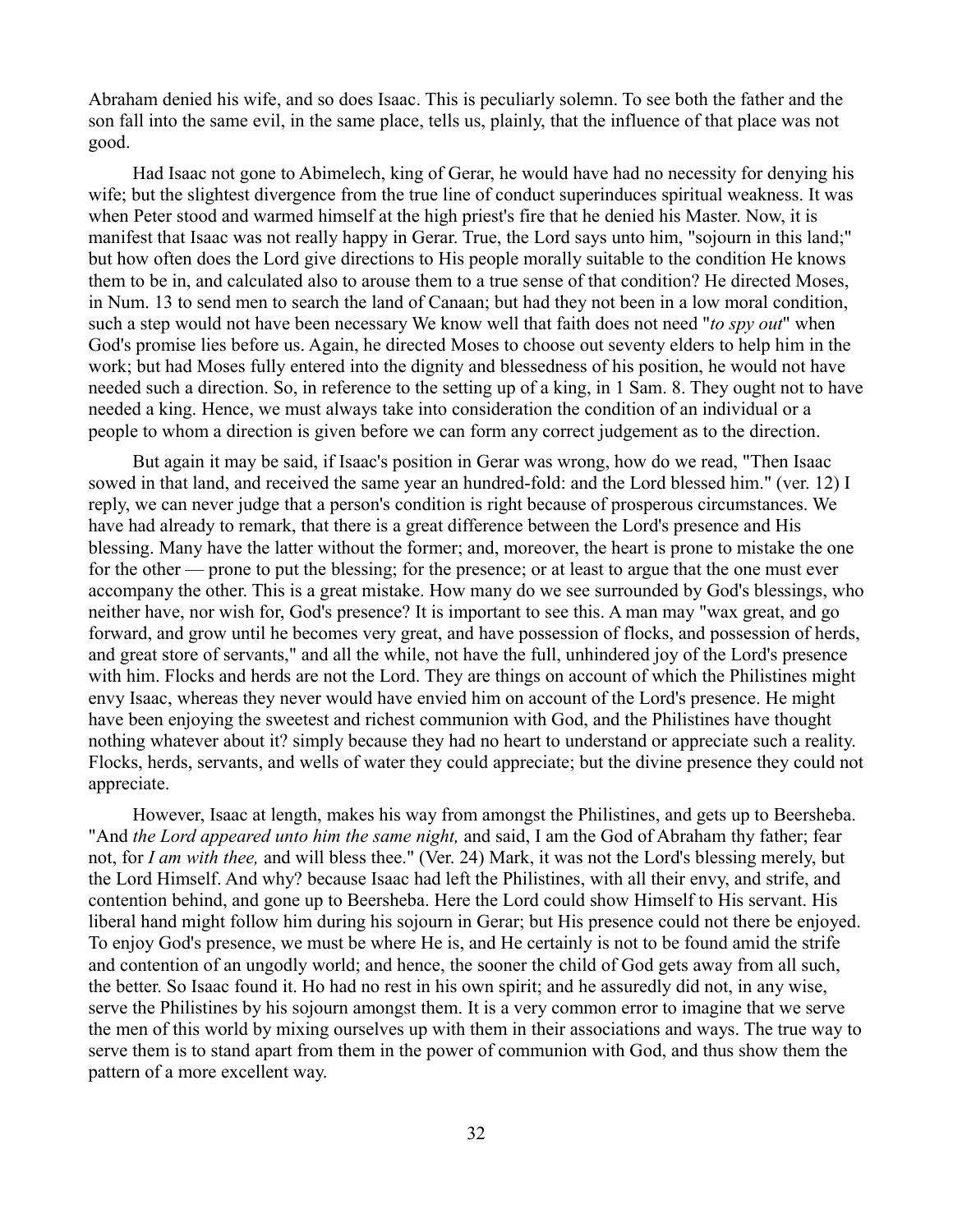Abraham denied his wife, and so does Isaac. This is peculiarly solemn. To see both the father and the son fall into the same evil, in the same place, tells us, plainly, that the influence of that place was not good.

Had Isaac not gone to Abimelech, king of Gerar, he would have had no necessity for denying his wife; but the slightest divergence from the true line of conduct superinduces spiritual weakness. It was when Peter stood and warmed himself at the high priest's fire that he denied his Master. Now, it is manifest that Isaac was not really happy in Gerar. True, the Lord says unto him, "sojourn in this land;" but how often does the Lord give directions to His people morally suitable to the condition He knows them to be in, and calculated also to arouse them to a true sense of that condition? He directed Moses, in Num. 13 to send men to search the land of Canaan; but had they not been in a low moral condition, such a step would not have been necessary We know well that faith does not need "*to spy out*" when God's promise lies before us. Again, he directed Moses to choose out seventy elders to help him in the work; but had Moses fully entered into the dignity and blessedness of his position, he would not have needed such a direction. So, in reference to the setting up of a king, in 1 Sam. 8. They ought not to have needed a king. Hence, we must always take into consideration the condition of an individual or a people to whom a direction is given before we can form any correct judgement as to the direction.

But again it may be said, if Isaac's position in Gerar was wrong, how do we read, "Then Isaac sowed in that land, and received the same year an hundred-fold: and the Lord blessed him." (ver. 12) I reply, we can never judge that a person's condition is right because of prosperous circumstances. We have had already to remark, that there is a great difference between the Lord's presence and His blessing. Many have the latter without the former; and, moreover, the heart is prone to mistake the one for the other — prone to put the blessing; for the presence; or at least to argue that the one must ever accompany the other. This is a great mistake. How many do we see surrounded by God's blessings, who neither have, nor wish for, God's presence? It is important to see this. A man may "wax great, and go forward, and grow until he becomes very great, and have possession of flocks, and possession of herds, and great store of servants," and all the while, not have the full, unhindered joy of the Lord's presence with him. Flocks and herds are not the Lord. They are things on account of which the Philistines might envy Isaac, whereas they never would have envied him on account of the Lord's presence. He might have been enjoying the sweetest and richest communion with God, and the Philistines have thought nothing whatever about it? simply because they had no heart to understand or appreciate such a reality. Flocks, herds, servants, and wells of water they could appreciate; but the divine presence they could not appreciate.

However, Isaac at length, makes his way from amongst the Philistines, and gets up to Beersheba. "And *the Lord appeared unto him the same night,* and said, I am the God of Abraham thy father; fear not, for *I am with thee,* and will bless thee." (Ver. 24) Mark, it was not the Lord's blessing merely, but the Lord Himself. And why? because Isaac had left the Philistines, with all their envy, and strife, and contention behind, and gone up to Beersheba. Here the Lord could show Himself to His servant. His liberal hand might follow him during his sojourn in Gerar; but His presence could not there be enjoyed. To enjoy God's presence, we must be where He is, and He certainly is not to be found amid the strife and contention of an ungodly world; and hence, the sooner the child of God gets away from all such, the better. So Isaac found it. Ho had no rest in his own spirit; and he assuredly did not, in any wise, serve the Philistines by his sojourn amongst them. It is a very common error to imagine that we serve the men of this world by mixing ourselves up with them in their associations and ways. The true way to serve them is to stand apart from them in the power of communion with God, and thus show them the pattern of a more excellent way.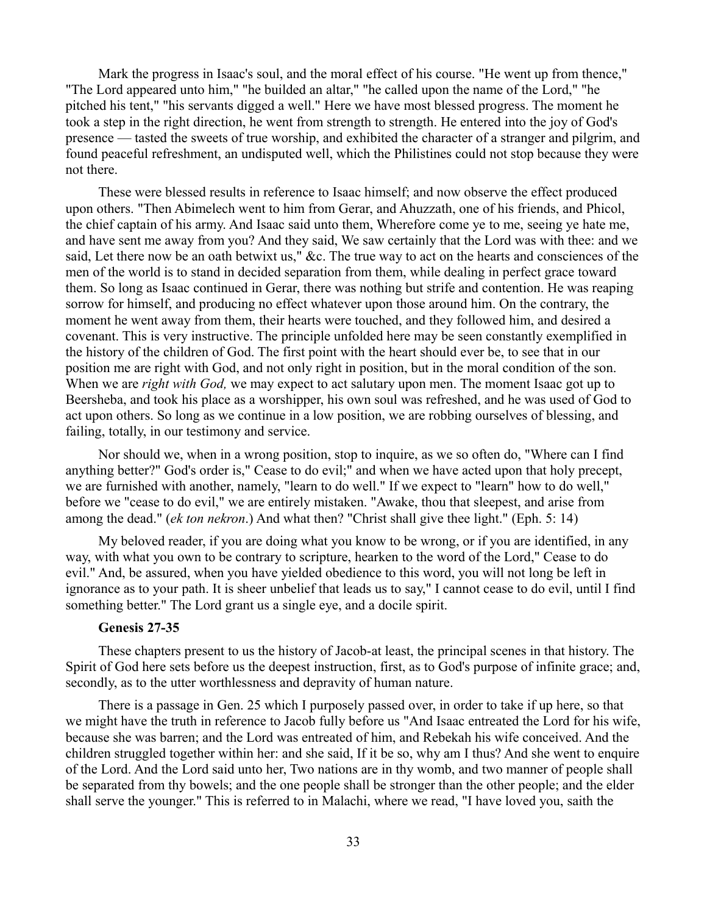Mark the progress in Isaac's soul, and the moral effect of his course. "He went up from thence," "The Lord appeared unto him," "he builded an altar," "he called upon the name of the Lord," "he pitched his tent," "his servants digged a well." Here we have most blessed progress. The moment he took a step in the right direction, he went from strength to strength. He entered into the joy of God's presence — tasted the sweets of true worship, and exhibited the character of a stranger and pilgrim, and found peaceful refreshment, an undisputed well, which the Philistines could not stop because they were not there.

These were blessed results in reference to Isaac himself; and now observe the effect produced upon others. "Then Abimelech went to him from Gerar, and Ahuzzath, one of his friends, and Phicol, the chief captain of his army. And Isaac said unto them, Wherefore come ye to me, seeing ye hate me, and have sent me away from you? And they said, We saw certainly that the Lord was with thee: and we said, Let there now be an oath betwixt us," &c. The true way to act on the hearts and consciences of the men of the world is to stand in decided separation from them, while dealing in perfect grace toward them. So long as Isaac continued in Gerar, there was nothing but strife and contention. He was reaping sorrow for himself, and producing no effect whatever upon those around him. On the contrary, the moment he went away from them, their hearts were touched, and they followed him, and desired a covenant. This is very instructive. The principle unfolded here may be seen constantly exemplified in the history of the children of God. The first point with the heart should ever be, to see that in our position me are right with God, and not only right in position, but in the moral condition of the son. When we are *right with God,* we may expect to act salutary upon men. The moment Isaac got up to Beersheba, and took his place as a worshipper, his own soul was refreshed, and he was used of God to act upon others. So long as we continue in a low position, we are robbing ourselves of blessing, and failing, totally, in our testimony and service.

Nor should we, when in a wrong position, stop to inquire, as we so often do, "Where can I find anything better?" God's order is," Cease to do evil;" and when we have acted upon that holy precept, we are furnished with another, namely, "learn to do well." If we expect to "learn" how to do well," before we "cease to do evil," we are entirely mistaken. "Awake, thou that sleepest, and arise from among the dead." (*ek ton nekron*.) And what then? "Christ shall give thee light." (Eph. 5: 14)

My beloved reader, if you are doing what you know to be wrong, or if you are identified, in any way, with what you own to be contrary to scripture, hearken to the word of the Lord," Cease to do evil." And, be assured, when you have yielded obedience to this word, you will not long be left in ignorance as to your path. It is sheer unbelief that leads us to say," I cannot cease to do evil, until I find something better." The Lord grant us a single eye, and a docile spirit.

### Genesis 27-35

These chapters present to us the history of Jacob-at least, the principal scenes in that history. The Spirit of God here sets before us the deepest instruction, first, as to God's purpose of infinite grace; and, secondly, as to the utter worthlessness and depravity of human nature.

There is a passage in Gen. 25 which I purposely passed over, in order to take if up here, so that we might have the truth in reference to Jacob fully before us "And Isaac entreated the Lord for his wife, because she was barren; and the Lord was entreated of him, and Rebekah his wife conceived. And the children struggled together within her: and she said, If it be so, why am I thus? And she went to enquire of the Lord. And the Lord said unto her, Two nations are in thy womb, and two manner of people shall be separated from thy bowels; and the one people shall be stronger than the other people; and the elder shall serve the younger." This is referred to in Malachi, where we read, "I have loved you, saith the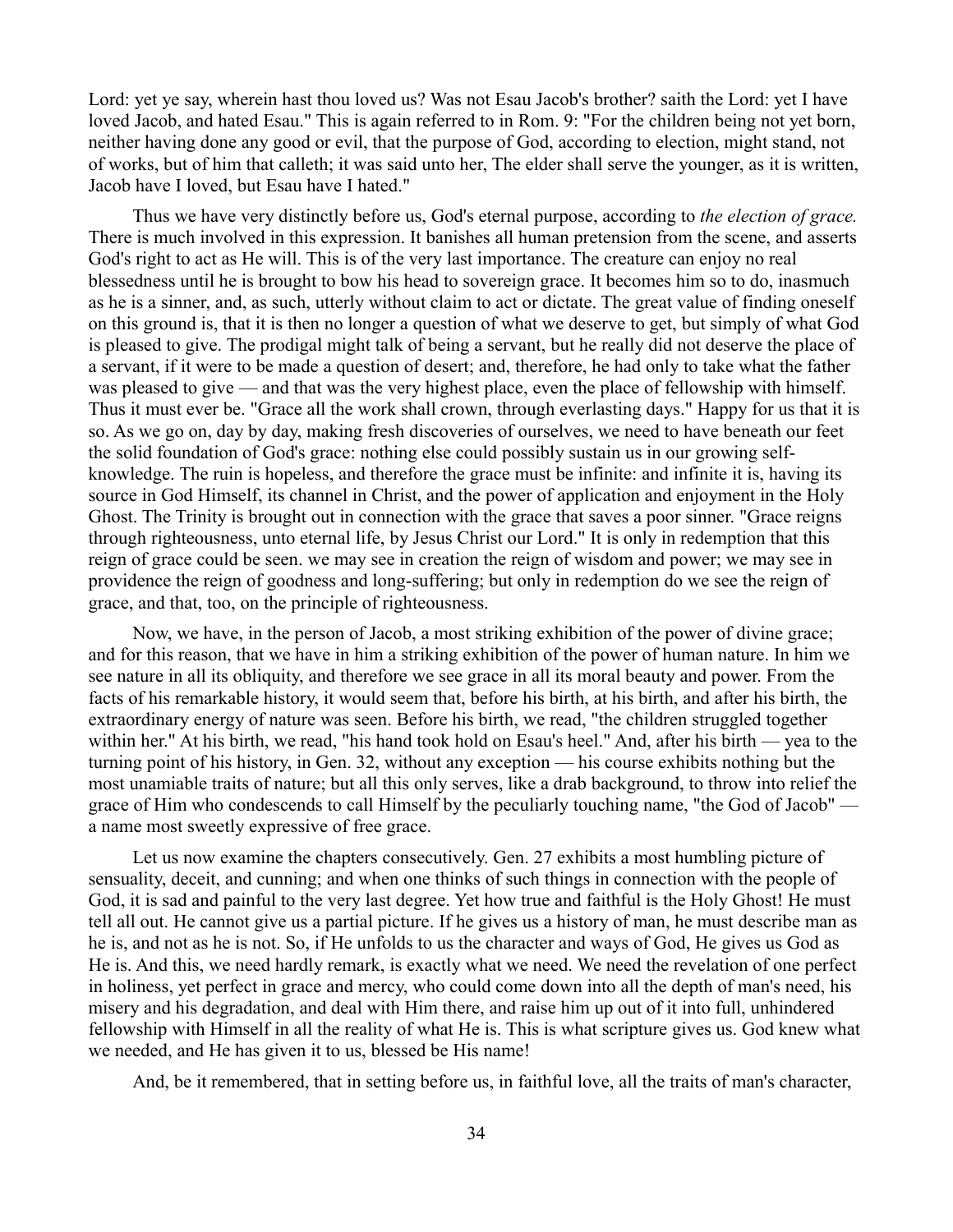Lord: yet ye say, wherein hast thou loved us? Was not Esau Jacob's brother? saith the Lord: yet I have loved Jacob, and hated Esau." This is again referred to in Rom. 9: "For the children being not yet born, neither having done any good or evil, that the purpose of God, according to election, might stand, not of works, but of him that calleth; it was said unto her, The elder shall serve the younger, as it is written, Jacob have I loved, but Esau have I hated."

Thus we have very distinctly before us, God's eternal purpose, according to *the election of grace.* There is much involved in this expression. It banishes all human pretension from the scene, and asserts God's right to act as He will. This is of the very last importance. The creature can enjoy no real blessedness until he is brought to bow his head to sovereign grace. It becomes him so to do, inasmuch as he is a sinner, and, as such, utterly without claim to act or dictate. The great value of finding oneself on this ground is, that it is then no longer a question of what we deserve to get, but simply of what God is pleased to give. The prodigal might talk of being a servant, but he really did not deserve the place of a servant, if it were to be made a question of desert; and, therefore, he had only to take what the father was pleased to give — and that was the very highest place, even the place of fellowship with himself. Thus it must ever be. "Grace all the work shall crown, through everlasting days." Happy for us that it is so. As we go on, day by day, making fresh discoveries of ourselves, we need to have beneath our feet the solid foundation of God's grace: nothing else could possibly sustain us in our growing self-knowledge. The ruin is hopeless, and therefore the grace must be infinite: and infinite it is, having its source in God Himself, its channel in Christ, and the power of application and enjoyment in the Holy Ghost. The Trinity is brought out in connection with the grace that saves a poor sinner. "Grace reigns through righteousness, unto eternal life, by Jesus Christ our Lord." It is only in redemption that this reign of grace could be seen. we may see in creation the reign of wisdom and power; we may see in providence the reign of goodness and long-suffering; but only in redemption do we see the reign of grace, and that, too, on the principle of righteousness.

Now, we have, in the person of Jacob, a most striking exhibition of the power of divine grace; and for this reason, that we have in him a striking exhibition of the power of human nature. In him we see nature in all its obliquity, and therefore we see grace in all its moral beauty and power. From the facts of his remarkable history, it would seem that, before his birth, at his birth, and after his birth, the extraordinary energy of nature was seen. Before his birth, we read, "the children struggled together within her." At his birth, we read, "his hand took hold on Esau's heel." And, after his birth — yea to the turning point of his history, in Gen. 32, without any exception — his course exhibits nothing but the most unamiable traits of nature; but all this only serves, like a drab background, to throw into relief the grace of Him who condescends to call Himself by the peculiarly touching name, "the God of Jacob" — a name most sweetly expressive of free grace.

Let us now examine the chapters consecutively. Gen. 27 exhibits a most humbling picture of sensuality, deceit, and cunning; and when one thinks of such things in connection with the people of God, it is sad and painful to the very last degree. Yet how true and faithful is the Holy Ghost! He must tell all out. He cannot give us a partial picture. If he gives us a history of man, he must describe man as he is, and not as he is not. So, if He unfolds to us the character and ways of God, He gives us God as He is. And this, we need hardly remark, is exactly what we need. We need the revelation of one perfect in holiness, yet perfect in grace and mercy, who could come down into all the depth of man's need, his misery and his degradation, and deal with Him there, and raise him up out of it into full, unhindered fellowship with Himself in all the reality of what He is. This is what scripture gives us. God knew what we needed, and He has given it to us, blessed be His name!

And, be it remembered, that in setting before us, in faithful love, all the traits of man's character,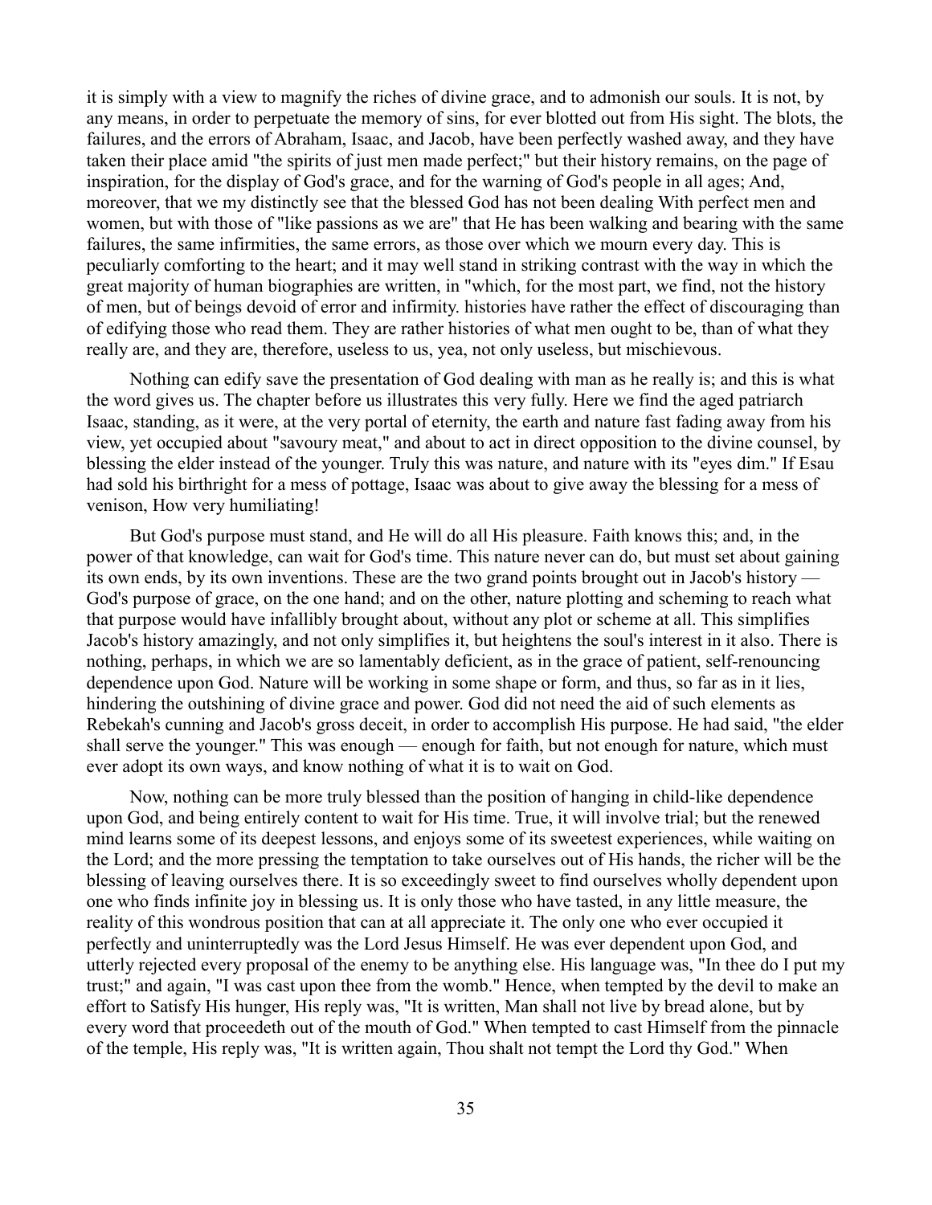it is simply with a view to magnify the riches of divine grace, and to admonish our souls. It is not, by any means, in order to perpetuate the memory of sins, for ever blotted out from His sight. The blots, the failures, and the errors of Abraham, Isaac, and Jacob, have been perfectly washed away, and they have taken their place amid "the spirits of just men made perfect;" but their history remains, on the page of inspiration, for the display of God's grace, and for the warning of God's people in all ages; And, moreover, that we my distinctly see that the blessed God has not been dealing With perfect men and women, but with those of "like passions as we are" that He has been walking and bearing with the same failures, the same infirmities, the same errors, as those over which we mourn every day. This is peculiarly comforting to the heart; and it may well stand in striking contrast with the way in which the great majority of human biographies are written, in "which, for the most part, we find, not the history of men, but of beings devoid of error and infirmity. histories have rather the effect of discouraging than of edifying those who read them. They are rather histories of what men ought to be, than of what they really are, and they are, therefore, useless to us, yea, not only useless, but mischievous.

Nothing can edify save the presentation of God dealing with man as he really is; and this is what the word gives us. The chapter before us illustrates this very fully. Here we find the aged patriarch Isaac, standing, as it were, at the very portal of eternity, the earth and nature fast fading away from his view, yet occupied about "savoury meat," and about to act in direct opposition to the divine counsel, by blessing the elder instead of the younger. Truly this was nature, and nature with its "eyes dim." If Esau had sold his birthright for a mess of pottage, Isaac was about to give away the blessing for a mess of venison, How very humiliating!

But God's purpose must stand, and He will do all His pleasure. Faith knows this; and, in the power of that knowledge, can wait for God's time. This nature never can do, but must set about gaining its own ends, by its own inventions. These are the two grand points brought out in Jacob's history — God's purpose of grace, on the one hand; and on the other, nature plotting and scheming to reach what that purpose would have infallibly brought about, without any plot or scheme at all. This simplifies Jacob's history amazingly, and not only simplifies it, but heightens the soul's interest in it also. There is nothing, perhaps, in which we are so lamentably deficient, as in the grace of patient, self-renouncing dependence upon God. Nature will be working in some shape or form, and thus, so far as in it lies, hindering the outshining of divine grace and power. God did not need the aid of such elements as Rebekah's cunning and Jacob's gross deceit, in order to accomplish His purpose. He had said, "the elder shall serve the younger." This was enough — enough for faith, but not enough for nature, which must ever adopt its own ways, and know nothing of what it is to wait on God.

Now, nothing can be more truly blessed than the position of hanging in child-like dependence upon God, and being entirely content to wait for His time. True, it will involve trial; but the renewed mind learns some of its deepest lessons, and enjoys some of its sweetest experiences, while waiting on the Lord; and the more pressing the temptation to take ourselves out of His hands, the richer will be the blessing of leaving ourselves there. It is so exceedingly sweet to find ourselves wholly dependent upon one who finds infinite joy in blessing us. It is only those who have tasted, in any little measure, the reality of this wondrous position that can at all appreciate it. The only one who ever occupied it perfectly and uninterruptedly was the Lord Jesus Himself. He was ever dependent upon God, and utterly rejected every proposal of the enemy to be anything else. His language was, "In thee do I put my trust;" and again, "I was cast upon thee from the womb." Hence, when tempted by the devil to make an effort to Satisfy His hunger, His reply was, "It is written, Man shall not live by bread alone, but by every word that proceedeth out of the mouth of God." When tempted to cast Himself from the pinnacle of the temple, His reply was, "It is written again, Thou shalt not tempt the Lord thy God." When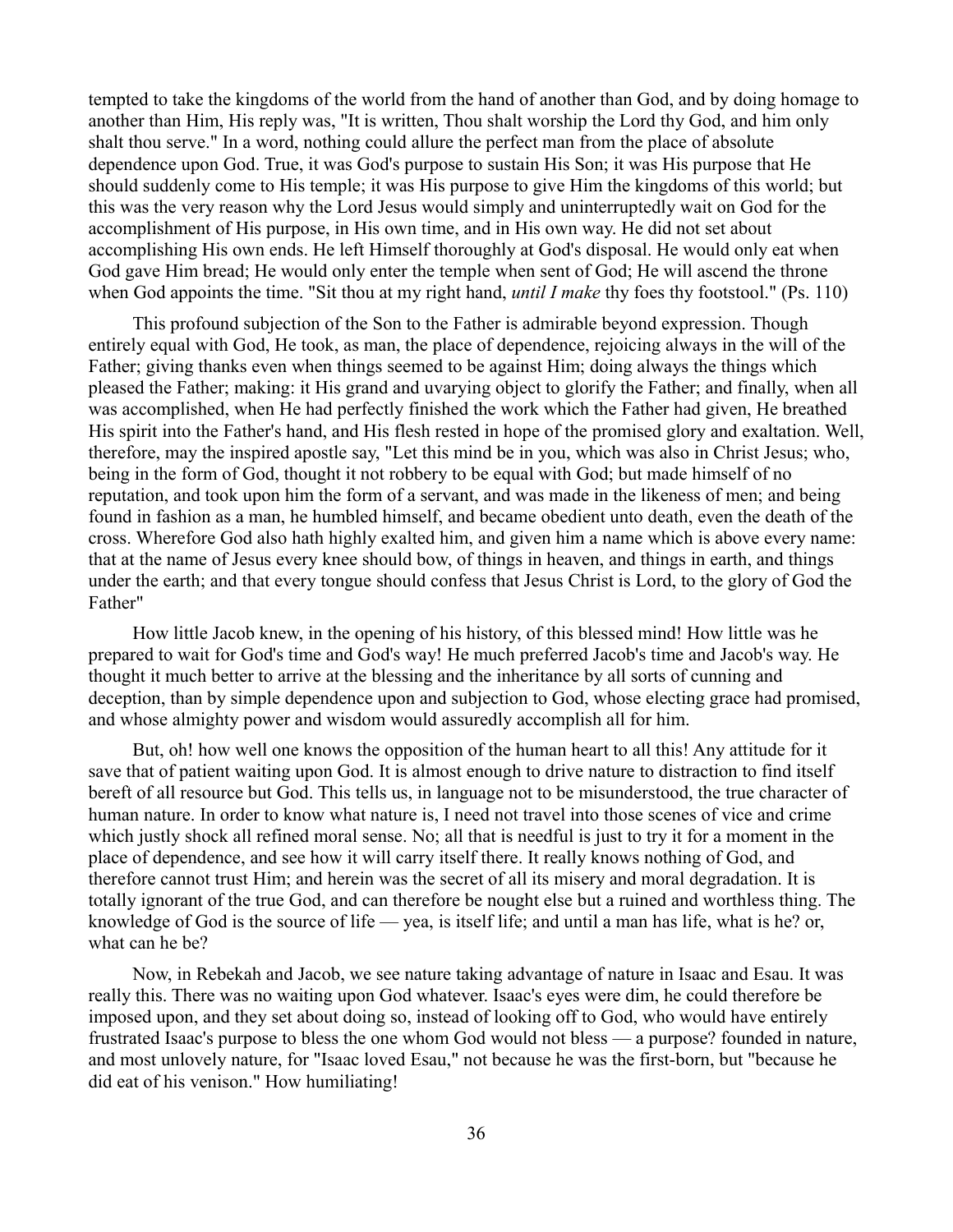tempted to take the kingdoms of the world from the hand of another than God, and by doing homage to another than Him, His reply was, "It is written, Thou shalt worship the Lord thy God, and him only shalt thou serve." In a word, nothing could allure the perfect man from the place of absolute dependence upon God. True, it was God's purpose to sustain His Son; it was His purpose that He should suddenly come to His temple; it was His purpose to give Him the kingdoms of this world; but this was the very reason why the Lord Jesus would simply and uninterruptedly wait on God for the accomplishment of His purpose, in His own time, and in His own way. He did not set about accomplishing His own ends. He left Himself thoroughly at God's disposal. He would only eat when God gave Him bread; He would only enter the temple when sent of God; He will ascend the throne when God appoints the time. "Sit thou at my right hand, *until I make* thy foes thy footstool." (Ps. 110)

This profound subjection of the Son to the Father is admirable beyond expression. Though entirely equal with God, He took, as man, the place of dependence, rejoicing always in the will of the Father; giving thanks even when things seemed to be against Him; doing always the things which pleased the Father; making: it His grand and uvarying object to glorify the Father; and finally, when all was accomplished, when He had perfectly finished the work which the Father had given, He breathed His spirit into the Father's hand, and His flesh rested in hope of the promised glory and exaltation. Well, therefore, may the inspired apostle say, "Let this mind be in you, which was also in Christ Jesus; who, being in the form of God, thought it not robbery to be equal with God; but made himself of no reputation, and took upon him the form of a servant, and was made in the likeness of men; and being found in fashion as a man, he humbled himself, and became obedient unto death, even the death of the cross. Wherefore God also hath highly exalted him, and given him a name which is above every name: that at the name of Jesus every knee should bow, of things in heaven, and things in earth, and things under the earth; and that every tongue should confess that Jesus Christ is Lord, to the glory of God the Father"

How little Jacob knew, in the opening of his history, of this blessed mind! How little was he prepared to wait for God's time and God's way! He much preferred Jacob's time and Jacob's way. He thought it much better to arrive at the blessing and the inheritance by all sorts of cunning and deception, than by simple dependence upon and subjection to God, whose electing grace had promised, and whose almighty power and wisdom would assuredly accomplish all for him.

But, oh! how well one knows the opposition of the human heart to all this! Any attitude for it save that of patient waiting upon God. It is almost enough to drive nature to distraction to find itself bereft of all resource but God. This tells us, in language not to be misunderstood, the true character of human nature. In order to know what nature is, I need not travel into those scenes of vice and crime which justly shock all refined moral sense. No; all that is needful is just to try it for a moment in the place of dependence, and see how it will carry itself there. It really knows nothing of God, and therefore cannot trust Him; and herein was the secret of all its misery and moral degradation. It is totally ignorant of the true God, and can therefore be nought else but a ruined and worthless thing. The knowledge of God is the source of life — yea, is itself life; and until a man has life, what is he? or, what can he be?

Now, in Rebekah and Jacob, we see nature taking advantage of nature in Isaac and Esau. It was really this. There was no waiting upon God whatever. Isaac's eyes were dim, he could therefore be imposed upon, and they set about doing so, instead of looking off to God, who would have entirely frustrated Isaac's purpose to bless the one whom God would not bless — a purpose? founded in nature, and most unlovely nature, for "Isaac loved Esau," not because he was the first-born, but "because he did eat of his venison." How humiliating!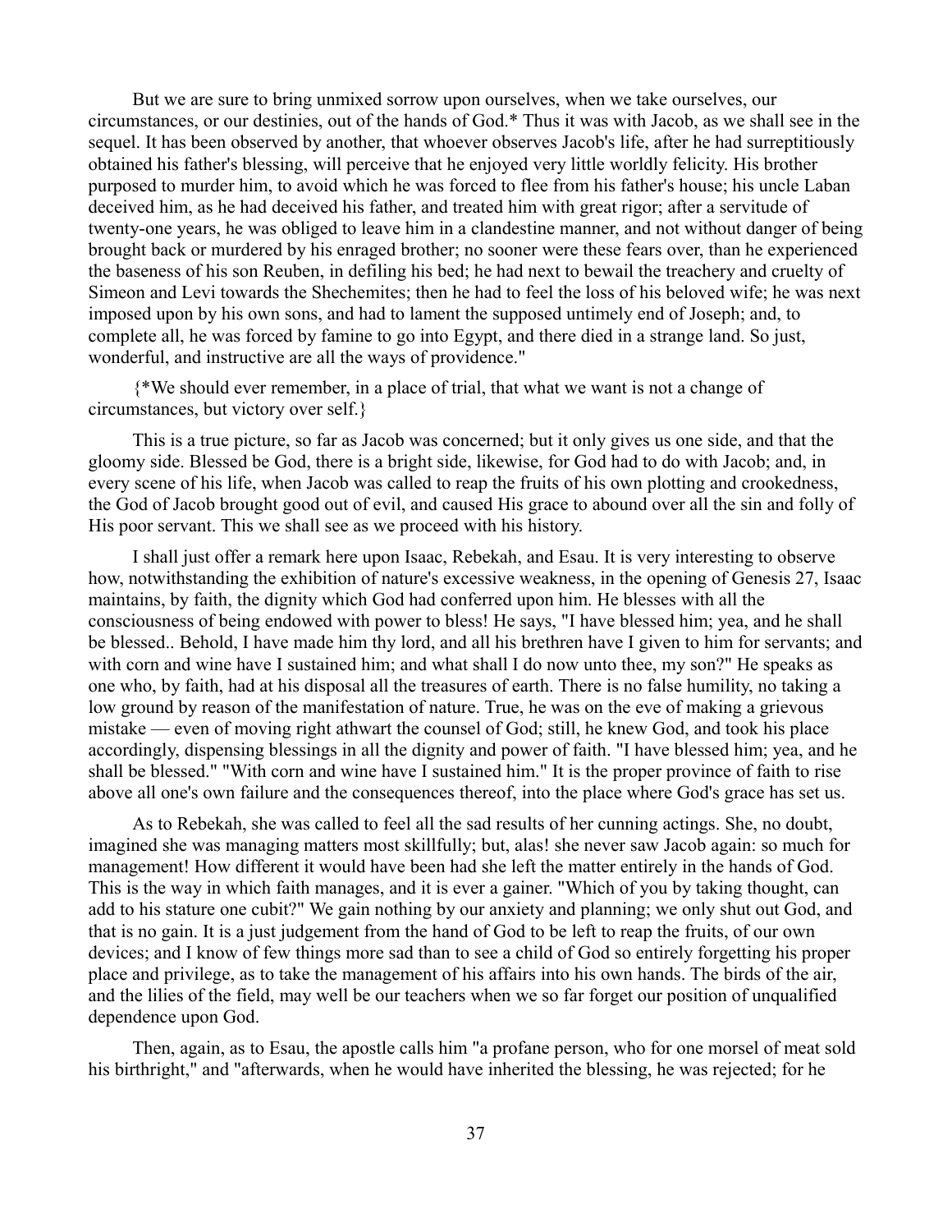But we are sure to bring unmixed sorrow upon ourselves, when we take ourselves, our circumstances, or our destinies, out of the hands of God.* Thus it was with Jacob, as we shall see in the sequel. It has been observed by another, that whoever observes Jacob's life, after he had surreptitiously obtained his father's blessing, will perceive that he enjoyed very little worldly felicity. His brother purposed to murder him, to avoid which he was forced to flee from his father's house; his uncle Laban deceived him, as he had deceived his father, and treated him with great rigor; after a servitude of twenty-one years, he was obliged to leave him in a clandestine manner, and not without danger of being brought back or murdered by his enraged brother; no sooner were these fears over, than he experienced the baseness of his son Reuben, in defiling his bed; he had next to bewail the treachery and cruelty of Simeon and Levi towards the Shechemites; then he had to feel the loss of his beloved wife; he was next imposed upon by his own sons, and had to lament the supposed untimely end of Joseph; and, to complete all, he was forced by famine to go into Egypt, and there died in a strange land. So just, wonderful, and instructive are all the ways of providence."

{*We should ever remember, in a place of trial, that what we want is not a change of circumstances, but victory over self.}

This is a true picture, so far as Jacob was concerned; but it only gives us one side, and that the gloomy side. Blessed be God, there is a bright side, likewise, for God had to do with Jacob; and, in every scene of his life, when Jacob was called to reap the fruits of his own plotting and crookedness, the God of Jacob brought good out of evil, and caused His grace to abound over all the sin and folly of His poor servant. This we shall see as we proceed with his history.

I shall just offer a remark here upon Isaac, Rebekah, and Esau. It is very interesting to observe how, notwithstanding the exhibition of nature's excessive weakness, in the opening of Genesis 27, Isaac maintains, by faith, the dignity which God had conferred upon him. He blesses with all the consciousness of being endowed with power to bless! He says, "I have blessed him; yea, and he shall be blessed.. Behold, I have made him thy lord, and all his brethren have I given to him for servants; and with corn and wine have I sustained him; and what shall I do now unto thee, my son?" He speaks as one who, by faith, had at his disposal all the treasures of earth. There is no false humility, no taking a low ground by reason of the manifestation of nature. True, he was on the eve of making a grievous mistake — even of moving right athwart the counsel of God; still, he knew God, and took his place accordingly, dispensing blessings in all the dignity and power of faith. "I have blessed him; yea, and he shall be blessed." "With corn and wine have I sustained him." It is the proper province of faith to rise above all one's own failure and the consequences thereof, into the place where God's grace has set us.

As to Rebekah, she was called to feel all the sad results of her cunning actings. She, no doubt, imagined she was managing matters most skillfully; but, alas! she never saw Jacob again: so much for management! How different it would have been had she left the matter entirely in the hands of God. This is the way in which faith manages, and it is ever a gainer. "Which of you by taking thought, can add to his stature one cubit?" We gain nothing by our anxiety and planning; we only shut out God, and that is no gain. It is a just judgement from the hand of God to be left to reap the fruits, of our own devices; and I know of few things more sad than to see a child of God so entirely forgetting his proper place and privilege, as to take the management of his affairs into his own hands. The birds of the air, and the lilies of the field, may well be our teachers when we so far forget our position of unqualified dependence upon God.

Then, again, as to Esau, the apostle calls him "a profane person, who for one morsel of meat sold his birthright," and "afterwards, when he would have inherited the blessing, he was rejected; for he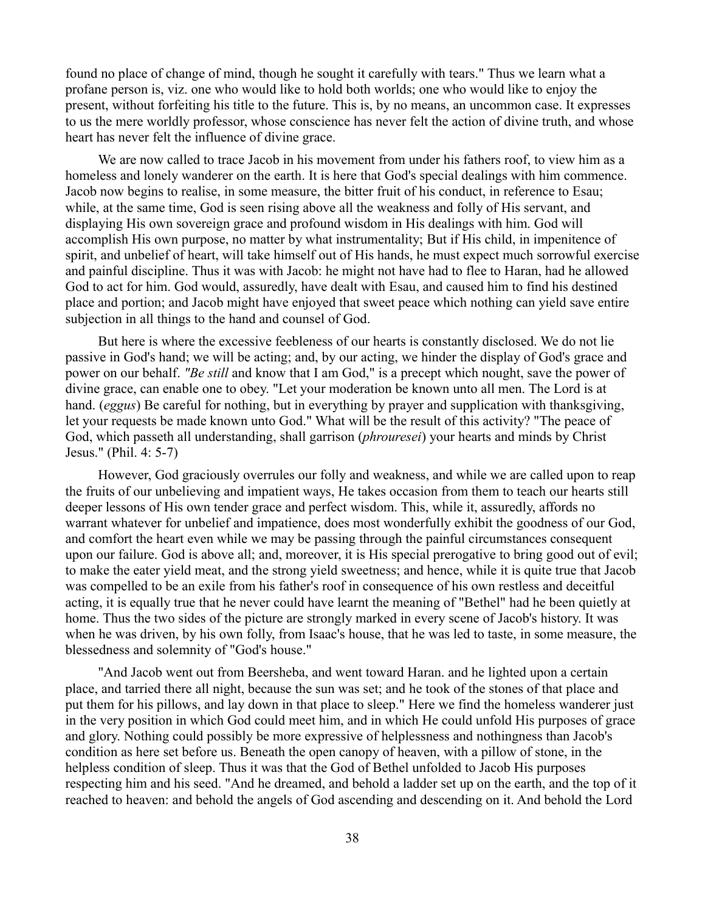found no place of change of mind, though he sought it carefully with tears." Thus we learn what a profane person is, viz. one who would like to hold both worlds; one who would like to enjoy the present, without forfeiting his title to the future. This is, by no means, an uncommon case. It expresses to us the mere worldly professor, whose conscience has never felt the action of divine truth, and whose heart has never felt the influence of divine grace.

We are now called to trace Jacob in his movement from under his fathers roof, to view him as a homeless and lonely wanderer on the earth. It is here that God's special dealings with him commence. Jacob now begins to realise, in some measure, the bitter fruit of his conduct, in reference to Esau; while, at the same time, God is seen rising above all the weakness and folly of His servant, and displaying His own sovereign grace and profound wisdom in His dealings with him. God will accomplish His own purpose, no matter by what instrumentality; But if His child, in impenitence of spirit, and unbelief of heart, will take himself out of His hands, he must expect much sorrowful exercise and painful discipline. Thus it was with Jacob: he might not have had to flee to Haran, had he allowed God to act for him. God would, assuredly, have dealt with Esau, and caused him to find his destined place and portion; and Jacob might have enjoyed that sweet peace which nothing can yield save entire subjection in all things to the hand and counsel of God.

But here is where the excessive feebleness of our hearts is constantly disclosed. We do not lie passive in God's hand; we will be acting; and, by our acting, we hinder the display of God's grace and power on our behalf. *"Be still* and know that I am God," is a precept which nought, save the power of divine grace, can enable one to obey. "Let your moderation be known unto all men. The Lord is at hand. (*eggus*) Be careful for nothing, but in everything by prayer and supplication with thanksgiving, let your requests be made known unto God." What will be the result of this activity? "The peace of God, which passeth all understanding, shall garrison (*phrouresei*) your hearts and minds by Christ Jesus." (Phil. 4: 5-7)

However, God graciously overrules our folly and weakness, and while we are called upon to reap the fruits of our unbelieving and impatient ways, He takes occasion from them to teach our hearts still deeper lessons of His own tender grace and perfect wisdom. This, while it, assuredly, affords no warrant whatever for unbelief and impatience, does most wonderfully exhibit the goodness of our God, and comfort the heart even while we may be passing through the painful circumstances consequent upon our failure. God is above all; and, moreover, it is His special prerogative to bring good out of evil; to make the eater yield meat, and the strong yield sweetness; and hence, while it is quite true that Jacob was compelled to be an exile from his father's roof in consequence of his own restless and deceitful acting, it is equally true that he never could have learnt the meaning of "Bethel" had he been quietly at home. Thus the two sides of the picture are strongly marked in every scene of Jacob's history. It was when he was driven, by his own folly, from Isaac's house, that he was led to taste, in some measure, the blessedness and solemnity of "God's house."

"And Jacob went out from Beersheba, and went toward Haran. and he lighted upon a certain place, and tarried there all night, because the sun was set; and he took of the stones of that place and put them for his pillows, and lay down in that place to sleep." Here we find the homeless wanderer just in the very position in which God could meet him, and in which He could unfold His purposes of grace and glory. Nothing could possibly be more expressive of helplessness and nothingness than Jacob's condition as here set before us. Beneath the open canopy of heaven, with a pillow of stone, in the helpless condition of sleep. Thus it was that the God of Bethel unfolded to Jacob His purposes respecting him and his seed. "And he dreamed, and behold a ladder set up on the earth, and the top of it reached to heaven: and behold the angels of God ascending and descending on it. And behold the Lord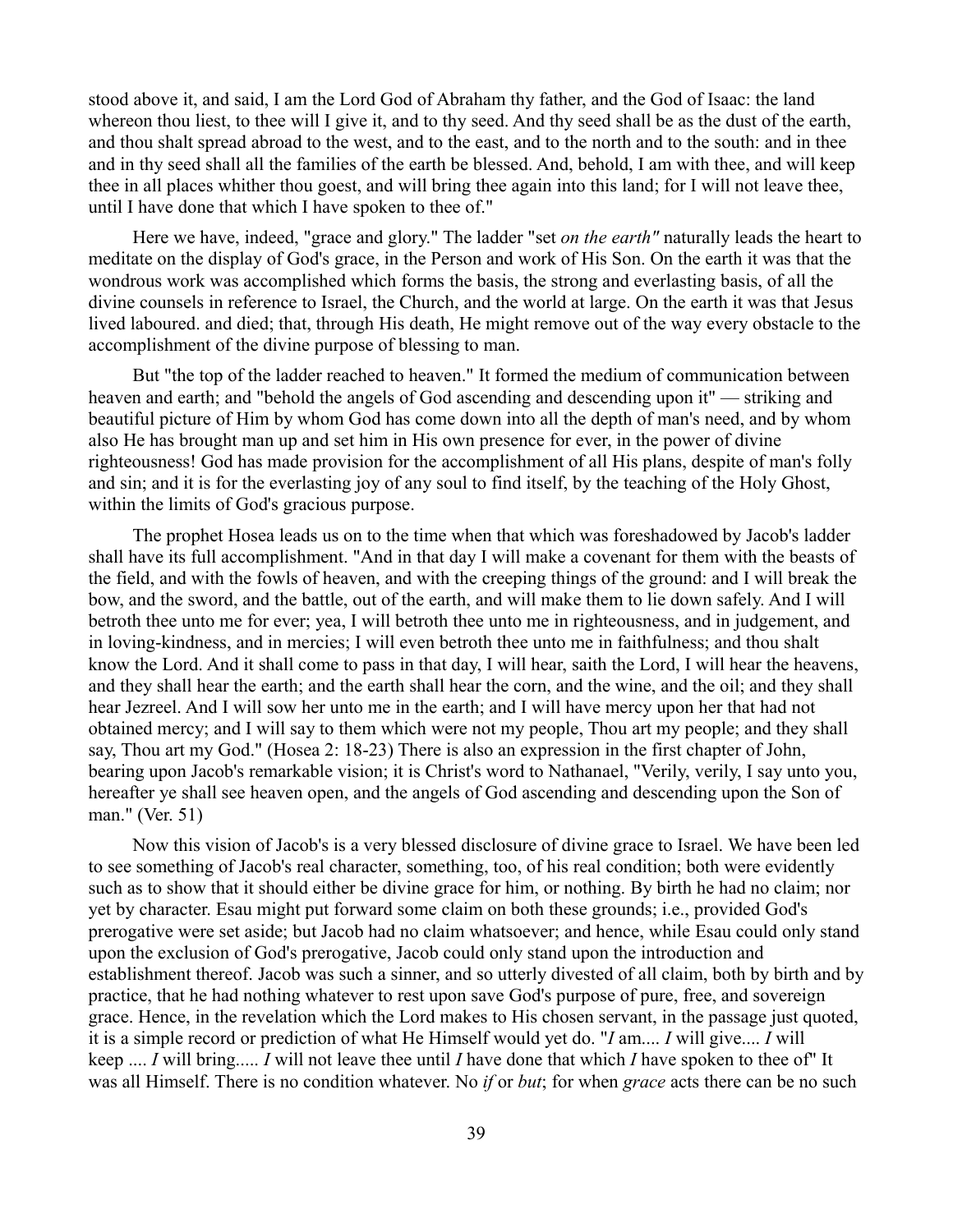stood above it, and said, I am the Lord God of Abraham thy father, and the God of Isaac: the land whereon thou liest, to thee will I give it, and to thy seed. And thy seed shall be as the dust of the earth, and thou shalt spread abroad to the west, and to the east, and to the north and to the south: and in thee and in thy seed shall all the families of the earth be blessed. And, behold, I am with thee, and will keep thee in all places whither thou goest, and will bring thee again into this land; for I will not leave thee, until I have done that which I have spoken to thee of."

Here we have, indeed, "grace and glory." The ladder "set *on the earth"* naturally leads the heart to meditate on the display of God's grace, in the Person and work of His Son. On the earth it was that the wondrous work was accomplished which forms the basis, the strong and everlasting basis, of all the divine counsels in reference to Israel, the Church, and the world at large. On the earth it was that Jesus lived laboured. and died; that, through His death, He might remove out of the way every obstacle to the accomplishment of the divine purpose of blessing to man.

But "the top of the ladder reached to heaven." It formed the medium of communication between heaven and earth; and "behold the angels of God ascending and descending upon it" — striking and beautiful picture of Him by whom God has come down into all the depth of man's need, and by whom also He has brought man up and set him in His own presence for ever, in the power of divine righteousness! God has made provision for the accomplishment of all His plans, despite of man's folly and sin; and it is for the everlasting joy of any soul to find itself, by the teaching of the Holy Ghost, within the limits of God's gracious purpose.

The prophet Hosea leads us on to the time when that which was foreshadowed by Jacob's ladder shall have its full accomplishment. "And in that day I will make a covenant for them with the beasts of the field, and with the fowls of heaven, and with the creeping things of the ground: and I will break the bow, and the sword, and the battle, out of the earth, and will make them to lie down safely. And I will betroth thee unto me for ever; yea, I will betroth thee unto me in righteousness, and in judgement, and in loving-kindness, and in mercies; I will even betroth thee unto me in faithfulness; and thou shalt know the Lord. And it shall come to pass in that day, I will hear, saith the Lord, I will hear the heavens, and they shall hear the earth; and the earth shall hear the corn, and the wine, and the oil; and they shall hear Jezreel. And I will sow her unto me in the earth; and I will have mercy upon her that had not obtained mercy; and I will say to them which were not my people, Thou art my people; and they shall say, Thou art my God." (Hosea 2: 18-23) There is also an expression in the first chapter of John, bearing upon Jacob's remarkable vision; it is Christ's word to Nathanael, "Verily, verily, I say unto you, hereafter ye shall see heaven open, and the angels of God ascending and descending upon the Son of man." (Ver. 51)

Now this vision of Jacob's is a very blessed disclosure of divine grace to Israel. We have been led to see something of Jacob's real character, something, too, of his real condition; both were evidently such as to show that it should either be divine grace for him, or nothing. By birth he had no claim; nor yet by character. Esau might put forward some claim on both these grounds; i.e., provided God's prerogative were set aside; but Jacob had no claim whatsoever; and hence, while Esau could only stand upon the exclusion of God's prerogative, Jacob could only stand upon the introduction and establishment thereof. Jacob was such a sinner, and so utterly divested of all claim, both by birth and by practice, that he had nothing whatever to rest upon save God's purpose of pure, free, and sovereign grace. Hence, in the revelation which the Lord makes to His chosen servant, in the passage just quoted, it is a simple record or prediction of what He Himself would yet do. "*I* am.... *I* will give.... *I* will keep .... *I* will bring..... *I* will not leave thee until *I* have done that which *I* have spoken to thee of" It was all Himself. There is no condition whatever. No *if* or *but*; for when *grace* acts there can be no such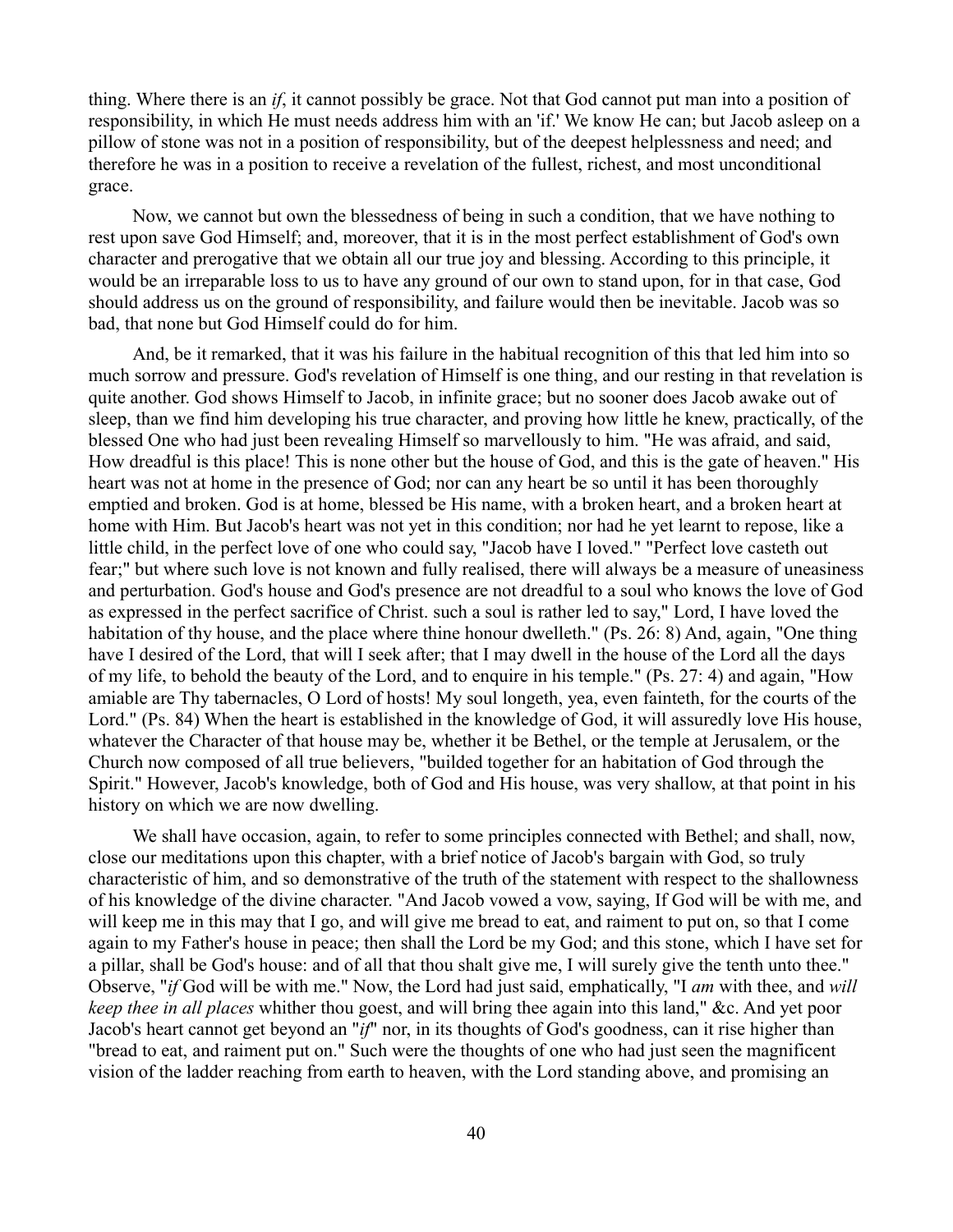thing. Where there is an *if*, it cannot possibly be grace. Not that God cannot put man into a position of responsibility, in which He must needs address him with an 'if.' We know He can; but Jacob asleep on a pillow of stone was not in a position of responsibility, but of the deepest helplessness and need; and therefore he was in a position to receive a revelation of the fullest, richest, and most unconditional grace.

Now, we cannot but own the blessedness of being in such a condition, that we have nothing to rest upon save God Himself; and, moreover, that it is in the most perfect establishment of God's own character and prerogative that we obtain all our true joy and blessing. According to this principle, it would be an irreparable loss to us to have any ground of our own to stand upon, for in that case, God should address us on the ground of responsibility, and failure would then be inevitable. Jacob was so bad, that none but God Himself could do for him.

And, be it remarked, that it was his failure in the habitual recognition of this that led him into so much sorrow and pressure. God's revelation of Himself is one thing, and our resting in that revelation is quite another. God shows Himself to Jacob, in infinite grace; but no sooner does Jacob awake out of sleep, than we find him developing his true character, and proving how little he knew, practically, of the blessed One who had just been revealing Himself so marvellously to him. "He was afraid, and said, How dreadful is this place! This is none other but the house of God, and this is the gate of heaven." His heart was not at home in the presence of God; nor can any heart be so until it has been thoroughly emptied and broken. God is at home, blessed be His name, with a broken heart, and a broken heart at home with Him. But Jacob's heart was not yet in this condition; nor had he yet learnt to repose, like a little child, in the perfect love of one who could say, "Jacob have I loved." "Perfect love casteth out fear;" but where such love is not known and fully realised, there will always be a measure of uneasiness and perturbation. God's house and God's presence are not dreadful to a soul who knows the love of God as expressed in the perfect sacrifice of Christ. such a soul is rather led to say," Lord, I have loved the habitation of thy house, and the place where thine honour dwelleth." (Ps. 26: 8) And, again, "One thing have I desired of the Lord, that will I seek after; that I may dwell in the house of the Lord all the days of my life, to behold the beauty of the Lord, and to enquire in his temple." (Ps. 27: 4) and again, "How amiable are Thy tabernacles, O Lord of hosts! My soul longeth, yea, even fainteth, for the courts of the Lord." (Ps. 84) When the heart is established in the knowledge of God, it will assuredly love His house, whatever the Character of that house may be, whether it be Bethel, or the temple at Jerusalem, or the Church now composed of all true believers, "builded together for an habitation of God through the Spirit." However, Jacob's knowledge, both of God and His house, was very shallow, at that point in his history on which we are now dwelling.

We shall have occasion, again, to refer to some principles connected with Bethel; and shall, now, close our meditations upon this chapter, with a brief notice of Jacob's bargain with God, so truly characteristic of him, and so demonstrative of the truth of the statement with respect to the shallowness of his knowledge of the divine character. "And Jacob vowed a vow, saying, If God will be with me, and will keep me in this may that I go, and will give me bread to eat, and raiment to put on, so that I come again to my Father's house in peace; then shall the Lord be my God; and this stone, which I have set for a pillar, shall be God's house: and of all that thou shalt give me, I will surely give the tenth unto thee." Observe, "*if* God will be with me." Now, the Lord had just said, emphatically, "I *am* with thee, and *will keep thee in all places* whither thou goest, and will bring thee again into this land," &c. And yet poor Jacob's heart cannot get beyond an "*if*" nor, in its thoughts of God's goodness, can it rise higher than "bread to eat, and raiment put on." Such were the thoughts of one who had just seen the magnificent vision of the ladder reaching from earth to heaven, with the Lord standing above, and promising an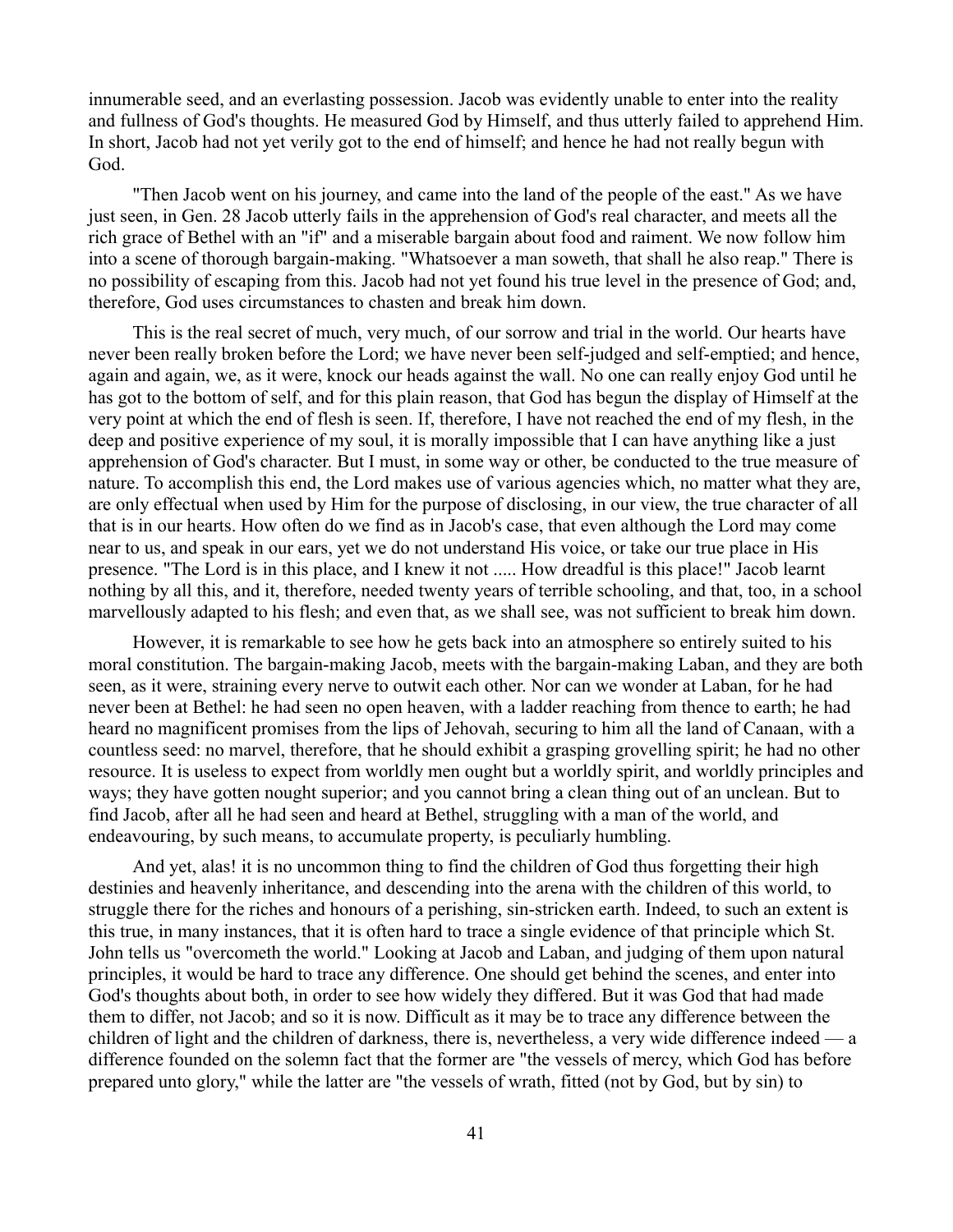innumerable seed, and an everlasting possession. Jacob was evidently unable to enter into the reality and fullness of God's thoughts. He measured God by Himself, and thus utterly failed to apprehend Him. In short, Jacob had not yet verily got to the end of himself; and hence he had not really begun with God.

"Then Jacob went on his journey, and came into the land of the people of the east." As we have just seen, in Gen. 28 Jacob utterly fails in the apprehension of God's real character, and meets all the rich grace of Bethel with an "if" and a miserable bargain about food and raiment. We now follow him into a scene of thorough bargain-making. "Whatsoever a man soweth, that shall he also reap." There is no possibility of escaping from this. Jacob had not yet found his true level in the presence of God; and, therefore, God uses circumstances to chasten and break him down.

This is the real secret of much, very much, of our sorrow and trial in the world. Our hearts have never been really broken before the Lord; we have never been self-judged and self-emptied; and hence, again and again, we, as it were, knock our heads against the wall. No one can really enjoy God until he has got to the bottom of self, and for this plain reason, that God has begun the display of Himself at the very point at which the end of flesh is seen. If, therefore, I have not reached the end of my flesh, in the deep and positive experience of my soul, it is morally impossible that I can have anything like a just apprehension of God's character. But I must, in some way or other, be conducted to the true measure of nature. To accomplish this end, the Lord makes use of various agencies which, no matter what they are, are only effectual when used by Him for the purpose of disclosing, in our view, the true character of all that is in our hearts. How often do we find as in Jacob's case, that even although the Lord may come near to us, and speak in our ears, yet we do not understand His voice, or take our true place in His presence. "The Lord is in this place, and I knew it not ..... How dreadful is this place!" Jacob learnt nothing by all this, and it, therefore, needed twenty years of terrible schooling, and that, too, in a school marvellously adapted to his flesh; and even that, as we shall see, was not sufficient to break him down.

However, it is remarkable to see how he gets back into an atmosphere so entirely suited to his moral constitution. The bargain-making Jacob, meets with the bargain-making Laban, and they are both seen, as it were, straining every nerve to outwit each other. Nor can we wonder at Laban, for he had never been at Bethel: he had seen no open heaven, with a ladder reaching from thence to earth; he had heard no magnificent promises from the lips of Jehovah, securing to him all the land of Canaan, with a countless seed: no marvel, therefore, that he should exhibit a grasping grovelling spirit; he had no other resource. It is useless to expect from worldly men ought but a worldly spirit, and worldly principles and ways; they have gotten nought superior; and you cannot bring a clean thing out of an unclean. But to find Jacob, after all he had seen and heard at Bethel, struggling with a man of the world, and endeavouring, by such means, to accumulate property, is peculiarly humbling.

And yet, alas! it is no uncommon thing to find the children of God thus forgetting their high destinies and heavenly inheritance, and descending into the arena with the children of this world, to struggle there for the riches and honours of a perishing, sin-stricken earth. Indeed, to such an extent is this true, in many instances, that it is often hard to trace a single evidence of that principle which St. John tells us "overcometh the world." Looking at Jacob and Laban, and judging of them upon natural principles, it would be hard to trace any difference. One should get behind the scenes, and enter into God's thoughts about both, in order to see how widely they differed. But it was God that had made them to differ, not Jacob; and so it is now. Difficult as it may be to trace any difference between the children of light and the children of darkness, there is, nevertheless, a very wide difference indeed — a difference founded on the solemn fact that the former are "the vessels of mercy, which God has before prepared unto glory," while the latter are "the vessels of wrath, fitted (not by God, but by sin) to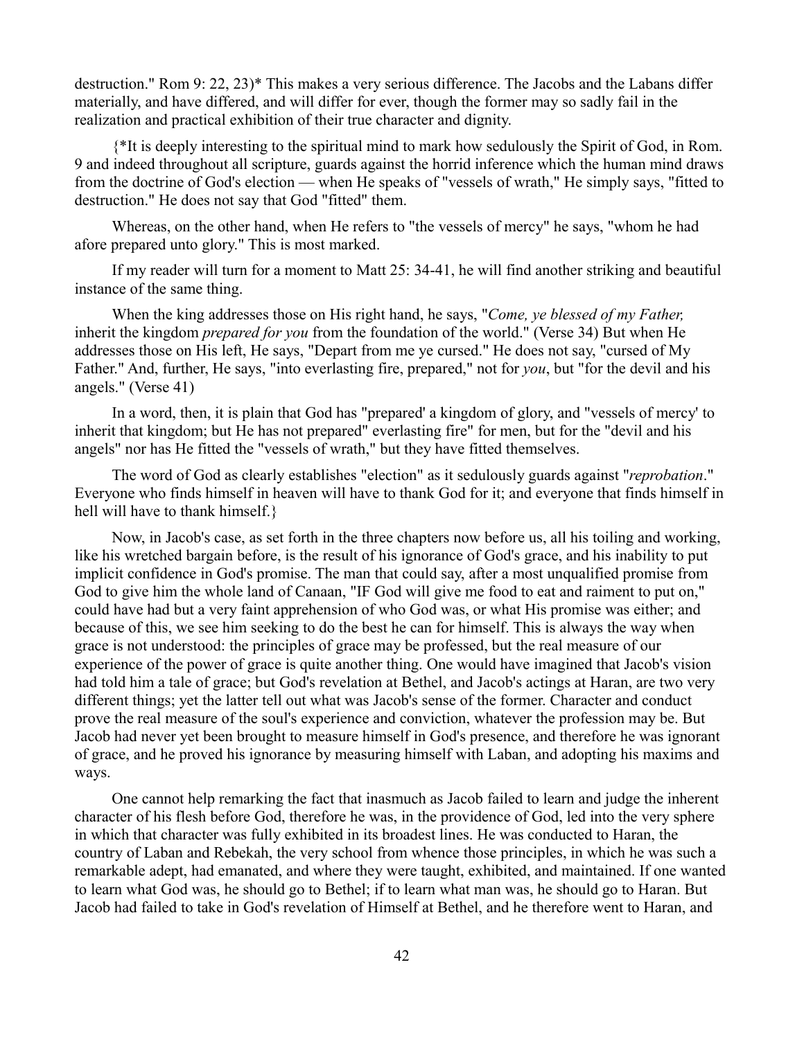destruction." Rom 9: 22, 23)* This makes a very serious difference. The Jacobs and the Labans differ materially, and have differed, and will differ for ever, though the former may so sadly fail in the realization and practical exhibition of their true character and dignity.

{*It is deeply interesting to the spiritual mind to mark how sedulously the Spirit of God, in Rom. 9 and indeed throughout all scripture, guards against the horrid inference which the human mind draws from the doctrine of God's election — when He speaks of "vessels of wrath," He simply says, "fitted to destruction." He does not say that God "fitted" them.

Whereas, on the other hand, when He refers to "the vessels of mercy" he says, "whom he had afore prepared unto glory." This is most marked.

If my reader will turn for a moment to Matt 25: 34-41, he will find another striking and beautiful instance of the same thing.

When the king addresses those on His right hand, he says, "*Come, ye blessed of my Father,* inherit the kingdom *prepared for you* from the foundation of the world." (Verse 34) But when He addresses those on His left, He says, "Depart from me ye cursed." He does not say, "cursed of My Father." And, further, He says, "into everlasting fire, prepared," not for *you*, but "for the devil and his angels." (Verse 41)

In a word, then, it is plain that God has "prepared' a kingdom of glory, and "vessels of mercy' to inherit that kingdom; but He has not prepared" everlasting fire" for men, but for the "devil and his angels" nor has He fitted the "vessels of wrath," but they have fitted themselves.

The word of God as clearly establishes "election" as it sedulously guards against "*reprobation*." Everyone who finds himself in heaven will have to thank God for it; and everyone that finds himself in hell will have to thank himself.}

Now, in Jacob's case, as set forth in the three chapters now before us, all his toiling and working, like his wretched bargain before, is the result of his ignorance of God's grace, and his inability to put implicit confidence in God's promise. The man that could say, after a most unqualified promise from God to give him the whole land of Canaan, "IF God will give me food to eat and raiment to put on," could have had but a very faint apprehension of who God was, or what His promise was either; and because of this, we see him seeking to do the best he can for himself. This is always the way when grace is not understood: the principles of grace may be professed, but the real measure of our experience of the power of grace is quite another thing. One would have imagined that Jacob's vision had told him a tale of grace; but God's revelation at Bethel, and Jacob's actings at Haran, are two very different things; yet the latter tell out what was Jacob's sense of the former. Character and conduct prove the real measure of the soul's experience and conviction, whatever the profession may be. But Jacob had never yet been brought to measure himself in God's presence, and therefore he was ignorant of grace, and he proved his ignorance by measuring himself with Laban, and adopting his maxims and ways.

One cannot help remarking the fact that inasmuch as Jacob failed to learn and judge the inherent character of his flesh before God, therefore he was, in the providence of God, led into the very sphere in which that character was fully exhibited in its broadest lines. He was conducted to Haran, the country of Laban and Rebekah, the very school from whence those principles, in which he was such a remarkable adept, had emanated, and where they were taught, exhibited, and maintained. If one wanted to learn what God was, he should go to Bethel; if to learn what man was, he should go to Haran. But Jacob had failed to take in God's revelation of Himself at Bethel, and he therefore went to Haran, and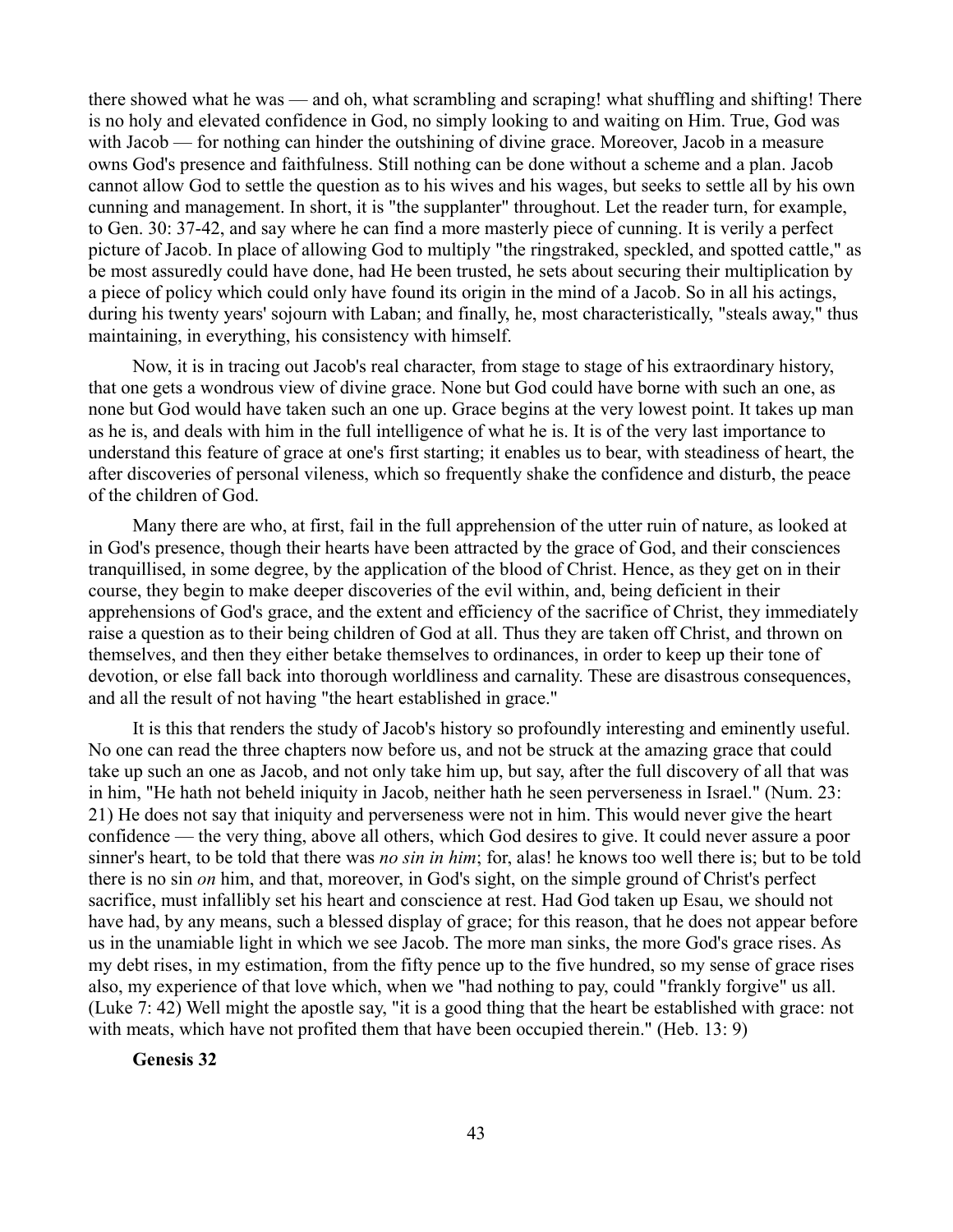there showed what he was — and oh, what scrambling and scraping! what shuffling and shifting! There is no holy and elevated confidence in God, no simply looking to and waiting on Him. True, God was with Jacob — for nothing can hinder the outshining of divine grace. Moreover, Jacob in a measure owns God's presence and faithfulness. Still nothing can be done without a scheme and a plan. Jacob cannot allow God to settle the question as to his wives and his wages, but seeks to settle all by his own cunning and management. In short, it is "the supplanter" throughout. Let the reader turn, for example, to Gen. 30: 37-42, and say where he can find a more masterly piece of cunning. It is verily a perfect picture of Jacob. In place of allowing God to multiply "the ringstraked, speckled, and spotted cattle," as be most assuredly could have done, had He been trusted, he sets about securing their multiplication by a piece of policy which could only have found its origin in the mind of a Jacob. So in all his actings, during his twenty years' sojourn with Laban; and finally, he, most characteristically, "steals away," thus maintaining, in everything, his consistency with himself.

Now, it is in tracing out Jacob's real character, from stage to stage of his extraordinary history, that one gets a wondrous view of divine grace. None but God could have borne with such an one, as none but God would have taken such an one up. Grace begins at the very lowest point. It takes up man as he is, and deals with him in the full intelligence of what he is. It is of the very last importance to understand this feature of grace at one's first starting; it enables us to bear, with steadiness of heart, the after discoveries of personal vileness, which so frequently shake the confidence and disturb, the peace of the children of God.

Many there are who, at first, fail in the full apprehension of the utter ruin of nature, as looked at in God's presence, though their hearts have been attracted by the grace of God, and their consciences tranquillised, in some degree, by the application of the blood of Christ. Hence, as they get on in their course, they begin to make deeper discoveries of the evil within, and, being deficient in their apprehensions of God's grace, and the extent and efficiency of the sacrifice of Christ, they immediately raise a question as to their being children of God at all. Thus they are taken off Christ, and thrown on themselves, and then they either betake themselves to ordinances, in order to keep up their tone of devotion, or else fall back into thorough worldliness and carnality. These are disastrous consequences, and all the result of not having "the heart established in grace."

It is this that renders the study of Jacob's history so profoundly interesting and eminently useful. No one can read the three chapters now before us, and not be struck at the amazing grace that could take up such an one as Jacob, and not only take him up, but say, after the full discovery of all that was in him, "He hath not beheld iniquity in Jacob, neither hath he seen perverseness in Israel." (Num. 23: 21) He does not say that iniquity and perverseness were not in him. This would never give the heart confidence — the very thing, above all others, which God desires to give. It could never assure a poor sinner's heart, to be told that there was *no sin in him*; for, alas! he knows too well there is; but to be told there is no sin *on* him, and that, moreover, in God's sight, on the simple ground of Christ's perfect sacrifice, must infallibly set his heart and conscience at rest. Had God taken up Esau, we should not have had, by any means, such a blessed display of grace; for this reason, that he does not appear before us in the unamiable light in which we see Jacob. The more man sinks, the more God's grace rises. As my debt rises, in my estimation, from the fifty pence up to the five hundred, so my sense of grace rises also, my experience of that love which, when we "had nothing to pay, could "frankly forgive" us all. (Luke 7: 42) Well might the apostle say, "it is a good thing that the heart be established with grace: not with meats, which have not profited them that have been occupied therein." (Heb. 13: 9)

**Genesis 32**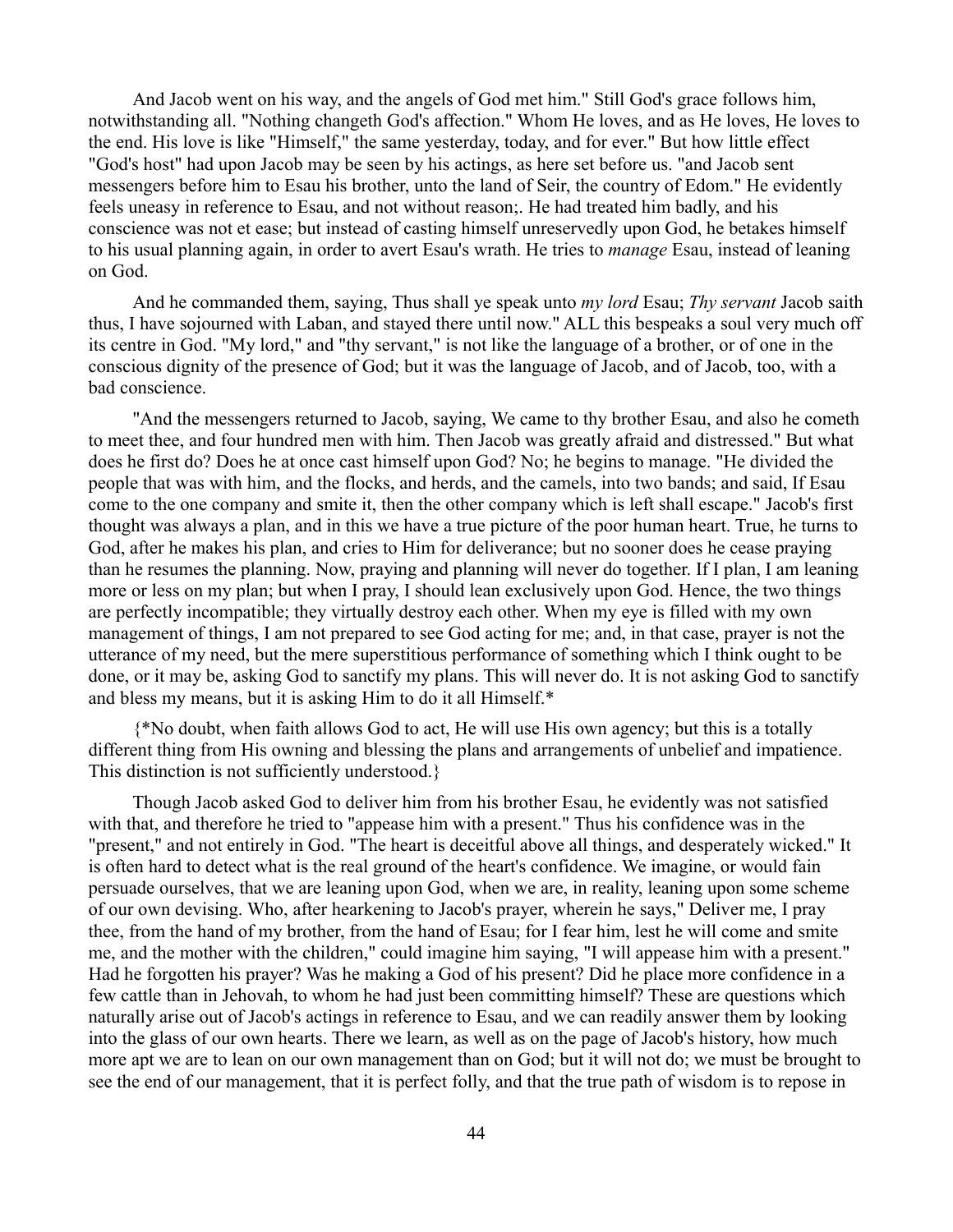And Jacob went on his way, and the angels of God met him." Still God's grace follows him, notwithstanding all. "Nothing changeth God's affection." Whom He loves, and as He loves, He loves to the end. His love is like "Himself," the same yesterday, today, and for ever." But how little effect "God's host" had upon Jacob may be seen by his actings, as here set before us. "and Jacob sent messengers before him to Esau his brother, unto the land of Seir, the country of Edom." He evidently feels uneasy in reference to Esau, and not without reason;. He had treated him badly, and his conscience was not et ease; but instead of casting himself unreservedly upon God, he betakes himself to his usual planning again, in order to avert Esau's wrath. He tries to *manage* Esau, instead of leaning on God.

And he commanded them, saying, Thus shall ye speak unto *my lord* Esau; *Thy servant* Jacob saith thus, I have sojourned with Laban, and stayed there until now." ALL this bespeaks a soul very much off its centre in God. "My lord," and "thy servant," is not like the language of a brother, or of one in the conscious dignity of the presence of God; but it was the language of Jacob, and of Jacob, too, with a bad conscience.

"And the messengers returned to Jacob, saying, We came to thy brother Esau, and also he cometh to meet thee, and four hundred men with him. Then Jacob was greatly afraid and distressed." But what does he first do? Does he at once cast himself upon God? No; he begins to manage. "He divided the people that was with him, and the flocks, and herds, and the camels, into two bands; and said, If Esau come to the one company and smite it, then the other company which is left shall escape." Jacob's first thought was always a plan, and in this we have a true picture of the poor human heart. True, he turns to God, after he makes his plan, and cries to Him for deliverance; but no sooner does he cease praying than he resumes the planning. Now, praying and planning will never do together. If I plan, I am leaning more or less on my plan; but when I pray, I should lean exclusively upon God. Hence, the two things are perfectly incompatible; they virtually destroy each other. When my eye is filled with my own management of things, I am not prepared to see God acting for me; and, in that case, prayer is not the utterance of my need, but the mere superstitious performance of something which I think ought to be done, or it may be, asking God to sanctify my plans. This will never do. It is not asking God to sanctify and bless my means, but it is asking Him to do it all Himself.*

{*No doubt, when faith allows God to act, He will use His own agency; but this is a totally different thing from His owning and blessing the plans and arrangements of unbelief and impatience. This distinction is not sufficiently understood.}

Though Jacob asked God to deliver him from his brother Esau, he evidently was not satisfied with that, and therefore he tried to "appease him with a present." Thus his confidence was in the "present," and not entirely in God. "The heart is deceitful above all things, and desperately wicked." It is often hard to detect what is the real ground of the heart's confidence. We imagine, or would fain persuade ourselves, that we are leaning upon God, when we are, in reality, leaning upon some scheme of our own devising. Who, after hearkening to Jacob's prayer, wherein he says," Deliver me, I pray thee, from the hand of my brother, from the hand of Esau; for I fear him, lest he will come and smite me, and the mother with the children," could imagine him saying, "I will appease him with a present." Had he forgotten his prayer? Was he making a God of his present? Did he place more confidence in a few cattle than in Jehovah, to whom he had just been committing himself? These are questions which naturally arise out of Jacob's actings in reference to Esau, and we can readily answer them by looking into the glass of our own hearts. There we learn, as well as on the page of Jacob's history, how much more apt we are to lean on our own management than on God; but it will not do; we must be brought to see the end of our management, that it is perfect folly, and that the true path of wisdom is to repose in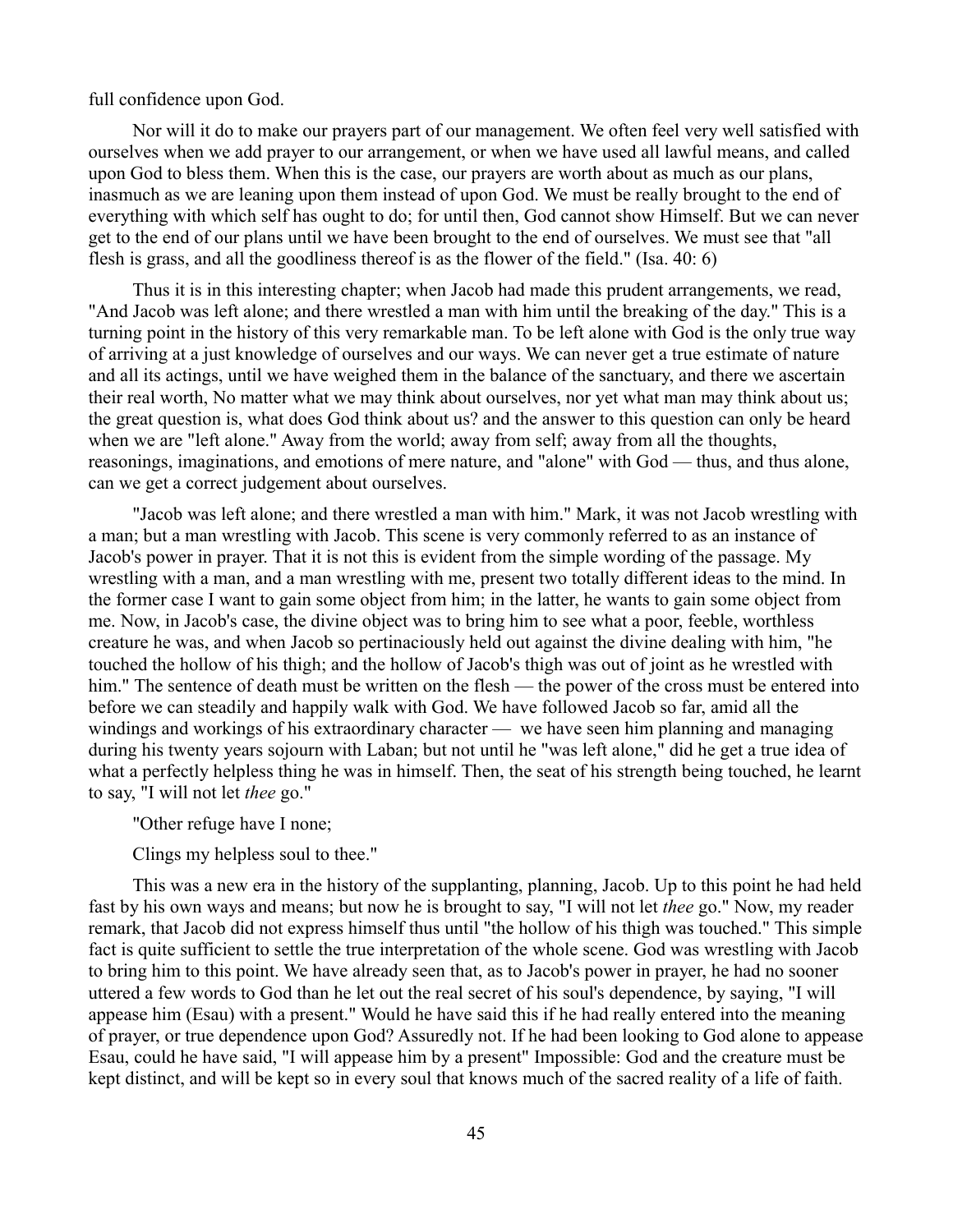full confidence upon God.

Nor will it do to make our prayers part of our management. We often feel very well satisfied with ourselves when we add prayer to our arrangement, or when we have used all lawful means, and called upon God to bless them. When this is the case, our prayers are worth about as much as our plans, inasmuch as we are leaning upon them instead of upon God. We must be really brought to the end of everything with which self has ought to do; for until then, God cannot show Himself. But we can never get to the end of our plans until we have been brought to the end of ourselves. We must see that "all flesh is grass, and all the goodliness thereof is as the flower of the field." (Isa. 40: 6)

Thus it is in this interesting chapter; when Jacob had made this prudent arrangements, we read, "And Jacob was left alone; and there wrestled a man with him until the breaking of the day." This is a turning point in the history of this very remarkable man. To be left alone with God is the only true way of arriving at a just knowledge of ourselves and our ways. We can never get a true estimate of nature and all its actings, until we have weighed them in the balance of the sanctuary, and there we ascertain their real worth, No matter what we may think about ourselves, nor yet what man may think about us; the great question is, what does God think about us? and the answer to this question can only be heard when we are "left alone." Away from the world; away from self; away from all the thoughts, reasonings, imaginations, and emotions of mere nature, and "alone" with God — thus, and thus alone, can we get a correct judgement about ourselves.

"Jacob was left alone; and there wrestled a man with him." Mark, it was not Jacob wrestling with a man; but a man wrestling with Jacob. This scene is very commonly referred to as an instance of Jacob's power in prayer. That it is not this is evident from the simple wording of the passage. My wrestling with a man, and a man wrestling with me, present two totally different ideas to the mind. In the former case I want to gain some object from him; in the latter, he wants to gain some object from me. Now, in Jacob's case, the divine object was to bring him to see what a poor, feeble, worthless creature he was, and when Jacob so pertinaciously held out against the divine dealing with him, "he touched the hollow of his thigh; and the hollow of Jacob's thigh was out of joint as he wrestled with him." The sentence of death must be written on the flesh — the power of the cross must be entered into before we can steadily and happily walk with God. We have followed Jacob so far, amid all the windings and workings of his extraordinary character — we have seen him planning and managing during his twenty years sojourn with Laban; but not until he "was left alone," did he get a true idea of what a perfectly helpless thing he was in himself. Then, the seat of his strength being touched, he learnt to say, "I will not let *thee* go."

"Other refuge have I none;

Clings my helpless soul to thee."

This was a new era in the history of the supplanting, planning, Jacob. Up to this point he had held fast by his own ways and means; but now he is brought to say, "I will not let *thee* go." Now, my reader remark, that Jacob did not express himself thus until "the hollow of his thigh was touched." This simple fact is quite sufficient to settle the true interpretation of the whole scene. God was wrestling with Jacob to bring him to this point. We have already seen that, as to Jacob's power in prayer, he had no sooner uttered a few words to God than he let out the real secret of his soul's dependence, by saying, "I will appease him (Esau) with a present." Would he have said this if he had really entered into the meaning of prayer, or true dependence upon God? Assuredly not. If he had been looking to God alone to appease Esau, could he have said, "I will appease him by a present" Impossible: God and the creature must be kept distinct, and will be kept so in every soul that knows much of the sacred reality of a life of faith.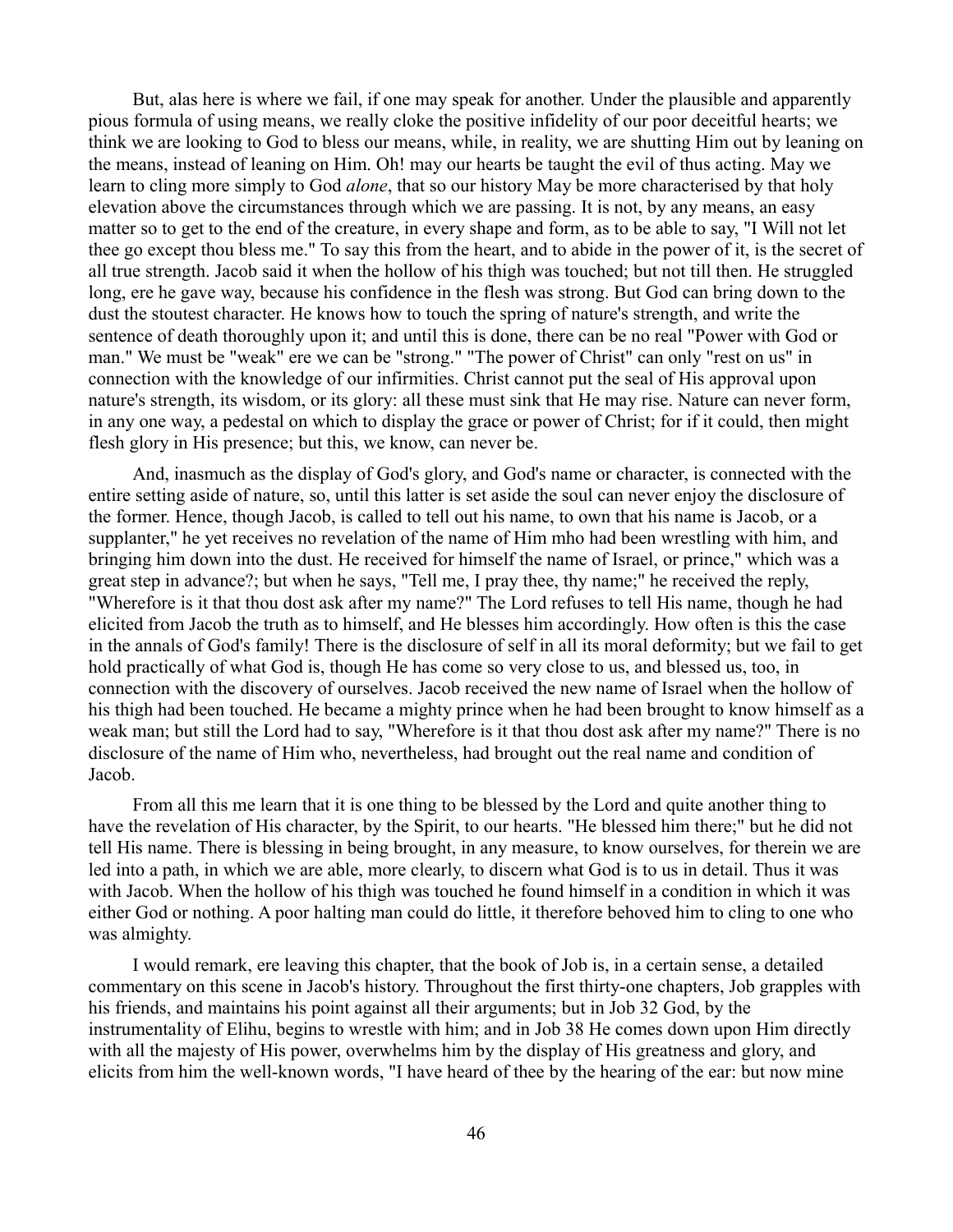But, alas here is where we fail, if one may speak for another. Under the plausible and apparently pious formula of using means, we really cloke the positive infidelity of our poor deceitful hearts; we think we are looking to God to bless our means, while, in reality, we are shutting Him out by leaning on the means, instead of leaning on Him. Oh! may our hearts be taught the evil of thus acting. May we learn to cling more simply to God *alone*, that so our history May be more characterised by that holy elevation above the circumstances through which we are passing. It is not, by any means, an easy matter so to get to the end of the creature, in every shape and form, as to be able to say, "I Will not let thee go except thou bless me." To say this from the heart, and to abide in the power of it, is the secret of all true strength. Jacob said it when the hollow of his thigh was touched; but not till then. He struggled long, ere he gave way, because his confidence in the flesh was strong. But God can bring down to the dust the stoutest character. He knows how to touch the spring of nature's strength, and write the sentence of death thoroughly upon it; and until this is done, there can be no real "Power with God or man." We must be "weak" ere we can be "strong." "The power of Christ" can only "rest on us" in connection with the knowledge of our infirmities. Christ cannot put the seal of His approval upon nature's strength, its wisdom, or its glory: all these must sink that He may rise. Nature can never form, in any one way, a pedestal on which to display the grace or power of Christ; for if it could, then might flesh glory in His presence; but this, we know, can never be.

And, inasmuch as the display of God's glory, and God's name or character, is connected with the entire setting aside of nature, so, until this latter is set aside the soul can never enjoy the disclosure of the former. Hence, though Jacob, is called to tell out his name, to own that his name is Jacob, or a supplanter," he yet receives no revelation of the name of Him mho had been wrestling with him, and bringing him down into the dust. He received for himself the name of Israel, or prince," which was a great step in advance?; but when he says, "Tell me, I pray thee, thy name;" he received the reply, "Wherefore is it that thou dost ask after my name?" The Lord refuses to tell His name, though he had elicited from Jacob the truth as to himself, and He blesses him accordingly. How often is this the case in the annals of God's family! There is the disclosure of self in all its moral deformity; but we fail to get hold practically of what God is, though He has come so very close to us, and blessed us, too, in connection with the discovery of ourselves. Jacob received the new name of Israel when the hollow of his thigh had been touched. He became a mighty prince when he had been brought to know himself as a weak man; but still the Lord had to say, "Wherefore is it that thou dost ask after my name?" There is no disclosure of the name of Him who, nevertheless, had brought out the real name and condition of Jacob.

From all this me learn that it is one thing to be blessed by the Lord and quite another thing to have the revelation of His character, by the Spirit, to our hearts. "He blessed him there;" but he did not tell His name. There is blessing in being brought, in any measure, to know ourselves, for therein we are led into a path, in which we are able, more clearly, to discern what God is to us in detail. Thus it was with Jacob. When the hollow of his thigh was touched he found himself in a condition in which it was either God or nothing. A poor halting man could do little, it therefore behoved him to cling to one who was almighty.

I would remark, ere leaving this chapter, that the book of Job is, in a certain sense, a detailed commentary on this scene in Jacob's history. Throughout the first thirty-one chapters, Job grapples with his friends, and maintains his point against all their arguments; but in Job 32 God, by the instrumentality of Elihu, begins to wrestle with him; and in Job 38 He comes down upon Him directly with all the majesty of His power, overwhelms him by the display of His greatness and glory, and elicits from him the well-known words, "I have heard of thee by the hearing of the ear: but now mine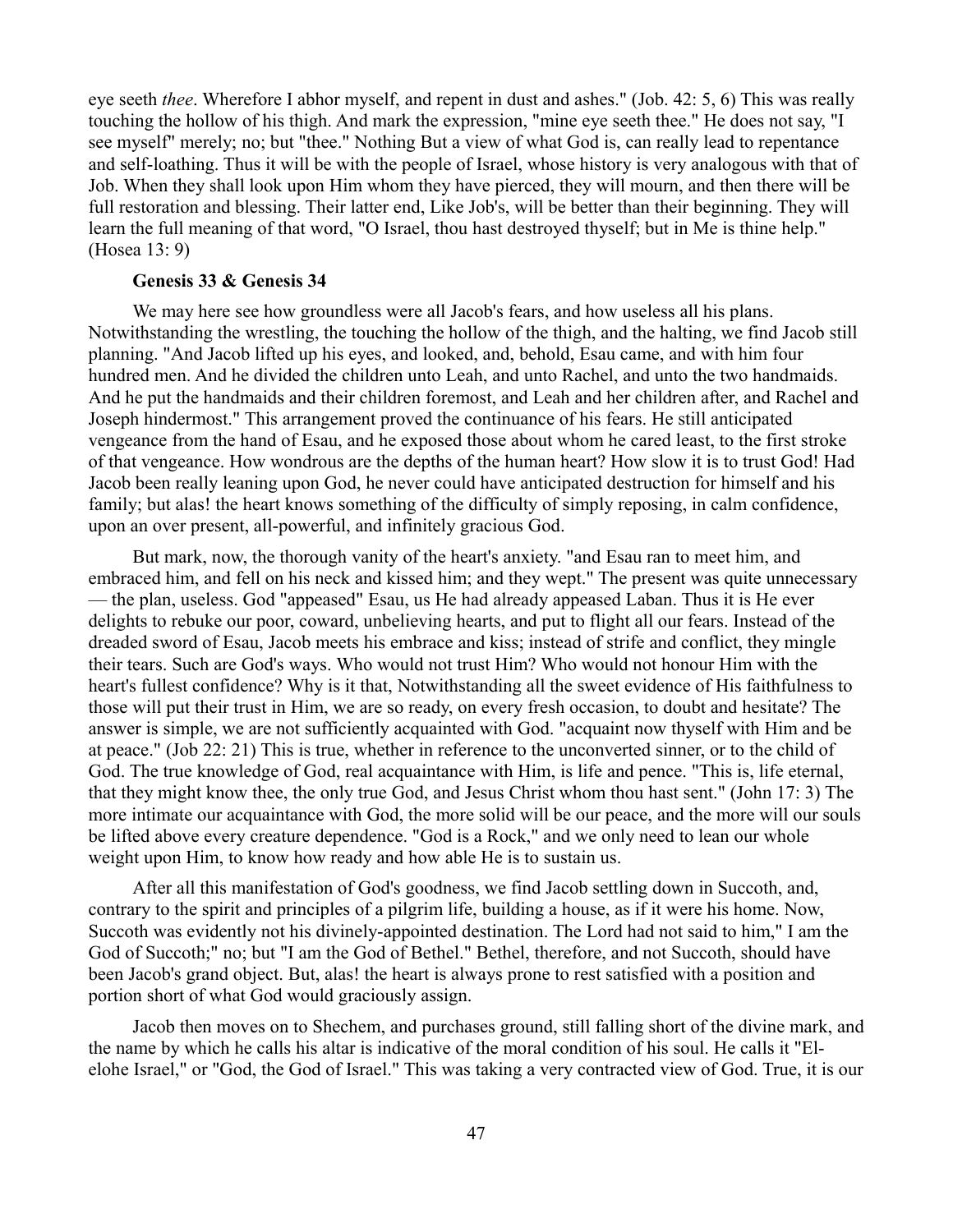eye seeth *thee*. Wherefore I abhor myself, and repent in dust and ashes." (Job. 42: 5, 6) This was really touching the hollow of his thigh. And mark the expression, "mine eye seeth thee." He does not say, "I see myself" merely; no; but "thee." Nothing But a view of what God is, can really lead to repentance and self-loathing. Thus it will be with the people of Israel, whose history is very analogous with that of Job. When they shall look upon Him whom they have pierced, they will mourn, and then there will be full restoration and blessing. Their latter end, Like Job's, will be better than their beginning. They will learn the full meaning of that word, "O Israel, thou hast destroyed thyself; but in Me is thine help." (Hosea 13: 9)

**Genesis 33 & Genesis 34**

We may here see how groundless were all Jacob's fears, and how useless all his plans. Notwithstanding the wrestling, the touching the hollow of the thigh, and the halting, we find Jacob still planning. "And Jacob lifted up his eyes, and looked, and, behold, Esau came, and with him four hundred men. And he divided the children unto Leah, and unto Rachel, and unto the two handmaids. And he put the handmaids and their children foremost, and Leah and her children after, and Rachel and Joseph hindermost." This arrangement proved the continuance of his fears. He still anticipated vengeance from the hand of Esau, and he exposed those about whom he cared least, to the first stroke of that vengeance. How wondrous are the depths of the human heart? How slow it is to trust God! Had Jacob been really leaning upon God, he never could have anticipated destruction for himself and his family; but alas! the heart knows something of the difficulty of simply reposing, in calm confidence, upon an over present, all-powerful, and infinitely gracious God.

But mark, now, the thorough vanity of the heart's anxiety. "and Esau ran to meet him, and embraced him, and fell on his neck and kissed him; and they wept." The present was quite unnecessary — the plan, useless. God "appeased" Esau, us He had already appeased Laban. Thus it is He ever delights to rebuke our poor, coward, unbelieving hearts, and put to flight all our fears. Instead of the dreaded sword of Esau, Jacob meets his embrace and kiss; instead of strife and conflict, they mingle their tears. Such are God's ways. Who would not trust Him? Who would not honour Him with the heart's fullest confidence? Why is it that, Notwithstanding all the sweet evidence of His faithfulness to those will put their trust in Him, we are so ready, on every fresh occasion, to doubt and hesitate? The answer is simple, we are not sufficiently acquainted with God. "acquaint now thyself with Him and be at peace." (Job 22: 21) This is true, whether in reference to the unconverted sinner, or to the child of God. The true knowledge of God, real acquaintance with Him, is life and pence. "This is, life eternal, that they might know thee, the only true God, and Jesus Christ whom thou hast sent." (John 17: 3) The more intimate our acquaintance with God, the more solid will be our peace, and the more will our souls be lifted above every creature dependence. "God is a Rock," and we only need to lean our whole weight upon Him, to know how ready and how able He is to sustain us.

After all this manifestation of God's goodness, we find Jacob settling down in Succoth, and, contrary to the spirit and principles of a pilgrim life, building a house, as if it were his home. Now, Succoth was evidently not his divinely-appointed destination. The Lord had not said to him," I am the God of Succoth;" no; but "I am the God of Bethel." Bethel, therefore, and not Succoth, should have been Jacob's grand object. But, alas! the heart is always prone to rest satisfied with a position and portion short of what God would graciously assign.

Jacob then moves on to Shechem, and purchases ground, still falling short of the divine mark, and the name by which he calls his altar is indicative of the moral condition of his soul. He calls it "El-elohe Israel," or "God, the God of Israel." This was taking a very contracted view of God. True, it is our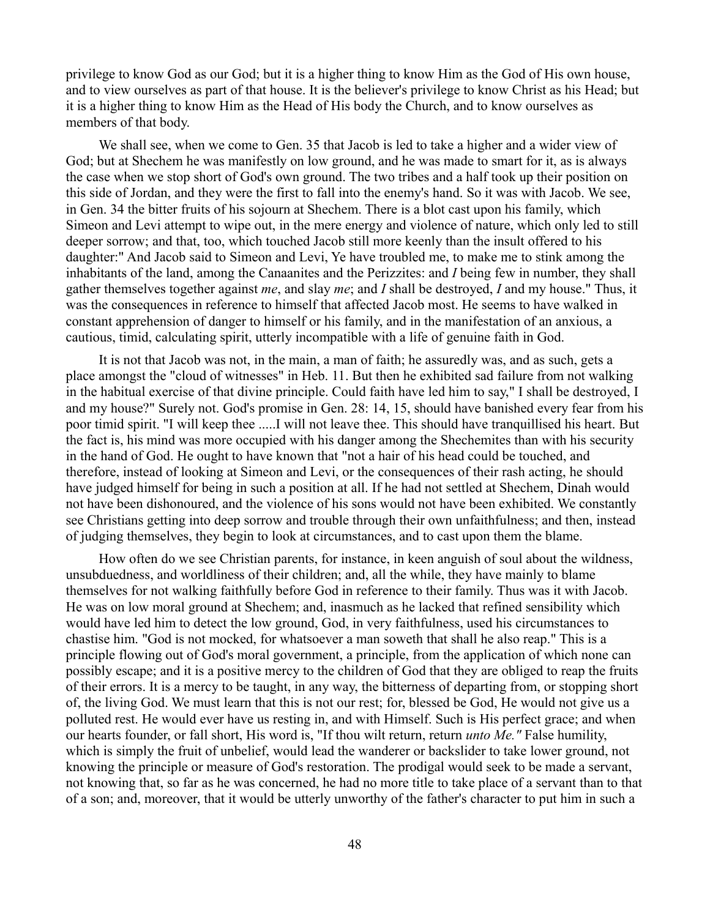privilege to know God as our God; but it is a higher thing to know Him as the God of His own house, and to view ourselves as part of that house. It is the believer's privilege to know Christ as his Head; but it is a higher thing to know Him as the Head of His body the Church, and to know ourselves as members of that body.

We shall see, when we come to Gen. 35 that Jacob is led to take a higher and a wider view of God; but at Shechem he was manifestly on low ground, and he was made to smart for it, as is always the case when we stop short of God's own ground. The two tribes and a half took up their position on this side of Jordan, and they were the first to fall into the enemy's hand. So it was with Jacob. We see, in Gen. 34 the bitter fruits of his sojourn at Shechem. There is a blot cast upon his family, which Simeon and Levi attempt to wipe out, in the mere energy and violence of nature, which only led to still deeper sorrow; and that, too, which touched Jacob still more keenly than the insult offered to his daughter:" And Jacob said to Simeon and Levi, Ye have troubled me, to make me to stink among the inhabitants of the land, among the Canaanites and the Perizzites: and *I* being few in number, they shall gather themselves together against *me*, and slay *me*; and *I* shall be destroyed, *I* and my house." Thus, it was the consequences in reference to himself that affected Jacob most. He seems to have walked in constant apprehension of danger to himself or his family, and in the manifestation of an anxious, a cautious, timid, calculating spirit, utterly incompatible with a life of genuine faith in God.

It is not that Jacob was not, in the main, a man of faith; he assuredly was, and as such, gets a place amongst the "cloud of witnesses" in Heb. 11. But then he exhibited sad failure from not walking in the habitual exercise of that divine principle. Could faith have led him to say," I shall be destroyed, I and my house?" Surely not. God's promise in Gen. 28: 14, 15, should have banished every fear from his poor timid spirit. "I will keep thee .....I will not leave thee. This should have tranquillised his heart. But the fact is, his mind was more occupied with his danger among the Shechemites than with his security in the hand of God. He ought to have known that "not a hair of his head could be touched, and therefore, instead of looking at Simeon and Levi, or the consequences of their rash acting, he should have judged himself for being in such a position at all. If he had not settled at Shechem, Dinah would not have been dishonoured, and the violence of his sons would not have been exhibited. We constantly see Christians getting into deep sorrow and trouble through their own unfaithfulness; and then, instead of judging themselves, they begin to look at circumstances, and to cast upon them the blame.

How often do we see Christian parents, for instance, in keen anguish of soul about the wildness, unsubduedness, and worldliness of their children; and, all the while, they have mainly to blame themselves for not walking faithfully before God in reference to their family. Thus was it with Jacob. He was on low moral ground at Shechem; and, inasmuch as he lacked that refined sensibility which would have led him to detect the low ground, God, in very faithfulness, used his circumstances to chastise him. "God is not mocked, for whatsoever a man soweth that shall he also reap." This is a principle flowing out of God's moral government, a principle, from the application of which none can possibly escape; and it is a positive mercy to the children of God that they are obliged to reap the fruits of their errors. It is a mercy to be taught, in any way, the bitterness of departing from, or stopping short of, the living God. We must learn that this is not our rest; for, blessed be God, He would not give us a polluted rest. He would ever have us resting in, and with Himself. Such is His perfect grace; and when our hearts founder, or fall short, His word is, "If thou wilt return, return *unto Me."* False humility, which is simply the fruit of unbelief, would lead the wanderer or backslider to take lower ground, not knowing the principle or measure of God's restoration. The prodigal would seek to be made a servant, not knowing that, so far as he was concerned, he had no more title to take place of a servant than to that of a son; and, moreover, that it would be utterly unworthy of the father's character to put him in such a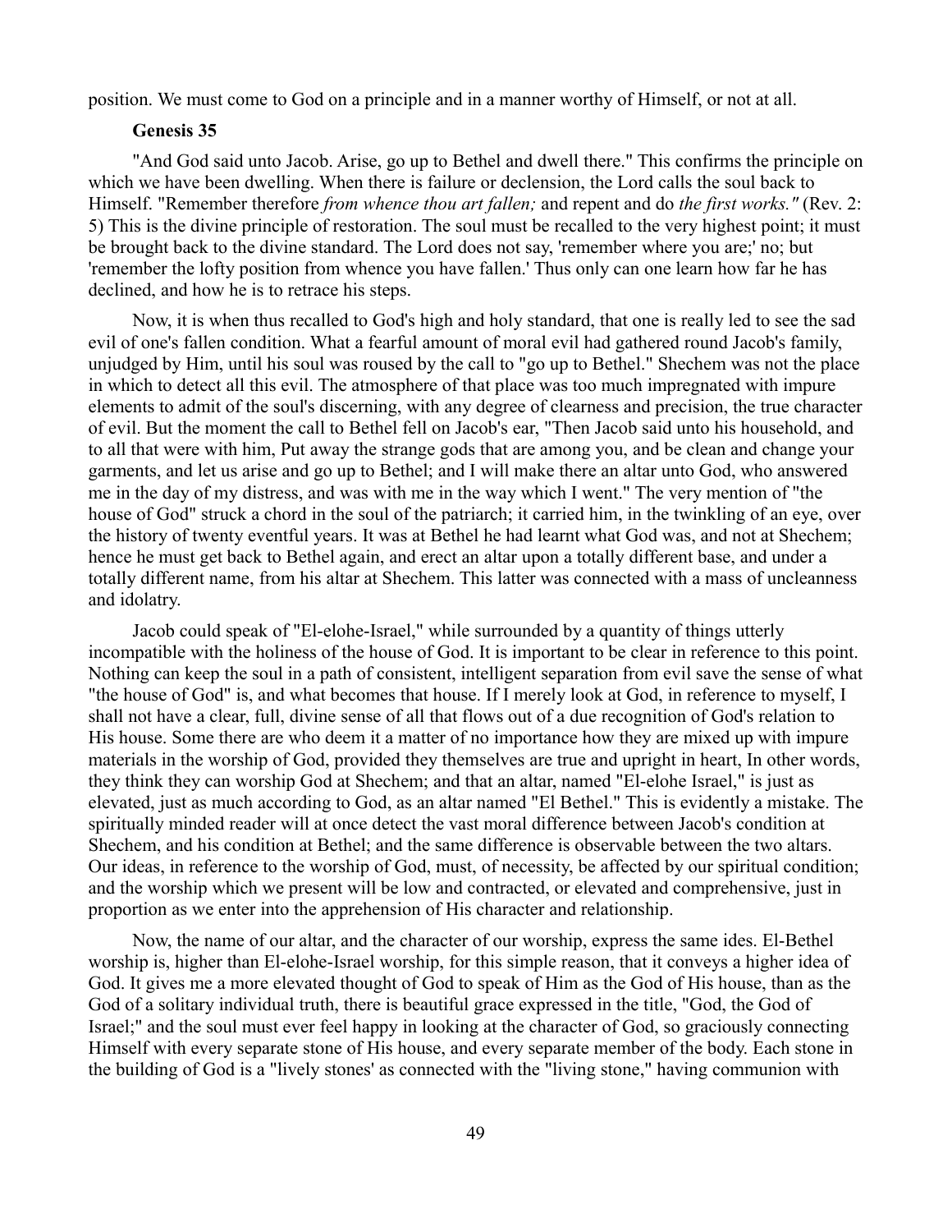position. We must come to God on a principle and in a manner worthy of Himself, or not at all.

### Genesis 35

"And God said unto Jacob. Arise, go up to Bethel and dwell there." This confirms the principle on which we have been dwelling. When there is failure or declension, the Lord calls the soul back to Himself. "Remember therefore *from whence thou art fallen;* and repent and do *the first works."* (Rev. 2: 5) This is the divine principle of restoration. The soul must be recalled to the very highest point; it must be brought back to the divine standard. The Lord does not say, 'remember where you are;' no; but 'remember the lofty position from whence you have fallen.' Thus only can one learn how far he has declined, and how he is to retrace his steps.

Now, it is when thus recalled to God's high and holy standard, that one is really led to see the sad evil of one's fallen condition. What a fearful amount of moral evil had gathered round Jacob's family, unjudged by Him, until his soul was roused by the call to "go up to Bethel." Shechem was not the place in which to detect all this evil. The atmosphere of that place was too much impregnated with impure elements to admit of the soul's discerning, with any degree of clearness and precision, the true character of evil. But the moment the call to Bethel fell on Jacob's ear, "Then Jacob said unto his household, and to all that were with him, Put away the strange gods that are among you, and be clean and change your garments, and let us arise and go up to Bethel; and I will make there an altar unto God, who answered me in the day of my distress, and was with me in the way which I went." The very mention of "the house of God" struck a chord in the soul of the patriarch; it carried him, in the twinkling of an eye, over the history of twenty eventful years. It was at Bethel he had learnt what God was, and not at Shechem; hence he must get back to Bethel again, and erect an altar upon a totally different base, and under a totally different name, from his altar at Shechem. This latter was connected with a mass of uncleanness and idolatry.

Jacob could speak of "El-elohe-Israel," while surrounded by a quantity of things utterly incompatible with the holiness of the house of God. It is important to be clear in reference to this point. Nothing can keep the soul in a path of consistent, intelligent separation from evil save the sense of what "the house of God" is, and what becomes that house. If I merely look at God, in reference to myself, I shall not have a clear, full, divine sense of all that flows out of a due recognition of God's relation to His house. Some there are who deem it a matter of no importance how they are mixed up with impure materials in the worship of God, provided they themselves are true and upright in heart, In other words, they think they can worship God at Shechem; and that an altar, named "El-elohe Israel," is just as elevated, just as much according to God, as an altar named "El Bethel." This is evidently a mistake. The spiritually minded reader will at once detect the vast moral difference between Jacob's condition at Shechem, and his condition at Bethel; and the same difference is observable between the two altars. Our ideas, in reference to the worship of God, must, of necessity, be affected by our spiritual condition; and the worship which we present will be low and contracted, or elevated and comprehensive, just in proportion as we enter into the apprehension of His character and relationship.

Now, the name of our altar, and the character of our worship, express the same ides. El-Bethel worship is, higher than El-elohe-Israel worship, for this simple reason, that it conveys a higher idea of God. It gives me a more elevated thought of God to speak of Him as the God of His house, than as the God of a solitary individual truth, there is beautiful grace expressed in the title, "God, the God of Israel;" and the soul must ever feel happy in looking at the character of God, so graciously connecting Himself with every separate stone of His house, and every separate member of the body. Each stone in the building of God is a "lively stones' as connected with the "living stone," having communion with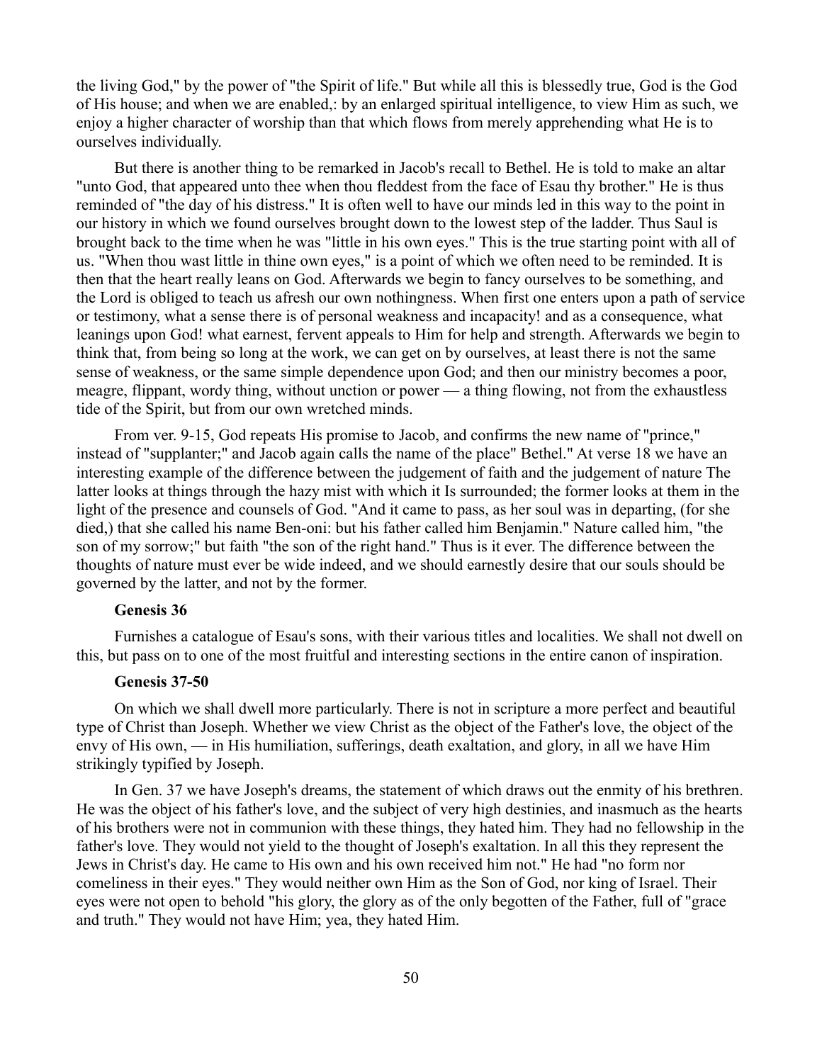the living God," by the power of "the Spirit of life." But while all this is blessedly true, God is the God of His house; and when we are enabled,: by an enlarged spiritual intelligence, to view Him as such, we enjoy a higher character of worship than that which flows from merely apprehending what He is to ourselves individually.

But there is another thing to be remarked in Jacob's recall to Bethel. He is told to make an altar "unto God, that appeared unto thee when thou fleddest from the face of Esau thy brother." He is thus reminded of "the day of his distress." It is often well to have our minds led in this way to the point in our history in which we found ourselves brought down to the lowest step of the ladder. Thus Saul is brought back to the time when he was "little in his own eyes." This is the true starting point with all of us. "When thou wast little in thine own eyes," is a point of which we often need to be reminded. It is then that the heart really leans on God. Afterwards we begin to fancy ourselves to be something, and the Lord is obliged to teach us afresh our own nothingness. When first one enters upon a path of service or testimony, what a sense there is of personal weakness and incapacity! and as a consequence, what leanings upon God! what earnest, fervent appeals to Him for help and strength. Afterwards we begin to think that, from being so long at the work, we can get on by ourselves, at least there is not the same sense of weakness, or the same simple dependence upon God; and then our ministry becomes a poor, meagre, flippant, wordy thing, without unction or power — a thing flowing, not from the exhaustless tide of the Spirit, but from our own wretched minds.

From ver. 9-15, God repeats His promise to Jacob, and confirms the new name of "prince," instead of "supplanter;" and Jacob again calls the name of the place" Bethel." At verse 18 we have an interesting example of the difference between the judgement of faith and the judgement of nature The latter looks at things through the hazy mist with which it Is surrounded; the former looks at them in the light of the presence and counsels of God. "And it came to pass, as her soul was in departing, (for she died,) that she called his name Ben-oni: but his father called him Benjamin." Nature called him, "the son of my sorrow;" but faith "the son of the right hand." Thus is it ever. The difference between the thoughts of nature must ever be wide indeed, and we should earnestly desire that our souls should be governed by the latter, and not by the former.

**Genesis 36**

Furnishes a catalogue of Esau's sons, with their various titles and localities. We shall not dwell on this, but pass on to one of the most fruitful and interesting sections in the entire canon of inspiration.

**Genesis 37-50**

On which we shall dwell more particularly. There is not in scripture a more perfect and beautiful type of Christ than Joseph. Whether we view Christ as the object of the Father's love, the object of the envy of His own, — in His humiliation, sufferings, death exaltation, and glory, in all we have Him strikingly typified by Joseph.

In Gen. 37 we have Joseph's dreams, the statement of which draws out the enmity of his brethren. He was the object of his father's love, and the subject of very high destinies, and inasmuch as the hearts of his brothers were not in communion with these things, they hated him. They had no fellowship in the father's love. They would not yield to the thought of Joseph's exaltation. In all this they represent the Jews in Christ's day. He came to His own and his own received him not." He had "no form nor comeliness in their eyes." They would neither own Him as the Son of God, nor king of Israel. Their eyes were not open to behold "his glory, the glory as of the only begotten of the Father, full of "grace and truth." They would not have Him; yea, they hated Him.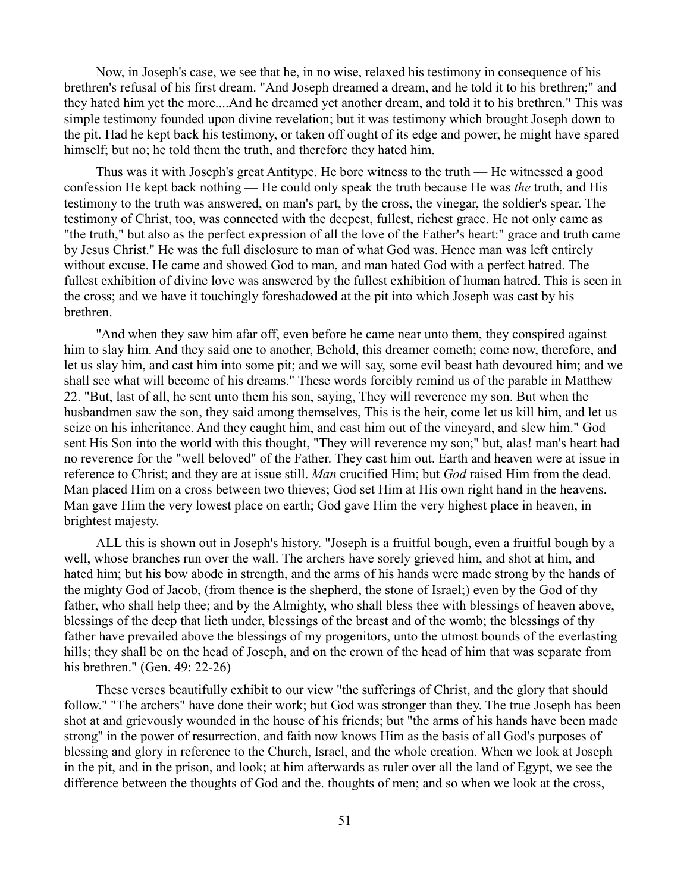Now, in Joseph's case, we see that he, in no wise, relaxed his testimony in consequence of his brethren's refusal of his first dream. "And Joseph dreamed a dream, and he told it to his brethren;" and they hated him yet the more....And he dreamed yet another dream, and told it to his brethren." This was simple testimony founded upon divine revelation; but it was testimony which brought Joseph down to the pit. Had he kept back his testimony, or taken off ought of its edge and power, he might have spared himself; but no; he told them the truth, and therefore they hated him.

Thus was it with Joseph's great Antitype. He bore witness to the truth — He witnessed a good confession He kept back nothing — He could only speak the truth because He was *the* truth, and His testimony to the truth was answered, on man's part, by the cross, the vinegar, the soldier's spear. The testimony of Christ, too, was connected with the deepest, fullest, richest grace. He not only came as "the truth," but also as the perfect expression of all the love of the Father's heart:" grace and truth came by Jesus Christ." He was the full disclosure to man of what God was. Hence man was left entirely without excuse. He came and showed God to man, and man hated God with a perfect hatred. The fullest exhibition of divine love was answered by the fullest exhibition of human hatred. This is seen in the cross; and we have it touchingly foreshadowed at the pit into which Joseph was cast by his brethren.

"And when they saw him afar off, even before he came near unto them, they conspired against him to slay him. And they said one to another, Behold, this dreamer cometh; come now, therefore, and let us slay him, and cast him into some pit; and we will say, some evil beast hath devoured him; and we shall see what will become of his dreams." These words forcibly remind us of the parable in Matthew 22. "But, last of all, he sent unto them his son, saying, They will reverence my son. But when the husbandmen saw the son, they said among themselves, This is the heir, come let us kill him, and let us seize on his inheritance. And they caught him, and cast him out of the vineyard, and slew him." God sent His Son into the world with this thought, "They will reverence my son;" but, alas! man's heart had no reverence for the "well beloved" of the Father. They cast him out. Earth and heaven were at issue in reference to Christ; and they are at issue still. *Man* crucified Him; but *God* raised Him from the dead. Man placed Him on a cross between two thieves; God set Him at His own right hand in the heavens. Man gave Him the very lowest place on earth; God gave Him the very highest place in heaven, in brightest majesty.

ALL this is shown out in Joseph's history. "Joseph is a fruitful bough, even a fruitful bough by a well, whose branches run over the wall. The archers have sorely grieved him, and shot at him, and hated him; but his bow abode in strength, and the arms of his hands were made strong by the hands of the mighty God of Jacob, (from thence is the shepherd, the stone of Israel;) even by the God of thy father, who shall help thee; and by the Almighty, who shall bless thee with blessings of heaven above, blessings of the deep that lieth under, blessings of the breast and of the womb; the blessings of thy father have prevailed above the blessings of my progenitors, unto the utmost bounds of the everlasting hills; they shall be on the head of Joseph, and on the crown of the head of him that was separate from his brethren." (Gen. 49: 22-26)

These verses beautifully exhibit to our view "the sufferings of Christ, and the glory that should follow." "The archers" have done their work; but God was stronger than they. The true Joseph has been shot at and grievously wounded in the house of his friends; but "the arms of his hands have been made strong" in the power of resurrection, and faith now knows Him as the basis of all God's purposes of blessing and glory in reference to the Church, Israel, and the whole creation. When we look at Joseph in the pit, and in the prison, and look; at him afterwards as ruler over all the land of Egypt, we see the difference between the thoughts of God and the. thoughts of men; and so when we look at the cross,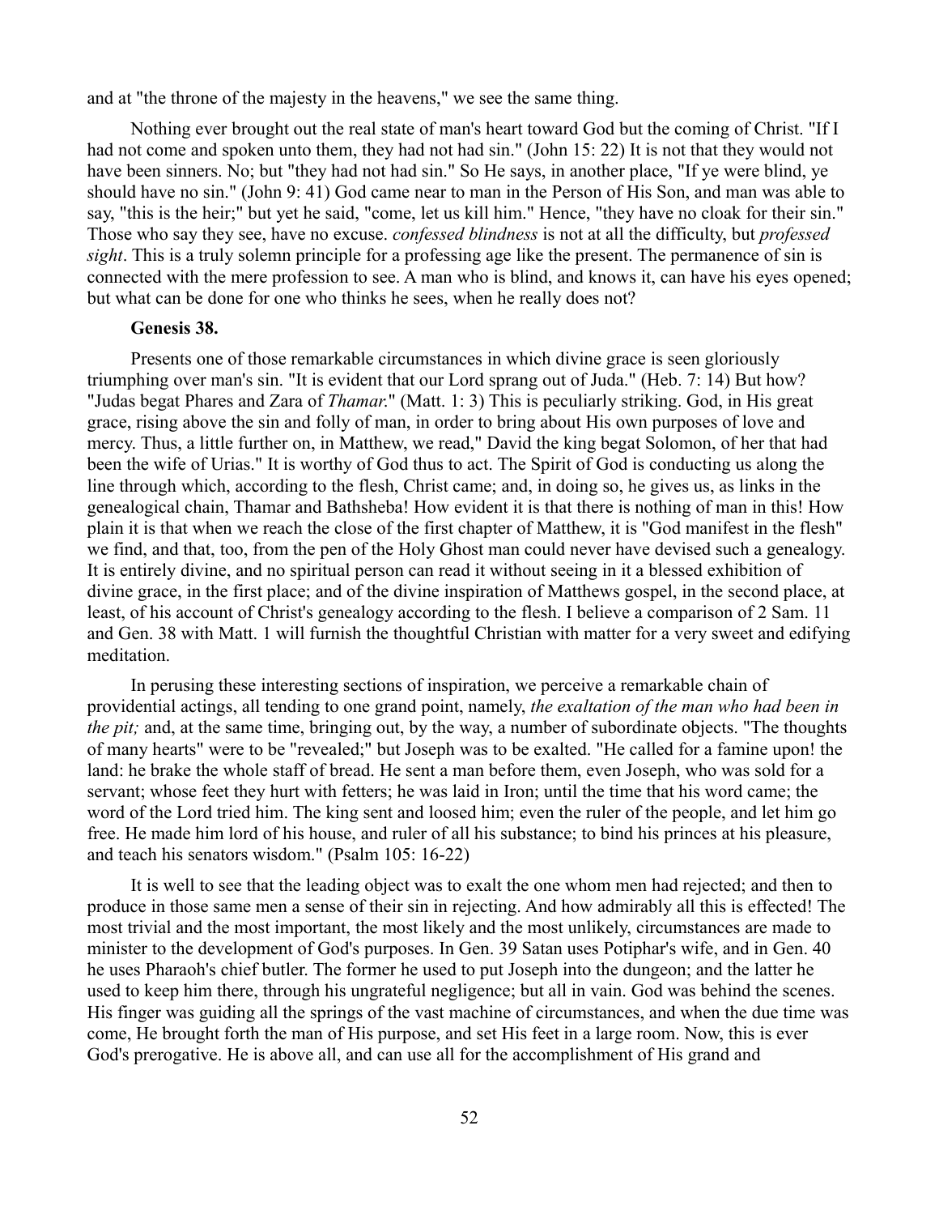and at "the throne of the majesty in the heavens," we see the same thing.

Nothing ever brought out the real state of man's heart toward God but the coming of Christ. "If I had not come and spoken unto them, they had not had sin." (John 15: 22) It is not that they would not have been sinners. No; but "they had not had sin." So He says, in another place, "If ye were blind, ye should have no sin." (John 9: 41) God came near to man in the Person of His Son, and man was able to say, "this is the heir;" but yet he said, "come, let us kill him." Hence, "they have no cloak for their sin." Those who say they see, have no excuse. *confessed blindness* is not at all the difficulty, but *professed sight*. This is a truly solemn principle for a professing age like the present. The permanence of sin is connected with the mere profession to see. A man who is blind, and knows it, can have his eyes opened; but what can be done for one who thinks he sees, when he really does not?

**Genesis 38.**

Presents one of those remarkable circumstances in which divine grace is seen gloriously triumphing over man's sin. "It is evident that our Lord sprang out of Juda." (Heb. 7: 14) But how? "Judas begat Phares and Zara of *Thamar*." (Matt. 1: 3) This is peculiarly striking. God, in His great grace, rising above the sin and folly of man, in order to bring about His own purposes of love and mercy. Thus, a little further on, in Matthew, we read," David the king begat Solomon, of her that had been the wife of Urias." It is worthy of God thus to act. The Spirit of God is conducting us along the line through which, according to the flesh, Christ came; and, in doing so, he gives us, as links in the genealogical chain, Thamar and Bathsheba! How evident it is that there is nothing of man in this! How plain it is that when we reach the close of the first chapter of Matthew, it is "God manifest in the flesh" we find, and that, too, from the pen of the Holy Ghost man could never have devised such a genealogy. It is entirely divine, and no spiritual person can read it without seeing in it a blessed exhibition of divine grace, in the first place; and of the divine inspiration of Matthews gospel, in the second place, at least, of his account of Christ's genealogy according to the flesh. I believe a comparison of 2 Sam. 11 and Gen. 38 with Matt. 1 will furnish the thoughtful Christian with matter for a very sweet and edifying meditation.

In perusing these interesting sections of inspiration, we perceive a remarkable chain of providential actings, all tending to one grand point, namely, *the exaltation of the man who had been in the pit;* and, at the same time, bringing out, by the way, a number of subordinate objects. "The thoughts of many hearts" were to be "revealed;" but Joseph was to be exalted. "He called for a famine upon! the land: he brake the whole staff of bread. He sent a man before them, even Joseph, who was sold for a servant; whose feet they hurt with fetters; he was laid in Iron; until the time that his word came; the word of the Lord tried him. The king sent and loosed him; even the ruler of the people, and let him go free. He made him lord of his house, and ruler of all his substance; to bind his princes at his pleasure, and teach his senators wisdom." (Psalm 105: 16-22)

It is well to see that the leading object was to exalt the one whom men had rejected; and then to produce in those same men a sense of their sin in rejecting. And how admirably all this is effected! The most trivial and the most important, the most likely and the most unlikely, circumstances are made to minister to the development of God's purposes. In Gen. 39 Satan uses Potiphar's wife, and in Gen. 40 he uses Pharaoh's chief butler. The former he used to put Joseph into the dungeon; and the latter he used to keep him there, through his ungrateful negligence; but all in vain. God was behind the scenes. His finger was guiding all the springs of the vast machine of circumstances, and when the due time was come, He brought forth the man of His purpose, and set His feet in a large room. Now, this is ever God's prerogative. He is above all, and can use all for the accomplishment of His grand and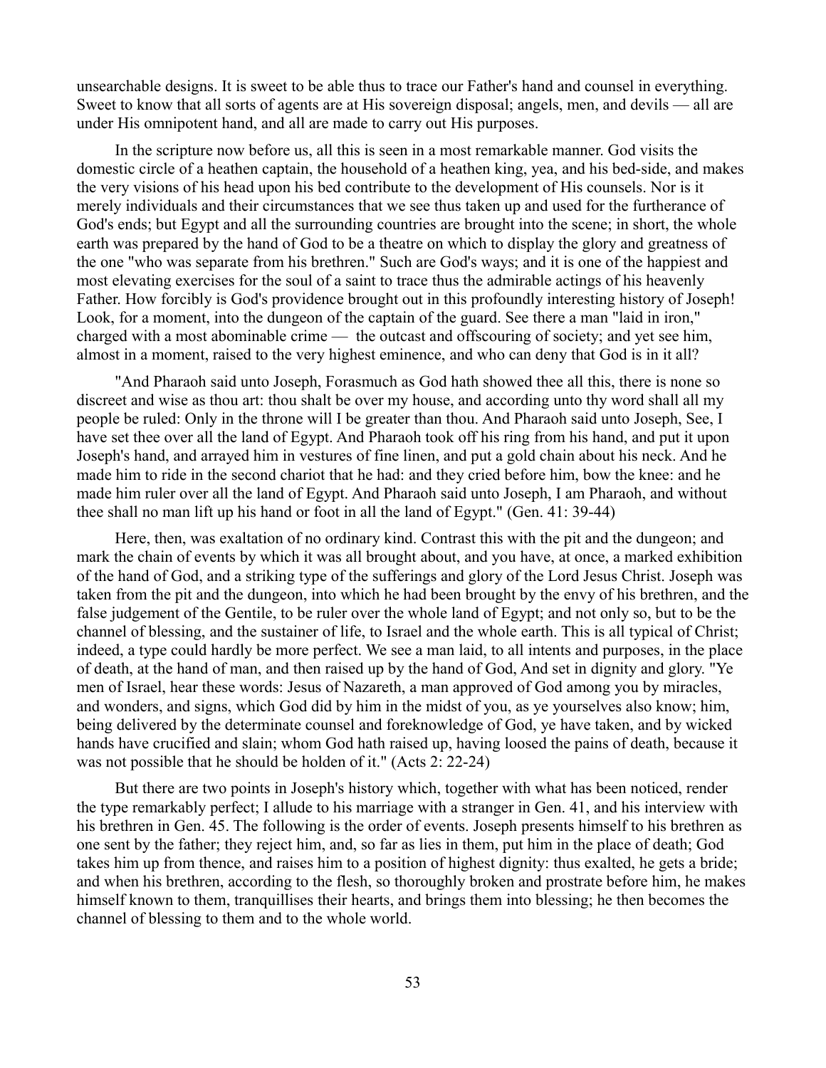unsearchable designs. It is sweet to be able thus to trace our Father's hand and counsel in everything. Sweet to know that all sorts of agents are at His sovereign disposal; angels, men, and devils — all are under His omnipotent hand, and all are made to carry out His purposes.

In the scripture now before us, all this is seen in a most remarkable manner. God visits the domestic circle of a heathen captain, the household of a heathen king, yea, and his bed-side, and makes the very visions of his head upon his bed contribute to the development of His counsels. Nor is it merely individuals and their circumstances that we see thus taken up and used for the furtherance of God's ends; but Egypt and all the surrounding countries are brought into the scene; in short, the whole earth was prepared by the hand of God to be a theatre on which to display the glory and greatness of the one "who was separate from his brethren." Such are God's ways; and it is one of the happiest and most elevating exercises for the soul of a saint to trace thus the admirable actings of his heavenly Father. How forcibly is God's providence brought out in this profoundly interesting history of Joseph! Look, for a moment, into the dungeon of the captain of the guard. See there a man "laid in iron," charged with a most abominable crime — the outcast and offscouring of society; and yet see him, almost in a moment, raised to the very highest eminence, and who can deny that God is in it all?

"And Pharaoh said unto Joseph, Forasmuch as God hath showed thee all this, there is none so discreet and wise as thou art: thou shalt be over my house, and according unto thy word shall all my people be ruled: Only in the throne will I be greater than thou. And Pharaoh said unto Joseph, See, I have set thee over all the land of Egypt. And Pharaoh took off his ring from his hand, and put it upon Joseph's hand, and arrayed him in vestures of fine linen, and put a gold chain about his neck. And he made him to ride in the second chariot that he had: and they cried before him, bow the knee: and he made him ruler over all the land of Egypt. And Pharaoh said unto Joseph, I am Pharaoh, and without thee shall no man lift up his hand or foot in all the land of Egypt." (Gen. 41: 39-44)

Here, then, was exaltation of no ordinary kind. Contrast this with the pit and the dungeon; and mark the chain of events by which it was all brought about, and you have, at once, a marked exhibition of the hand of God, and a striking type of the sufferings and glory of the Lord Jesus Christ. Joseph was taken from the pit and the dungeon, into which he had been brought by the envy of his brethren, and the false judgement of the Gentile, to be ruler over the whole land of Egypt; and not only so, but to be the channel of blessing, and the sustainer of life, to Israel and the whole earth. This is all typical of Christ; indeed, a type could hardly be more perfect. We see a man laid, to all intents and purposes, in the place of death, at the hand of man, and then raised up by the hand of God, And set in dignity and glory. "Ye men of Israel, hear these words: Jesus of Nazareth, a man approved of God among you by miracles, and wonders, and signs, which God did by him in the midst of you, as ye yourselves also know; him, being delivered by the determinate counsel and foreknowledge of God, ye have taken, and by wicked hands have crucified and slain; whom God hath raised up, having loosed the pains of death, because it was not possible that he should be holden of it." (Acts 2: 22-24)

But there are two points in Joseph's history which, together with what has been noticed, render the type remarkably perfect; I allude to his marriage with a stranger in Gen. 41, and his interview with his brethren in Gen. 45. The following is the order of events. Joseph presents himself to his brethren as one sent by the father; they reject him, and, so far as lies in them, put him in the place of death; God takes him up from thence, and raises him to a position of highest dignity: thus exalted, he gets a bride; and when his brethren, according to the flesh, so thoroughly broken and prostrate before him, he makes himself known to them, tranquillises their hearts, and brings them into blessing; he then becomes the channel of blessing to them and to the whole world.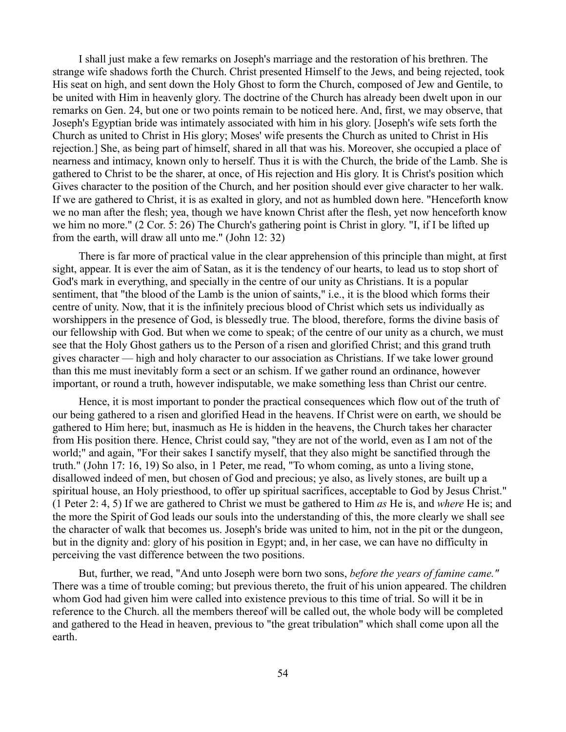I shall just make a few remarks on Joseph's marriage and the restoration of his brethren. The strange wife shadows forth the Church. Christ presented Himself to the Jews, and being rejected, took His seat on high, and sent down the Holy Ghost to form the Church, composed of Jew and Gentile, to be united with Him in heavenly glory. The doctrine of the Church has already been dwelt upon in our remarks on Gen. 24, but one or two points remain to be noticed here. And, first, we may observe, that Joseph's Egyptian bride was intimately associated with him in his glory. [Joseph's wife sets forth the Church as united to Christ in His glory; Moses' wife presents the Church as united to Christ in His rejection.] She, as being part of himself, shared in all that was his. Moreover, she occupied a place of nearness and intimacy, known only to herself. Thus it is with the Church, the bride of the Lamb. She is gathered to Christ to be the sharer, at once, of His rejection and His glory. It is Christ's position which Gives character to the position of the Church, and her position should ever give character to her walk. If we are gathered to Christ, it is as exalted in glory, and not as humbled down here. "Henceforth know we no man after the flesh; yea, though we have known Christ after the flesh, yet now henceforth know we him no more." (2 Cor. 5: 26) The Church's gathering point is Christ in glory. "I, if I be lifted up from the earth, will draw all unto me." (John 12: 32)

There is far more of practical value in the clear apprehension of this principle than might, at first sight, appear. It is ever the aim of Satan, as it is the tendency of our hearts, to lead us to stop short of God's mark in everything, and specially in the centre of our unity as Christians. It is a popular sentiment, that "the blood of the Lamb is the union of saints," i.e., it is the blood which forms their centre of unity. Now, that it is the infinitely precious blood of Christ which sets us individually as worshippers in the presence of God, is blessedly true. The blood, therefore, forms the divine basis of our fellowship with God. But when we come to speak; of the centre of our unity as a church, we must see that the Holy Ghost gathers us to the Person of a risen and glorified Christ; and this grand truth gives character — high and holy character to our association as Christians. If we take lower ground than this me must inevitably form a sect or an schism. If we gather round an ordinance, however important, or round a truth, however indisputable, we make something less than Christ our centre.

Hence, it is most important to ponder the practical consequences which flow out of the truth of our being gathered to a risen and glorified Head in the heavens. If Christ were on earth, we should be gathered to Him here; but, inasmuch as He is hidden in the heavens, the Church takes her character from His position there. Hence, Christ could say, "they are not of the world, even as I am not of the world;" and again, "For their sakes I sanctify myself, that they also might be sanctified through the truth." (John 17: 16, 19) So also, in 1 Peter, me read, "To whom coming, as unto a living stone, disallowed indeed of men, but chosen of God and precious; ye also, as lively stones, are built up a spiritual house, an Holy priesthood, to offer up spiritual sacrifices, acceptable to God by Jesus Christ." (1 Peter 2: 4, 5) If we are gathered to Christ we must be gathered to Him *as* He is, and *where* He is; and the more the Spirit of God leads our souls into the understanding of this, the more clearly we shall see the character of walk that becomes us. Joseph's bride was united to him, not in the pit or the dungeon, but in the dignity and: glory of his position in Egypt; and, in her case, we can have no difficulty in perceiving the vast difference between the two positions.

But, further, we read, "And unto Joseph were born two sons, *before the years of famine came."* There was a time of trouble coming; but previous thereto, the fruit of his union appeared. The children whom God had given him were called into existence previous to this time of trial. So will it be in reference to the Church. all the members thereof will be called out, the whole body will be completed and gathered to the Head in heaven, previous to "the great tribulation" which shall come upon all the earth.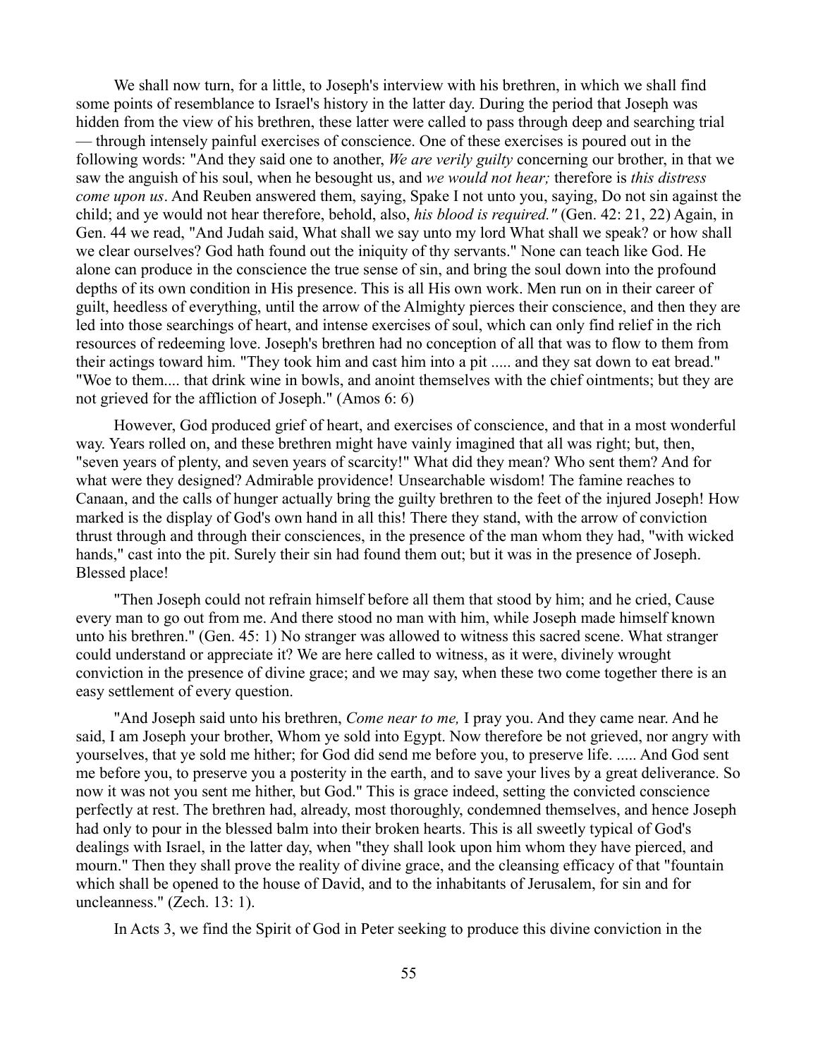We shall now turn, for a little, to Joseph's interview with his brethren, in which we shall find some points of resemblance to Israel's history in the latter day. During the period that Joseph was hidden from the view of his brethren, these latter were called to pass through deep and searching trial — through intensely painful exercises of conscience. One of these exercises is poured out in the following words: "And they said one to another, *We are verily guilty* concerning our brother, in that we saw the anguish of his soul, when he besought us, and *we would not hear;* therefore is *this distress come upon us*. And Reuben answered them, saying, Spake I not unto you, saying, Do not sin against the child; and ye would not hear therefore, behold, also, *his blood is required."* (Gen. 42: 21, 22) Again, in Gen. 44 we read, "And Judah said, What shall we say unto my lord What shall we speak? or how shall we clear ourselves? God hath found out the iniquity of thy servants." None can teach like God. He alone can produce in the conscience the true sense of sin, and bring the soul down into the profound depths of its own condition in His presence. This is all His own work. Men run on in their career of guilt, heedless of everything, until the arrow of the Almighty pierces their conscience, and then they are led into those searchings of heart, and intense exercises of soul, which can only find relief in the rich resources of redeeming love. Joseph's brethren had no conception of all that was to flow to them from their actings toward him. "They took him and cast him into a pit ..... and they sat down to eat bread." "Woe to them.... that drink wine in bowls, and anoint themselves with the chief ointments; but they are not grieved for the affliction of Joseph." (Amos 6: 6)

However, God produced grief of heart, and exercises of conscience, and that in a most wonderful way. Years rolled on, and these brethren might have vainly imagined that all was right; but, then, "seven years of plenty, and seven years of scarcity!" What did they mean? Who sent them? And for what were they designed? Admirable providence! Unsearchable wisdom! The famine reaches to Canaan, and the calls of hunger actually bring the guilty brethren to the feet of the injured Joseph! How marked is the display of God's own hand in all this! There they stand, with the arrow of conviction thrust through and through their consciences, in the presence of the man whom they had, "with wicked hands," cast into the pit. Surely their sin had found them out; but it was in the presence of Joseph. Blessed place!

"Then Joseph could not refrain himself before all them that stood by him; and he cried, Cause every man to go out from me. And there stood no man with him, while Joseph made himself known unto his brethren." (Gen. 45: 1) No stranger was allowed to witness this sacred scene. What stranger could understand or appreciate it? We are here called to witness, as it were, divinely wrought conviction in the presence of divine grace; and we may say, when these two come together there is an easy settlement of every question.

"And Joseph said unto his brethren, *Come near to me,* I pray you. And they came near. And he said, I am Joseph your brother, Whom ye sold into Egypt. Now therefore be not grieved, nor angry with yourselves, that ye sold me hither; for God did send me before you, to preserve life. ..... And God sent me before you, to preserve you a posterity in the earth, and to save your lives by a great deliverance. So now it was not you sent me hither, but God." This is grace indeed, setting the convicted conscience perfectly at rest. The brethren had, already, most thoroughly, condemned themselves, and hence Joseph had only to pour in the blessed balm into their broken hearts. This is all sweetly typical of God's dealings with Israel, in the latter day, when "they shall look upon him whom they have pierced, and mourn." Then they shall prove the reality of divine grace, and the cleansing efficacy of that "fountain which shall be opened to the house of David, and to the inhabitants of Jerusalem, for sin and for uncleanness." (Zech. 13: 1).

In Acts 3, we find the Spirit of God in Peter seeking to produce this divine conviction in the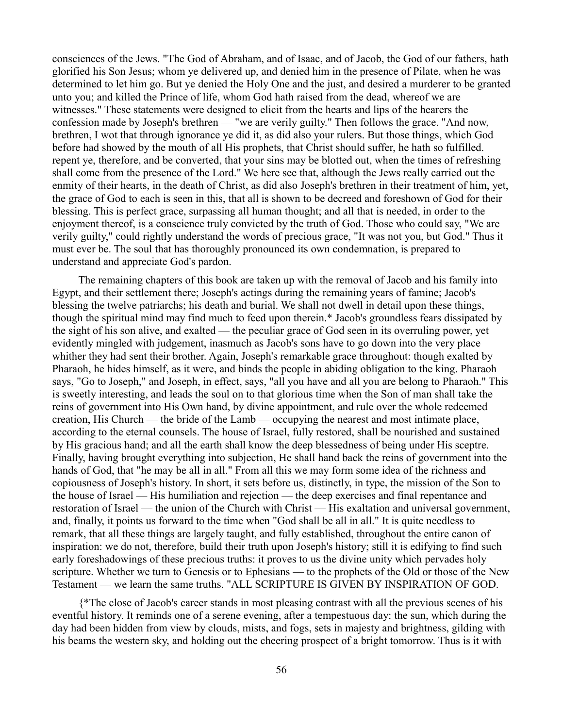consciences of the Jews. "The God of Abraham, and of Isaac, and of Jacob, the God of our fathers, hath glorified his Son Jesus; whom ye delivered up, and denied him in the presence of Pilate, when he was determined to let him go. But ye denied the Holy One and the just, and desired a murderer to be granted unto you; and killed the Prince of life, whom God hath raised from the dead, whereof we are witnesses." These statements were designed to elicit from the hearts and lips of the hearers the confession made by Joseph's brethren — "we are verily guilty." Then follows the grace. "And now, brethren, I wot that through ignorance ye did it, as did also your rulers. But those things, which God before had showed by the mouth of all His prophets, that Christ should suffer, he hath so fulfilled. repent ye, therefore, and be converted, that your sins may be blotted out, when the times of refreshing shall come from the presence of the Lord." We here see that, although the Jews really carried out the enmity of their hearts, in the death of Christ, as did also Joseph's brethren in their treatment of him, yet, the grace of God to each is seen in this, that all is shown to be decreed and foreshown of God for their blessing. This is perfect grace, surpassing all human thought; and all that is needed, in order to the enjoyment thereof, is a conscience truly convicted by the truth of God. Those who could say, "We are verily guilty," could rightly understand the words of precious grace, "It was not you, but God." Thus it must ever be. The soul that has thoroughly pronounced its own condemnation, is prepared to understand and appreciate God's pardon.

The remaining chapters of this book are taken up with the removal of Jacob and his family into Egypt, and their settlement there; Joseph's actings during the remaining years of famine; Jacob's blessing the twelve patriarchs; his death and burial. We shall not dwell in detail upon these things, though the spiritual mind may find much to feed upon therein.* Jacob's groundless fears dissipated by the sight of his son alive, and exalted — the peculiar grace of God seen in its overruling power, yet evidently mingled with judgement, inasmuch as Jacob's sons have to go down into the very place whither they had sent their brother. Again, Joseph's remarkable grace throughout: though exalted by Pharaoh, he hides himself, as it were, and binds the people in abiding obligation to the king. Pharaoh says, "Go to Joseph," and Joseph, in effect, says, "all you have and all you are belong to Pharaoh." This is sweetly interesting, and leads the soul on to that glorious time when the Son of man shall take the reins of government into His Own hand, by divine appointment, and rule over the whole redeemed creation, His Church — the bride of the Lamb — occupying the nearest and most intimate place, according to the eternal counsels. The house of Israel, fully restored, shall be nourished and sustained by His gracious hand; and all the earth shall know the deep blessedness of being under His sceptre. Finally, having brought everything into subjection, He shall hand back the reins of government into the hands of God, that "he may be all in all." From all this we may form some idea of the richness and copiousness of Joseph's history. In short, it sets before us, distinctly, in type, the mission of the Son to the house of Israel — His humiliation and rejection — the deep exercises and final repentance and restoration of Israel — the union of the Church with Christ — His exaltation and universal government, and, finally, it points us forward to the time when "God shall be all in all." It is quite needless to remark, that all these things are largely taught, and fully established, throughout the entire canon of inspiration: we do not, therefore, build their truth upon Joseph's history; still it is edifying to find such early foreshadowings of these precious truths: it proves to us the divine unity which pervades holy scripture. Whether we turn to Genesis or to Ephesians — to the prophets of the Old or those of the New Testament — we learn the same truths. "ALL SCRIPTURE IS GIVEN BY INSPIRATION OF GOD.

{*The close of Jacob's career stands in most pleasing contrast with all the previous scenes of his eventful history. It reminds one of a serene evening, after a tempestuous day: the sun, which during the day had been hidden from view by clouds, mists, and fogs, sets in majesty and brightness, gilding with his beams the western sky, and holding out the cheering prospect of a bright tomorrow. Thus is it with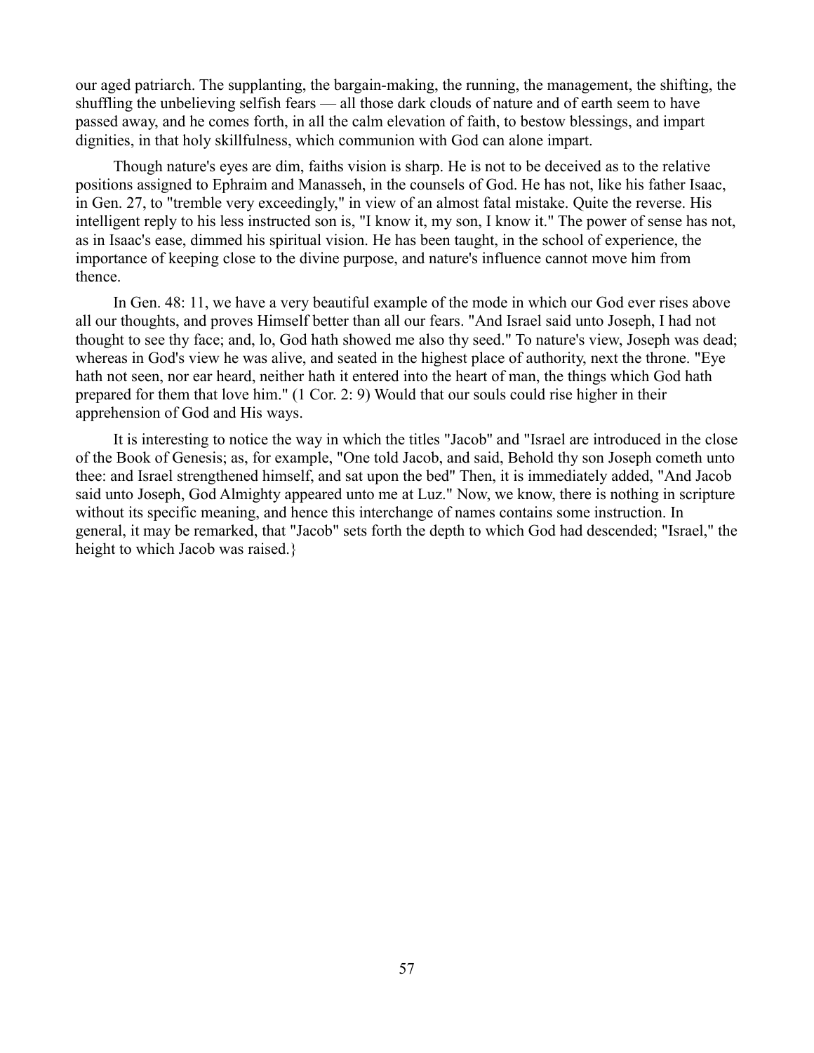our aged patriarch. The supplanting, the bargain-making, the running, the management, the shifting, the shuffling the unbelieving selfish fears — all those dark clouds of nature and of earth seem to have passed away, and he comes forth, in all the calm elevation of faith, to bestow blessings, and impart dignities, in that holy skillfulness, which communion with God can alone impart.

Though nature's eyes are dim, faiths vision is sharp. He is not to be deceived as to the relative positions assigned to Ephraim and Manasseh, in the counsels of God. He has not, like his father Isaac, in Gen. 27, to "tremble very exceedingly," in view of an almost fatal mistake. Quite the reverse. His intelligent reply to his less instructed son is, "I know it, my son, I know it." The power of sense has not, as in Isaac's ease, dimmed his spiritual vision. He has been taught, in the school of experience, the importance of keeping close to the divine purpose, and nature's influence cannot move him from thence.

In Gen. 48: 11, we have a very beautiful example of the mode in which our God ever rises above all our thoughts, and proves Himself better than all our fears. "And Israel said unto Joseph, I had not thought to see thy face; and, lo, God hath showed me also thy seed." To nature's view, Joseph was dead; whereas in God's view he was alive, and seated in the highest place of authority, next the throne. "Eye hath not seen, nor ear heard, neither hath it entered into the heart of man, the things which God hath prepared for them that love him." (1 Cor. 2: 9) Would that our souls could rise higher in their apprehension of God and His ways.

It is interesting to notice the way in which the titles "Jacob" and "Israel are introduced in the close of the Book of Genesis; as, for example, "One told Jacob, and said, Behold thy son Joseph cometh unto thee: and Israel strengthened himself, and sat upon the bed" Then, it is immediately added, "And Jacob said unto Joseph, God Almighty appeared unto me at Luz." Now, we know, there is nothing in scripture without its specific meaning, and hence this interchange of names contains some instruction. In general, it may be remarked, that "Jacob" sets forth the depth to which God had descended; "Israel," the height to which Jacob was raised.}